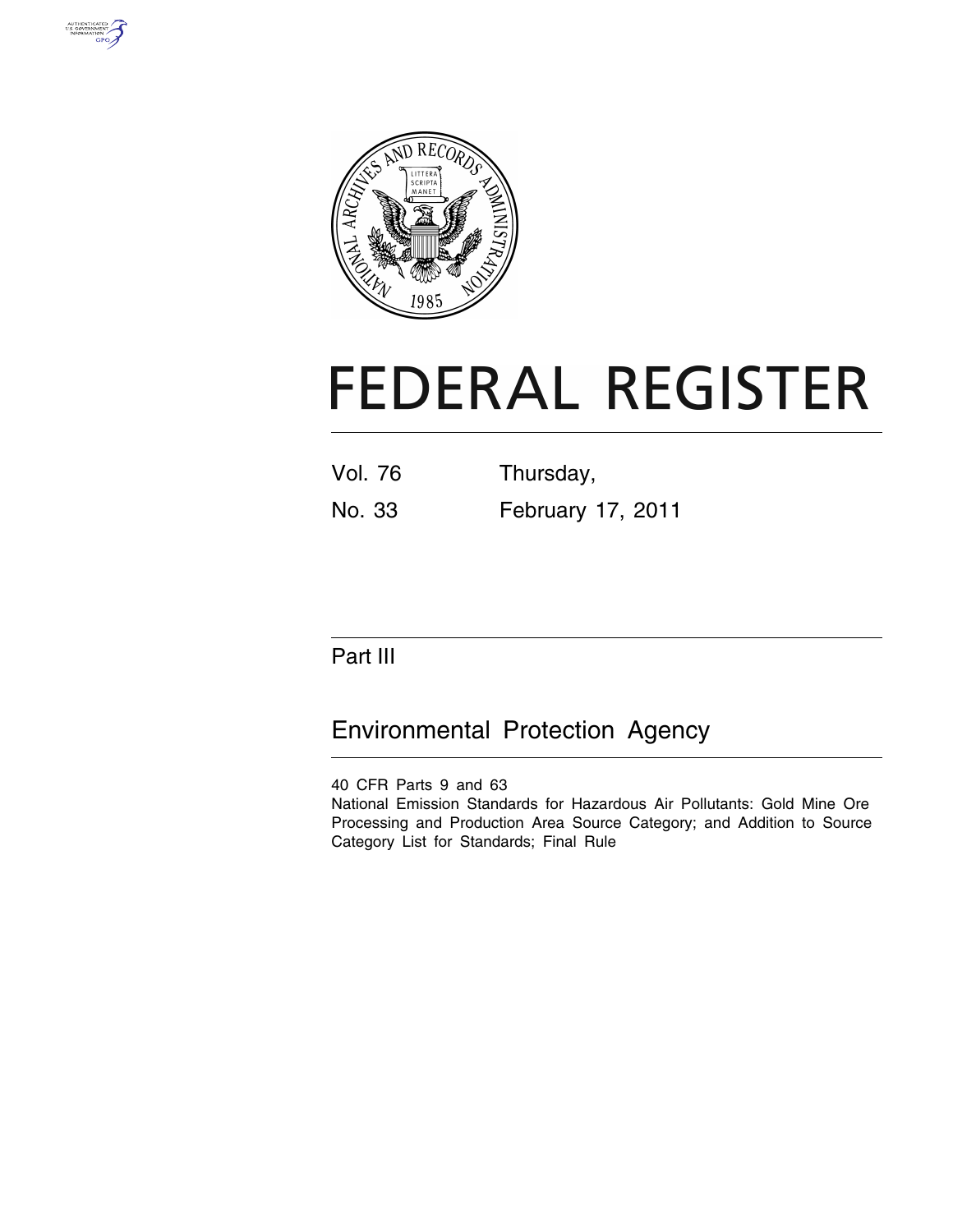# FEDERAL REGISTER

Vol. 76 Thursday,

No. 33 February 17, 2011

## Part III

## Environmental Protection Agency

40 CFR Parts 9 and 63

National Emission Standards for Hazardous Air Pollutants: Gold Mine Ore Processing and Production Area Source Category; and Addition to Source Category List for Standards; Final Rule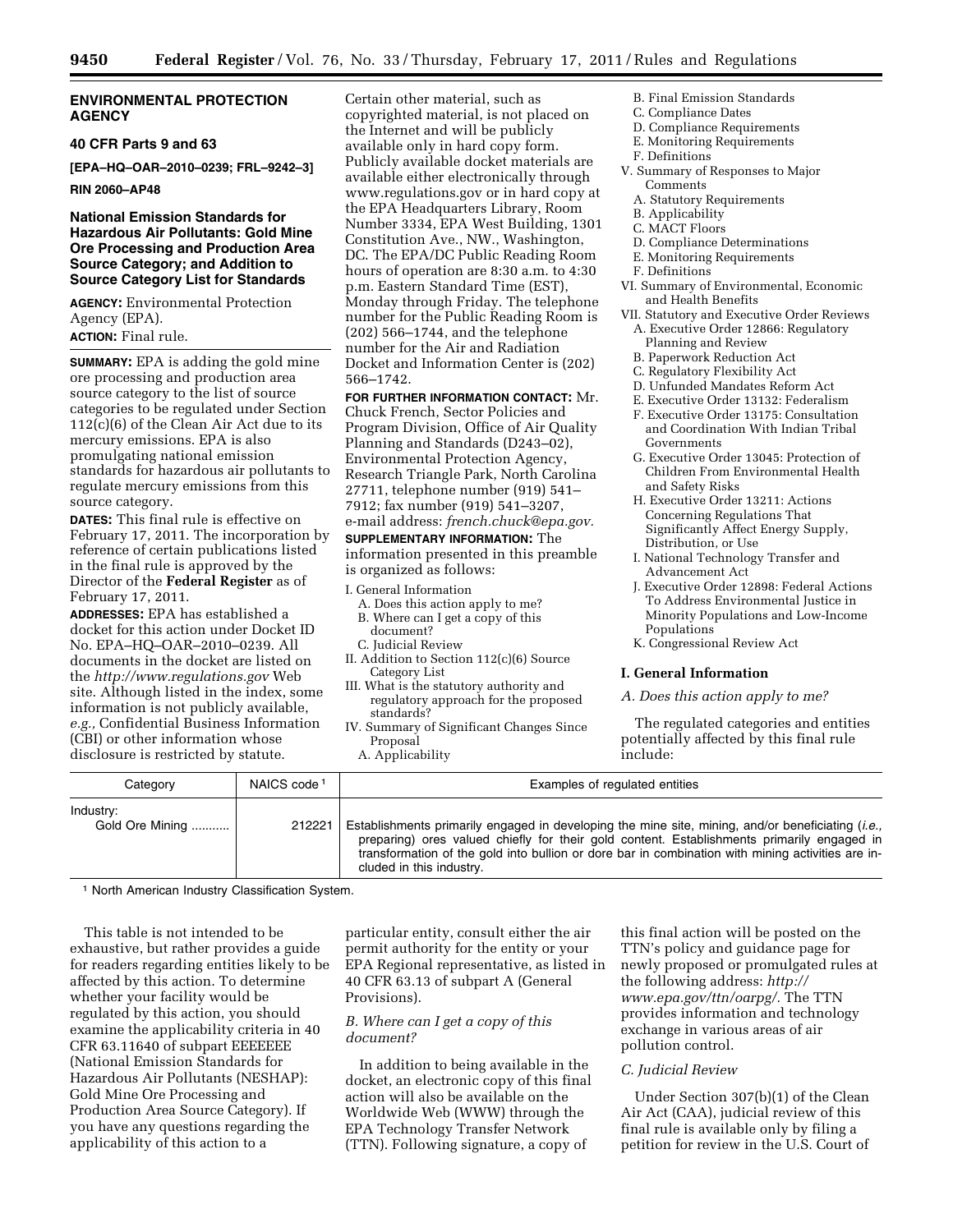## ENVIRONMENTAL PROTECTION AGENCY

### 40 CFR Parts 9 and 63

**[EPA–HQ–OAR–2010–0239; FRL–9242–3]**

**RIN 2060–AP48**

### National Emission Standards for Hazardous Air Pollutants: Gold Mine Ore Processing and Production Area Source Category; and Addition to Source Category List for Standards

**AGENCY:** Environmental Protection Agency (EPA).

**ACTION:** Final rule.

**SUMMARY:** EPA is adding the gold mine ore processing and production area source category to the list of source categories to be regulated under Section 112(c)(6) of the Clean Air Act due to its mercury emissions. EPA is also promulgating national emission standards for hazardous air pollutants to regulate mercury emissions from this source category.

**DATES:** This final rule is effective on February 17, 2011. The incorporation by reference of certain publications listed in the final rule is approved by the Director of the **Federal Register** as of February 17, 2011.

**ADDRESSES:** EPA has established a docket for this action under Docket ID No. EPA–HQ–OAR–2010–0239. All documents in the docket are listed on the *http://www.regulations.gov* Web site. Although listed in the index, some information is not publicly available, *e.g.,* Confidential Business Information (CBI) or other information whose disclosure is restricted by statute. Certain other material, such as copyrighted material, is not placed on the Internet and will be publicly available only in hard copy form. Publicly available docket materials are available either electronically through www.regulations.gov or in hard copy at the EPA Headquarters Library, Room Number 3334, EPA West Building, 1301 Constitution Ave., NW., Washington, DC. The EPA/DC Public Reading Room hours of operation are 8:30 a.m. to 4:30 p.m. Eastern Standard Time (EST), Monday through Friday. The telephone number for the Public Reading Room is (202) 566–1744, and the telephone number for the Air and Radiation Docket and Information Center is (202) 566–1742.

**FOR FURTHER INFORMATION CONTACT:** Mr. Chuck French, Sector Policies and Program Division, Office of Air Quality Planning and Standards (D243–02), Environmental Protection Agency, Research Triangle Park, North Carolina 27711, telephone number (919) 541–7912; fax number (919) 541–3207, e-mail address: *french.chuck@epa.gov*.

**SUPPLEMENTARY INFORMATION:** The information presented in this preamble is organized as follows:

- I. General Information
  - A. Does this action apply to me?
  - B. Where can I get a copy of this document?
  - C. Judicial Review
- II. Addition to Section 112(c)(6) Source Category List
- III. What is the statutory authority and regulatory approach for the proposed standards?
- IV. Summary of Significant Changes Since Proposal
  - A. Applicability
  - B. Final Emission Standards
  - C. Compliance Dates
  - D. Compliance Requirements
  - E. Monitoring Requirements
  - F. Definitions
- V. Summary of Responses to Major Comments
  - A. Statutory Requirements
  - B. Applicability
  - C. MACT Floors
  - D. Compliance Determinations
  - E. Monitoring Requirements
  - F. Definitions
- VI. Summary of Environmental, Economic and Health Benefits
- VII. Statutory and Executive Order Reviews
  - A. Executive Order 12866: Regulatory Planning and Review
  - B. Paperwork Reduction Act
  - C. Regulatory Flexibility Act
  - D. Unfunded Mandates Reform Act
  - E. Executive Order 13132: Federalism
  - F. Executive Order 13175: Consultation and Coordination With Indian Tribal Governments
  - G. Executive Order 13045: Protection of Children From Environmental Health and Safety Risks
  - H. Executive Order 13211: Actions Concerning Regulations That Significantly Affect Energy Supply, Distribution, or Use
  - I. National Technology Transfer and Advancement Act
  - J. Executive Order 12898: Federal Actions To Address Environmental Justice in Minority Populations and Low-Income Populations
  - K. Congressional Review Act

## I. General Information

### *A. Does this action apply to me?*

The regulated categories and entities potentially affected by this final rule include:

| Category | NAICS code [1] | Examples of regulated entities |
|---|---|---|
| Industry: Gold Ore Mining | 212221 | Establishments primarily engaged in developing the mine site, mining, and/or beneficiating (*i.e.,* preparing) ores valued chiefly for their gold content. Establishments primarily engaged in transformation of the gold into bullion or dore bar in combination with mining activities are included in this industry. |

[1] North American Industry Classification System.

This table is not intended to be exhaustive, but rather provides a guide for readers regarding entities likely to be affected by this action. To determine whether your facility would be regulated by this action, you should examine the applicability criteria in 40 CFR 63.11640 of subpart EEEEEEE (National Emission Standards for Hazardous Air Pollutants (NESHAP): Gold Mine Ore Processing and Production Area Source Category). If you have any questions regarding the applicability of this action to a particular entity, consult either the air permit authority for the entity or your EPA Regional representative, as listed in 40 CFR 63.13 of subpart A (General Provisions).

### *B. Where can I get a copy of this document?*

In addition to being available in the docket, an electronic copy of this final action will also be available on the Worldwide Web (WWW) through the EPA Technology Transfer Network (TTN). Following signature, a copy of this final action will be posted on the TTN's policy and guidance page for newly proposed or promulgated rules at the following address: *http://www.epa.gov/ttn/oarpg/*. The TTN provides information and technology exchange in various areas of air pollution control.

### *C. Judicial Review*

Under Section 307(b)(1) of the Clean Air Act (CAA), judicial review of this final rule is available only by filing a petition for review in the U.S. Court of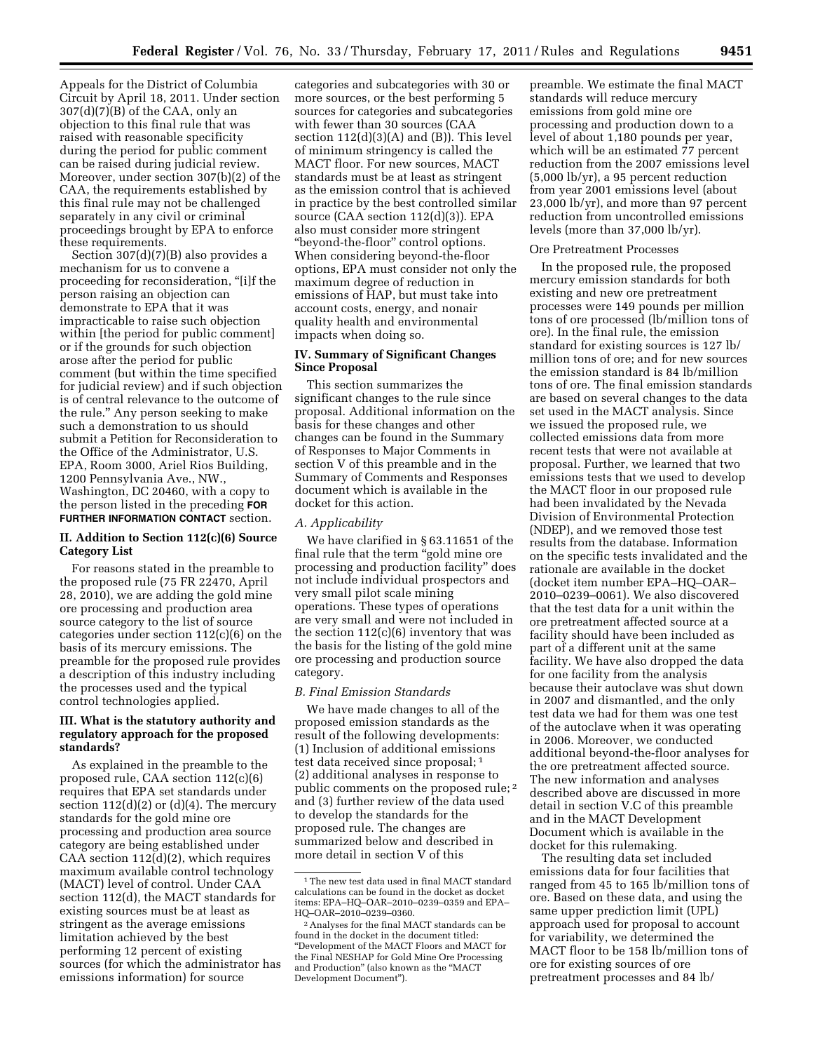Appeals for the District of Columbia Circuit by April 18, 2011. Under section 307(d)(7)(B) of the CAA, only an objection to this final rule that was raised with reasonable specificity during the period for public comment can be raised during judicial review. Moreover, under section 307(b)(2) of the CAA, the requirements established by this final rule may not be challenged separately in any civil or criminal proceedings brought by EPA to enforce these requirements.

Section 307(d)(7)(B) also provides a mechanism for us to convene a proceeding for reconsideration, "[i]f the person raising an objection can demonstrate to EPA that it was impracticable to raise such objection within [the period for public comment] or if the grounds for such objection arose after the period for public comment (but within the time specified for judicial review) and if such objection is of central relevance to the outcome of the rule." Any person seeking to make such a demonstration to us should submit a Petition for Reconsideration to the Office of the Administrator, U.S. EPA, Room 3000, Ariel Rios Building, 1200 Pennsylvania Ave., NW., Washington, DC 20460, with a copy to the person listed in the preceding **FOR FURTHER INFORMATION CONTACT** section.

## II. Addition to Section 112(c)(6) Source Category List

For reasons stated in the preamble to the proposed rule (75 FR 22470, April 28, 2010), we are adding the gold mine ore processing and production area source category to the list of source categories under section 112(c)(6) on the basis of its mercury emissions. The preamble for the proposed rule provides a description of this industry including the processes used and the typical control technologies applied.

## III. What is the statutory authority and regulatory approach for the proposed standards?

As explained in the preamble to the proposed rule, CAA section 112(c)(6) requires that EPA set standards under section 112(d)(2) or (d)(4). The mercury standards for the gold mine ore processing and production area source category are being established under CAA section 112(d)(2), which requires maximum available control technology (MACT) level of control. Under CAA section 112(d), the MACT standards for existing sources must be at least as stringent as the average emissions limitation achieved by the best performing 12 percent of existing sources (for which the administrator has emissions information) for source categories and subcategories with 30 or more sources, or the best performing 5 sources for categories and subcategories with fewer than 30 sources (CAA section 112(d)(3)(A) and (B)). This level of minimum stringency is called the MACT floor. For new sources, MACT standards must be at least as stringent as the emission control that is achieved in practice by the best controlled similar source (CAA section 112(d)(3)). EPA also must consider more stringent "beyond-the-floor" control options. When considering beyond-the-floor options, EPA must consider not only the maximum degree of reduction in emissions of HAP, but must take into account costs, energy, and nonair quality health and environmental impacts when doing so.

## IV. Summary of Significant Changes Since Proposal

This section summarizes the significant changes to the rule since proposal. Additional information on the basis for these changes and other changes can be found in the Summary of Responses to Major Comments in section V of this preamble and in the Summary of Comments and Responses document which is available in the docket for this action.

### *A. Applicability*

We have clarified in § 63.11651 of the final rule that the term "gold mine ore processing and production facility" does not include individual prospectors and very small pilot scale mining operations. These types of operations are very small and were not included in the section 112(c)(6) inventory that was the basis for the listing of the gold mine ore processing and production source category.

### *B. Final Emission Standards*

We have made changes to all of the proposed emission standards as the result of the following developments: (1) Inclusion of additional emissions test data received since proposal; [1] (2) additional analyses in response to public comments on the proposed rule; [2] and (3) further review of the data used to develop the standards for the proposed rule. The changes are summarized below and described in more detail in section V of this preamble. We estimate the final MACT standards will reduce mercury emissions from gold mine ore processing and production down to a level of about 1,180 pounds per year, which will be an estimated 77 percent reduction from the 2007 emissions level (5,000 lb/yr), a 95 percent reduction from year 2001 emissions level (about 23,000 lb/yr), and more than 97 percent reduction from uncontrolled emissions levels (more than 37,000 lb/yr).

Ore Pretreatment Processes

In the proposed rule, the proposed mercury emission standards for both existing and new ore pretreatment processes were 149 pounds per million tons of ore processed (lb/million tons of ore). In the final rule, the emission standard for existing sources is 127 lb/million tons of ore; and for new sources the emission standard is 84 lb/million tons of ore. The final emission standards are based on several changes to the data set used in the MACT analysis. Since we issued the proposed rule, we collected emissions data from more recent tests that were not available at proposal. Further, we learned that two emissions tests that we used to develop the MACT floor in our proposed rule had been invalidated by the Nevada Division of Environmental Protection (NDEP), and we removed those test results from the database. Information on the specific tests invalidated and the rationale are available in the docket (docket item number EPA–HQ–OAR–2010–0239–0061). We also discovered that the test data for a unit within the ore pretreatment affected source at a facility should have been included as part of a different unit at the same facility. We have also dropped the data for one facility from the analysis because their autoclave was shut down in 2007 and dismantled, and the only test data we had for them was one test of the autoclave when it was operating in 2006. Moreover, we conducted additional beyond-the-floor analyses for the ore pretreatment affected source. The new information and analyses described above are discussed in more detail in section V.C of this preamble and in the MACT Development Document which is available in the docket for this rulemaking.

The resulting data set included emissions data for four facilities that ranged from 45 to 165 lb/million tons of ore. Based on these data, and using the same upper prediction limit (UPL) approach used for proposal to account for variability, we determined the MACT floor to be 158 lb/million tons of ore for existing sources of ore pretreatment processes and 84 lb/

---

[1] The new test data used in final MACT standard calculations can be found in the docket as docket items: EPA–HQ–OAR–2010–0239–0359 and EPA–HQ–OAR–2010–0239–0360.

[2] Analyses for the final MACT standards can be found in the docket in the document titled: "Development of the MACT Floors and MACT for the Final NESHAP for Gold Mine Ore Processing and Production" (also known as the "MACT Development Document").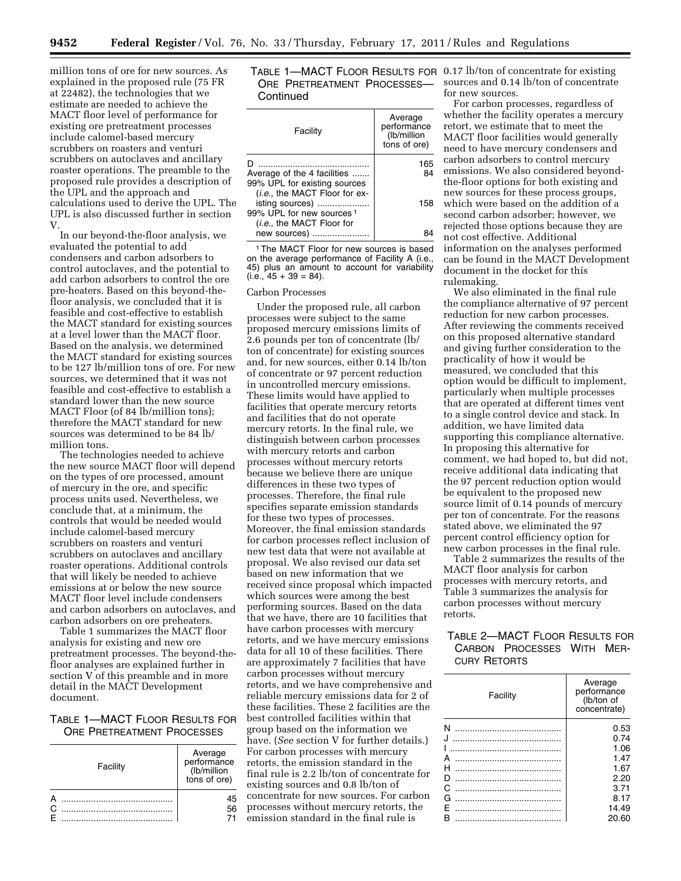million tons of ore for new sources. As explained in the proposed rule (75 FR at 22482), the technologies that we estimate are needed to achieve the MACT floor level of performance for existing ore pretreatment processes include calomel-based mercury scrubbers on roasters and venturi scrubbers on autoclaves and ancillary roaster operations. The preamble to the proposed rule provides a description of the UPL and the approach and calculations used to derive the UPL. The UPL is also discussed further in section V.

In our beyond-the-floor analysis, we evaluated the potential to add condensers and carbon adsorbers to control autoclaves, and the potential to add carbon adsorbers to control the ore pre-heaters. Based on this beyond-the-floor analysis, we concluded that it is feasible and cost-effective to establish the MACT standard for existing sources at a level lower than the MACT floor. Based on the analysis, we determined the MACT standard for existing sources to be 127 lb/million tons of ore. For new sources, we determined that it was not feasible and cost-effective to establish a standard lower than the new source MACT Floor (of 84 lb/million tons); therefore the MACT standard for new sources was determined to be 84 lb/million tons.

The technologies needed to achieve the new source MACT floor will depend on the types of ore processed, amount of mercury in the ore, and specific process units used. Nevertheless, we conclude that, at a minimum, the controls that would be needed would include calomel-based mercury scrubbers on roasters and venturi scrubbers on autoclaves and ancillary roaster operations. Additional controls that will likely be needed to achieve emissions at or below the new source MACT floor level include condensers and carbon adsorbers on autoclaves, and carbon adsorbers on ore preheaters.

Table 1 summarizes the MACT floor analysis for existing and new ore pretreatment processes. The beyond-the-floor analyses are explained further in section V of this preamble and in more detail in the MACT Development document.

TABLE 1—MACT FLOOR RESULTS FOR ORE PRETREATMENT PROCESSES

| Facility | Average performance (lb/million tons of ore) |
|---|---|
| A | 45 |
| C | 56 |
| E | 71 |
| D | 165 |
| Average of the 4 facilities | 84 |
| 99% UPL for existing sources (*i.e.,* the MACT Floor for existing sources) | 158 |
| 99% UPL for new sources [1] (*i.e.,* the MACT Floor for new sources) | 84 |

[1] The MACT Floor for new sources is based on the average performance of Facility A (i.e., 45) plus an amount to account for variability (i.e., 45 + 39 = 84).

Carbon Processes

Under the proposed rule, all carbon processes were subject to the same proposed mercury emissions limits of 2.6 pounds per ton of concentrate (lb/ton of concentrate) for existing sources and, for new sources, either 0.14 lb/ton of concentrate or 97 percent reduction in uncontrolled mercury emissions. These limits would have applied to facilities that operate mercury retorts and facilities that do not operate mercury retorts. In the final rule, we distinguish between carbon processes with mercury retorts and carbon processes without mercury retorts because we believe there are unique differences in these two types of processes. Therefore, the final rule specifies separate emission standards for these two types of processes. Moreover, the final emission standards for carbon processes reflect inclusion of new test data that were not available at proposal. We also revised our data set based on new information that we received since proposal which impacted which sources were among the best performing sources. Based on the data that we have, there are 10 facilities that have carbon processes with mercury retorts, and we have mercury emissions data for all 10 of these facilities. There are approximately 7 facilities that have carbon processes without mercury retorts, and we have comprehensive and reliable mercury emissions data for 2 of these facilities. These 2 facilities are the best controlled facilities within that group based on the information we have. (*See* section V for further details.) For carbon processes with mercury retorts, the emission standard in the final rule is 2.2 lb/ton of concentrate for existing sources and 0.8 lb/ton of concentrate for new sources. For carbon processes without mercury retorts, the emission standard in the final rule is 0.17 lb/ton of concentrate for existing sources and 0.14 lb/ton of concentrate for new sources.

For carbon processes, regardless of whether the facility operates a mercury retort, we estimate that to meet the MACT floor facilities would generally need to have mercury condensers and carbon adsorbers to control mercury emissions. We also considered beyond-the-floor options for both existing and new sources for these process groups, which were based on the addition of a second carbon adsorber; however, we rejected those options because they are not cost effective. Additional information on the analyses performed can be found in the MACT Development document in the docket for this rulemaking.

We also eliminated in the final rule the compliance alternative of 97 percent reduction for new carbon processes. After reviewing the comments received on this proposed alternative standard and giving further consideration to the practicality of how it would be measured, we concluded that this option would be difficult to implement, particularly when multiple processes that are operated at different times vent to a single control device and stack. In addition, we have limited data supporting this compliance alternative. In proposing this alternative for comment, we had hoped to, but did not, receive additional data indicating that the 97 percent reduction option would be equivalent to the proposed new source limit of 0.14 pounds of mercury per ton of concentrate. For the reasons stated above, we eliminated the 97 percent control efficiency option for new carbon processes in the final rule.

Table 2 summarizes the results of the MACT floor analysis for carbon processes with mercury retorts, and Table 3 summarizes the analysis for carbon processes without mercury retorts.

TABLE 2—MACT FLOOR RESULTS FOR CARBON PROCESSES WITH MERCURY RETORTS

| Facility | Average performance (lb/ton of concentrate) |
|---|---|
| N | 0.53 |
| J | 0.74 |
| I | 1.06 |
| A | 1.47 |
| H | 1.67 |
| D | 2.20 |
| C | 3.71 |
| G | 8.17 |
| E | 14.49 |
| B | 20.60 |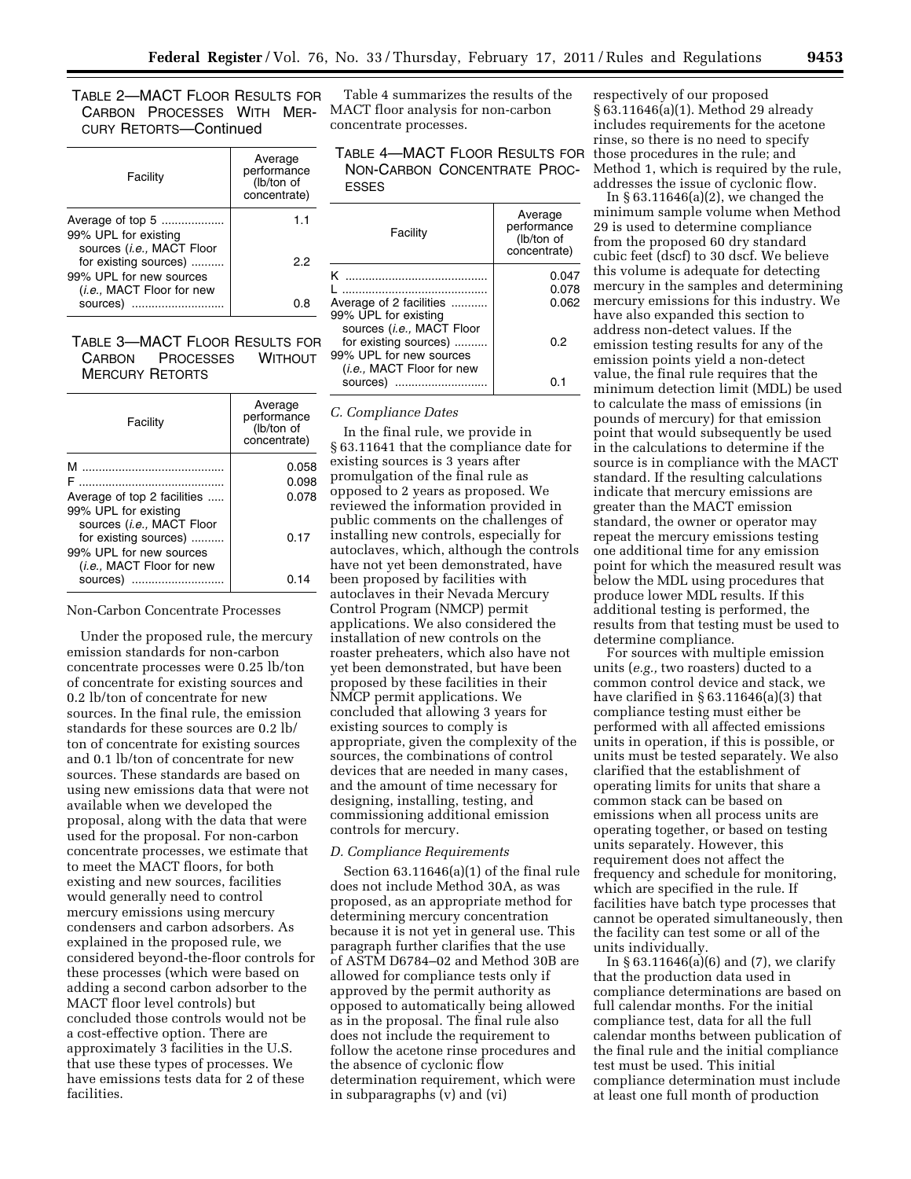TABLE 2—MACT FLOOR RESULTS FOR CARBON PROCESSES WITH MERCURY RETORTS—Continued

| Facility | Average performance (lb/ton of concentrate) |
| --- | --- |
| Average of top 5 | 1.1 |
| 99% UPL for existing sources (*i.e.,* MACT Floor for existing sources) | 2.2 |
| 99% UPL for new sources (*i.e.,* MACT Floor for new sources) | 0.8 |

TABLE 3—MACT FLOOR RESULTS FOR CARBON PROCESSES WITHOUT MERCURY RETORTS

| Facility | Average performance (lb/ton of concentrate) |
| --- | --- |
| M | 0.058 |
| F | 0.098 |
| Average of top 2 facilities | 0.078 |
| 99% UPL for existing sources (*i.e.,* MACT Floor for existing sources) | 0.17 |
| 99% UPL for new sources (*i.e.,* MACT Floor for new sources) | 0.14 |

Non-Carbon Concentrate Processes

Under the proposed rule, the mercury emission standards for non-carbon concentrate processes were 0.25 lb/ton of concentrate for existing sources and 0.2 lb/ton of concentrate for new sources. In the final rule, the emission standards for these sources are 0.2 lb/ton of concentrate for existing sources and 0.1 lb/ton of concentrate for new sources. These standards are based on using new emissions data that were not available when we developed the proposal, along with the data that were used for the proposal. For non-carbon concentrate processes, we estimate that to meet the MACT floors, for both existing and new sources, facilities would generally need to control mercury emissions using mercury condensers and carbon adsorbers. As explained in the proposed rule, we considered beyond-the-floor controls for these processes (which were based on adding a second carbon adsorber to the MACT floor level controls) but concluded those controls would not be a cost-effective option. There are approximately 3 facilities in the U.S. that use these types of processes. We have emissions tests data for 2 of these facilities.

Table 4 summarizes the results of the MACT floor analysis for non-carbon concentrate processes.

TABLE 4—MACT FLOOR RESULTS FOR NON-CARBON CONCENTRATE PROCESSES

| Facility | Average performance (lb/ton of concentrate) |
| --- | --- |
| K | 0.047 |
| L | 0.078 |
| Average of 2 facilities | 0.062 |
| 99% UPL for existing sources (*i.e.,* MACT Floor for existing sources) | 0.2 |
| 99% UPL for new sources (*i.e.,* MACT Floor for new sources) | 0.1 |

### *C. Compliance Dates*

In the final rule, we provide in § 63.11641 that the compliance date for existing sources is 3 years after promulgation of the final rule as opposed to 2 years as proposed. We reviewed the information provided in public comments on the challenges of installing new controls, especially for autoclaves, which, although the controls have not yet been demonstrated, have been proposed by facilities with autoclaves in their Nevada Mercury Control Program (NMCP) permit applications. We also considered the installation of new controls on the roaster preheaters, which also have not yet been demonstrated, but have been proposed by these facilities in their NMCP permit applications. We concluded that allowing 3 years for existing sources to comply is appropriate, given the complexity of the sources, the combinations of control devices that are needed in many cases, and the amount of time necessary for designing, installing, testing, and commissioning additional emission controls for mercury.

### *D. Compliance Requirements*

Section 63.11646(a)(1) of the final rule does not include Method 30A, as was proposed, as an appropriate method for determining mercury concentration because it is not yet in general use. This paragraph further clarifies that the use of ASTM D6784–02 and Method 30B are allowed for compliance tests only if approved by the permit authority as opposed to automatically being allowed as in the proposal. The final rule also does not include the requirement to follow the acetone rinse procedures and the absence of cyclonic flow determination requirement, which were in subparagraphs (v) and (vi) respectively of our proposed § 63.11646(a)(1). Method 29 already includes requirements for the acetone rinse, so there is no need to specify those procedures in the rule; and Method 1, which is required by the rule, addresses the issue of cyclonic flow.

In § 63.11646(a)(2), we changed the minimum sample volume when Method 29 is used to determine compliance from the proposed 60 dry standard cubic feet (dscf) to 30 dscf. We believe this volume is adequate for detecting mercury in the samples and determining mercury emissions for this industry. We have also expanded this section to address non-detect values. If the emission testing results for any of the emission points yield a non-detect value, the final rule requires that the minimum detection limit (MDL) be used to calculate the mass of emissions (in pounds of mercury) for that emission point that would subsequently be used in the calculations to determine if the source is in compliance with the MACT standard. If the resulting calculations indicate that mercury emissions are greater than the MACT emission standard, the owner or operator may repeat the mercury emissions testing one additional time for any emission point for which the measured result was below the MDL using procedures that produce lower MDL results. If this additional testing is performed, the results from that testing must be used to determine compliance.

For sources with multiple emission units (*e.g.,* two roasters) ducted to a common control device and stack, we have clarified in § 63.11646(a)(3) that compliance testing must either be performed with all affected emissions units in operation, if this is possible, or units must be tested separately. We also clarified that the establishment of operating limits for units that share a common stack can be based on emissions when all process units are operating together, or based on testing units separately. However, this requirement does not affect the frequency and schedule for monitoring, which are specified in the rule. If facilities have batch type processes that cannot be operated simultaneously, then the facility can test some or all of the units individually.

In § 63.11646(a)(6) and (7), we clarify that the production data used in compliance determinations are based on full calendar months. For the initial compliance test, data for all the full calendar months between publication of the final rule and the initial compliance test must be used. This initial compliance determination must include at least one full month of production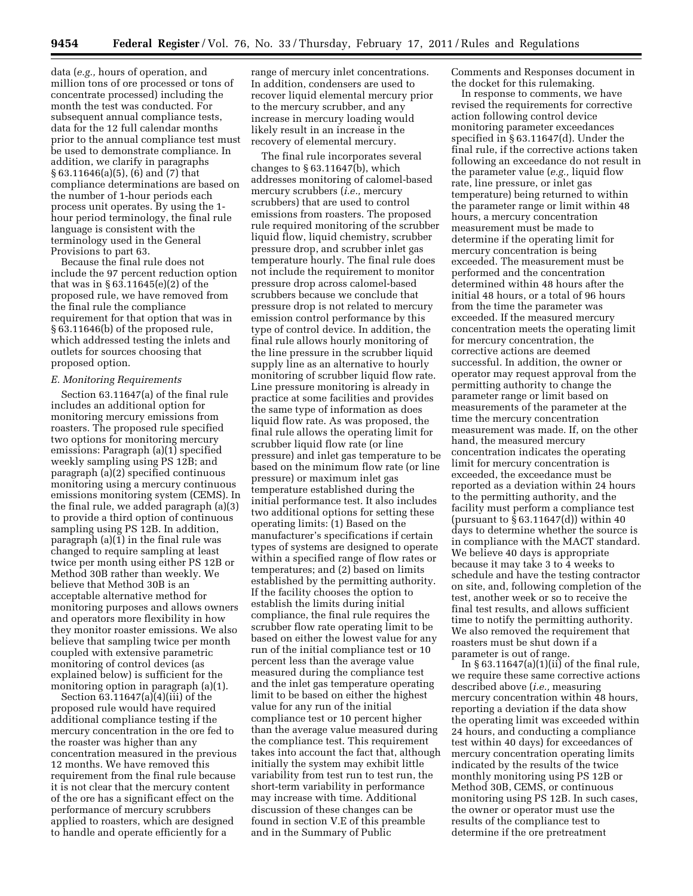data (*e.g.,* hours of operation, and million tons of ore processed or tons of concentrate processed) including the month the test was conducted. For subsequent annual compliance tests, data for the 12 full calendar months prior to the annual compliance test must be used to demonstrate compliance. In addition, we clarify in paragraphs § 63.11646(a)(5), (6) and (7) that compliance determinations are based on the number of 1-hour periods each process unit operates. By using the 1-hour period terminology, the final rule language is consistent with the terminology used in the General Provisions to part 63.

Because the final rule does not include the 97 percent reduction option that was in § 63.11645(e)(2) of the proposed rule, we have removed from the final rule the compliance requirement for that option that was in § 63.11646(b) of the proposed rule, which addressed testing the inlets and outlets for sources choosing that proposed option.

### *E. Monitoring Requirements*

Section 63.11647(a) of the final rule includes an additional option for monitoring mercury emissions from roasters. The proposed rule specified two options for monitoring mercury emissions: Paragraph (a)(1) specified weekly sampling using PS 12B; and paragraph (a)(2) specified continuous monitoring using a mercury continuous emissions monitoring system (CEMS). In the final rule, we added paragraph (a)(3) to provide a third option of continuous sampling using PS 12B. In addition, paragraph (a)(1) in the final rule was changed to require sampling at least twice per month using either PS 12B or Method 30B rather than weekly. We believe that Method 30B is an acceptable alternative method for monitoring purposes and allows owners and operators more flexibility in how they monitor roaster emissions. We also believe that sampling twice per month coupled with extensive parametric monitoring of control devices (as explained below) is sufficient for the monitoring option in paragraph (a)(1).

Section 63.11647(a)(4)(iii) of the proposed rule would have required additional compliance testing if the mercury concentration in the ore fed to the roaster was higher than any concentration measured in the previous 12 months. We have removed this requirement from the final rule because it is not clear that the mercury content of the ore has a significant effect on the performance of mercury scrubbers applied to roasters, which are designed to handle and operate efficiently for a range of mercury inlet concentrations. In addition, condensers are used to recover liquid elemental mercury prior to the mercury scrubber, and any increase in mercury loading would likely result in an increase in the recovery of elemental mercury.

The final rule incorporates several changes to § 63.11647(b), which addresses monitoring of calomel-based mercury scrubbers (*i.e.,* mercury scrubbers) that are used to control emissions from roasters. The proposed rule required monitoring of the scrubber liquid flow, liquid chemistry, scrubber pressure drop, and scrubber inlet gas temperature hourly. The final rule does not include the requirement to monitor pressure drop across calomel-based scrubbers because we conclude that pressure drop is not related to mercury emission control performance by this type of control device. In addition, the final rule allows hourly monitoring of the line pressure in the scrubber liquid supply line as an alternative to hourly monitoring of scrubber liquid flow rate. Line pressure monitoring is already in practice at some facilities and provides the same type of information as does liquid flow rate. As was proposed, the final rule allows the operating limit for scrubber liquid flow rate (or line pressure) and inlet gas temperature to be based on the minimum flow rate (or line pressure) or maximum inlet gas temperature established during the initial performance test. It also includes two additional options for setting these operating limits: (1) Based on the manufacturer's specifications if certain types of systems are designed to operate within a specified range of flow rates or temperatures; and (2) based on limits established by the permitting authority. If the facility chooses the option to establish the limits during initial compliance, the final rule requires the scrubber flow rate operating limit to be based on either the lowest value for any run of the initial compliance test or 10 percent less than the average value measured during the compliance test and the inlet gas temperature operating limit to be based on either the highest value for any run of the initial compliance test or 10 percent higher than the average value measured during the compliance test. This requirement takes into account the fact that, although initially the system may exhibit little variability from test run to test run, the short-term variability in performance may increase with time. Additional discussion of these changes can be found in section V.E of this preamble and in the Summary of Public Comments and Responses document in the docket for this rulemaking.

In response to comments, we have revised the requirements for corrective action following control device monitoring parameter exceedances specified in § 63.11647(d). Under the final rule, if the corrective actions taken following an exceedance do not result in the parameter value (*e.g.,* liquid flow rate, line pressure, or inlet gas temperature) being returned to within the parameter range or limit within 48 hours, a mercury concentration measurement must be made to determine if the operating limit for mercury concentration is being exceeded. The measurement must be performed and the concentration determined within 48 hours after the initial 48 hours, or a total of 96 hours from the time the parameter was exceeded. If the measured mercury concentration meets the operating limit for mercury concentration, the corrective actions are deemed successful. In addition, the owner or operator may request approval from the permitting authority to change the parameter range or limit based on measurements of the parameter at the time the mercury concentration measurement was made. If, on the other hand, the measured mercury concentration indicates the operating limit for mercury concentration is exceeded, the exceedance must be reported as a deviation within 24 hours to the permitting authority, and the facility must perform a compliance test (pursuant to § 63.11647(d)) within 40 days to determine whether the source is in compliance with the MACT standard. We believe 40 days is appropriate because it may take 3 to 4 weeks to schedule and have the testing contractor on site, and, following completion of the test, another week or so to receive the final test results, and allows sufficient time to notify the permitting authority. We also removed the requirement that roasters must be shut down if a parameter is out of range.

In § 63.11647(a)(1)(ii) of the final rule, we require these same corrective actions described above (*i.e.,* measuring mercury concentration within 48 hours, reporting a deviation if the data show the operating limit was exceeded within 24 hours, and conducting a compliance test within 40 days) for exceedances of mercury concentration operating limits indicated by the results of the twice monthly monitoring using PS 12B or Method 30B, CEMS, or continuous monitoring using PS 12B. In such cases, the owner or operator must use the results of the compliance test to determine if the ore pretreatment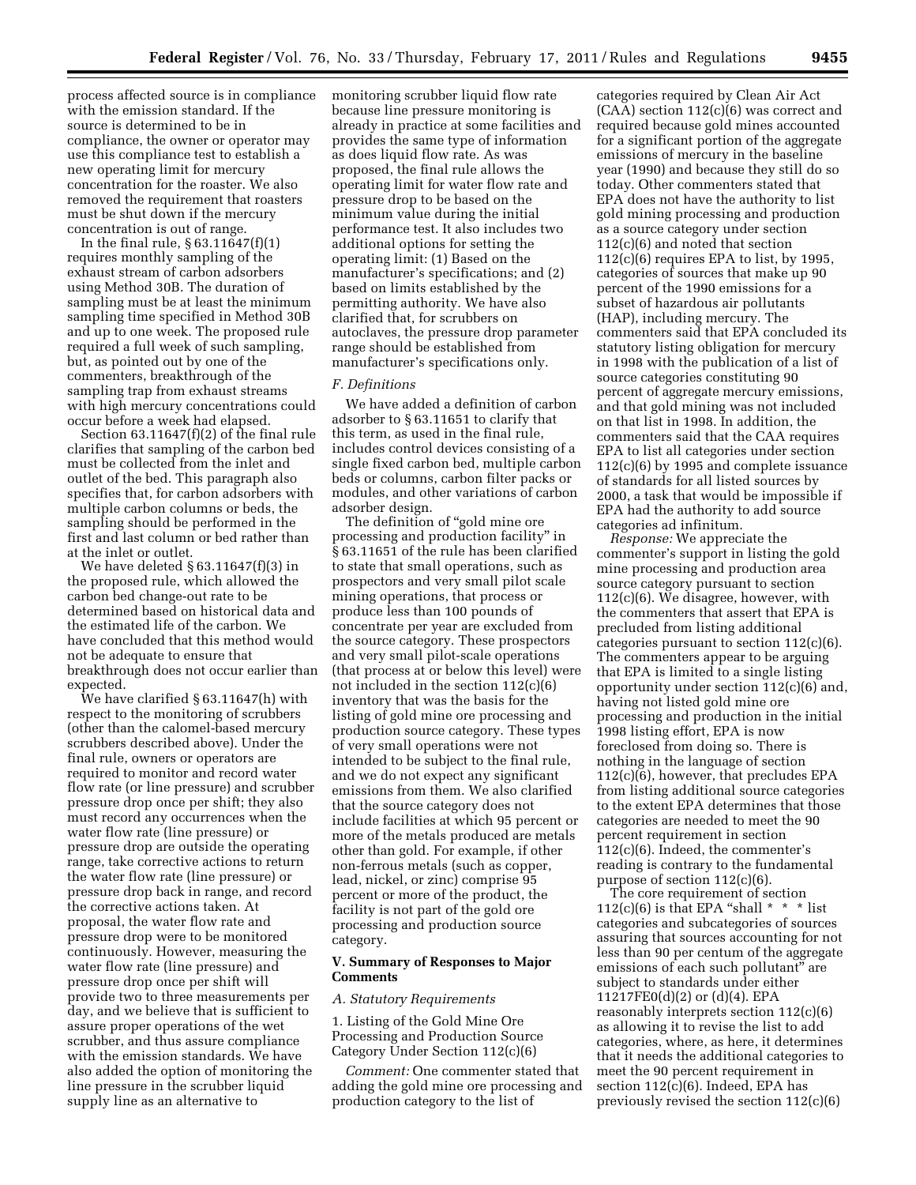process affected source is in compliance with the emission standard. If the source is determined to be in compliance, the owner or operator may use this compliance test to establish a new operating limit for mercury concentration for the roaster. We also removed the requirement that roasters must be shut down if the mercury concentration is out of range.

In the final rule, § 63.11647(f)(1) requires monthly sampling of the exhaust stream of carbon adsorbers using Method 30B. The duration of sampling must be at least the minimum sampling time specified in Method 30B and up to one week. The proposed rule required a full week of such sampling, but, as pointed out by one of the commenters, breakthrough of the sampling trap from exhaust streams with high mercury concentrations could occur before a week had elapsed.

Section 63.11647(f)(2) of the final rule clarifies that sampling of the carbon bed must be collected from the inlet and outlet of the bed. This paragraph also specifies that, for carbon adsorbers with multiple carbon columns or beds, the sampling should be performed in the first and last column or bed rather than at the inlet or outlet.

We have deleted § 63.11647(f)(3) in the proposed rule, which allowed the carbon bed change-out rate to be determined based on historical data and the estimated life of the carbon. We have concluded that this method would not be adequate to ensure that breakthrough does not occur earlier than expected.

We have clarified § 63.11647(h) with respect to the monitoring of scrubbers (other than the calomel-based mercury scrubbers described above). Under the final rule, owners or operators are required to monitor and record water flow rate (or line pressure) and scrubber pressure drop once per shift; they also must record any occurrences when the water flow rate (line pressure) or pressure drop are outside the operating range, take corrective actions to return the water flow rate (line pressure) or pressure drop back in range, and record the corrective actions taken. At proposal, the water flow rate and pressure drop were to be monitored continuously. However, measuring the water flow rate (line pressure) and pressure drop once per shift will provide two to three measurements per day, and we believe that is sufficient to assure proper operations of the wet scrubber, and thus assure compliance with the emission standards. We have also added the option of monitoring the line pressure in the scrubber liquid supply line as an alternative to monitoring scrubber liquid flow rate because line pressure monitoring is already in practice at some facilities and provides the same type of information as does liquid flow rate. As was proposed, the final rule allows the operating limit for water flow rate and pressure drop to be based on the minimum value during the initial performance test. It also includes two additional options for setting the operating limit: (1) Based on the manufacturer's specifications; and (2) based on limits established by the permitting authority. We have also clarified that, for scrubbers on autoclaves, the pressure drop parameter range should be established from manufacturer's specifications only.

### *F. Definitions*

We have added a definition of carbon adsorber to § 63.11651 to clarify that this term, as used in the final rule, includes control devices consisting of a single fixed carbon bed, multiple carbon beds or columns, carbon filter packs or modules, and other variations of carbon adsorber design.

The definition of "gold mine ore processing and production facility" in § 63.11651 of the rule has been clarified to state that small operations, such as prospectors and very small pilot scale mining operations, that process or produce less than 100 pounds of concentrate per year are excluded from the source category. These prospectors and very small pilot-scale operations (that process at or below this level) were not included in the section 112(c)(6) inventory that was the basis for the listing of gold mine ore processing and production source category. These types of very small operations were not intended to be subject to the final rule, and we do not expect any significant emissions from them. We also clarified that the source category does not include facilities at which 95 percent or more of the metals produced are metals other than gold. For example, if other non-ferrous metals (such as copper, lead, nickel, or zinc) comprise 95 percent or more of the product, the facility is not part of the gold ore processing and production source category.

## V. Summary of Responses to Major Comments

### *A. Statutory Requirements*

#### 1. Listing of the Gold Mine Ore Processing and Production Source Category Under Section 112(c)(6)

*Comment:* One commenter stated that adding the gold mine ore processing and production category to the list of categories required by Clean Air Act (CAA) section 112(c)(6) was correct and required because gold mines accounted for a significant portion of the aggregate emissions of mercury in the baseline year (1990) and because they still do so today. Other commenters stated that EPA does not have the authority to list gold mining processing and production as a source category under section 112(c)(6) and noted that section 112(c)(6) requires EPA to list, by 1995, categories of sources that make up 90 percent of the 1990 emissions for a subset of hazardous air pollutants (HAP), including mercury. The commenters said that EPA concluded its statutory listing obligation for mercury in 1998 with the publication of a list of source categories constituting 90 percent of aggregate mercury emissions, and that gold mining was not included on that list in 1998. In addition, the commenters said that the CAA requires EPA to list all categories under section 112(c)(6) by 1995 and complete issuance of standards for all listed sources by 2000, a task that would be impossible if EPA had the authority to add source categories ad infinitum.

*Response:* We appreciate the commenter's support in listing the gold mine processing and production area source category pursuant to section 112(c)(6). We disagree, however, with the commenters that assert that EPA is precluded from listing additional categories pursuant to section 112(c)(6). The commenters appear to be arguing that EPA is limited to a single listing opportunity under section 112(c)(6) and, having not listed gold mine ore processing and production in the initial 1998 listing effort, EPA is now foreclosed from doing so. There is nothing in the language of section 112(c)(6), however, that precludes EPA from listing additional source categories to the extent EPA determines that those categories are needed to meet the 90 percent requirement in section 112(c)(6). Indeed, the commenter's reading is contrary to the fundamental purpose of section 112(c)(6).

The core requirement of section 112(c)(6) is that EPA "shall * * * list categories and subcategories of sources assuring that sources accounting for not less than 90 per centum of the aggregate emissions of each such pollutant" are subject to standards under either 11217FE0(d)(2) or (d)(4). EPA reasonably interprets section 112(c)(6) as allowing it to revise the list to add categories, where, as here, it determines that it needs the additional categories to meet the 90 percent requirement in section 112(c)(6). Indeed, EPA has previously revised the section 112(c)(6)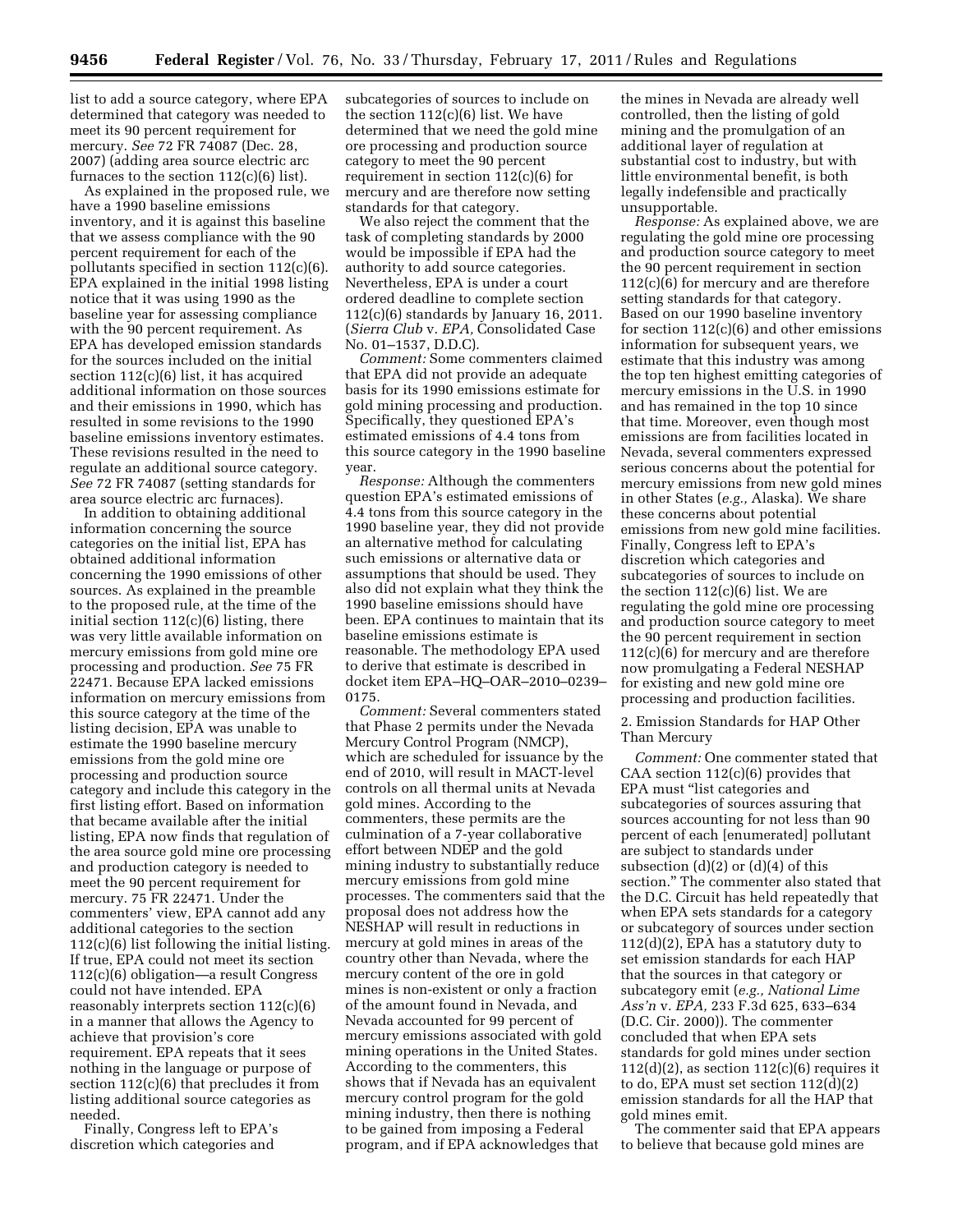list to add a source category, where EPA determined that category was needed to meet its 90 percent requirement for mercury. *See* 72 FR 74087 (Dec. 28, 2007) (adding area source electric arc furnaces to the section 112(c)(6) list).

As explained in the proposed rule, we have a 1990 baseline emissions inventory, and it is against this baseline that we assess compliance with the 90 percent requirement for each of the pollutants specified in section 112(c)(6). EPA explained in the initial 1998 listing notice that it was using 1990 as the baseline year for assessing compliance with the 90 percent requirement. As EPA has developed emission standards for the sources included on the initial section 112(c)(6) list, it has acquired additional information on those sources and their emissions in 1990, which has resulted in some revisions to the 1990 baseline emissions inventory estimates. These revisions resulted in the need to regulate an additional source category. *See* 72 FR 74087 (setting standards for area source electric arc furnaces).

In addition to obtaining additional information concerning the source categories on the initial list, EPA has obtained additional information concerning the 1990 emissions of other sources. As explained in the preamble to the proposed rule, at the time of the initial section 112(c)(6) listing, there was very little available information on mercury emissions from gold mine ore processing and production. *See* 75 FR 22471. Because EPA lacked emissions information on mercury emissions from this source category at the time of the listing decision, EPA was unable to estimate the 1990 baseline mercury emissions from the gold mine ore processing and production source category and include this category in the first listing effort. Based on information that became available after the initial listing, EPA now finds that regulation of the area source gold mine ore processing and production category is needed to meet the 90 percent requirement for mercury. 75 FR 22471. Under the commenters' view, EPA cannot add any additional categories to the section 112(c)(6) list following the initial listing. If true, EPA could not meet its section 112(c)(6) obligation—a result Congress could not have intended. EPA reasonably interprets section 112(c)(6) in a manner that allows the Agency to achieve that provision's core requirement. EPA repeats that it sees nothing in the language or purpose of section 112(c)(6) that precludes it from listing additional source categories as needed.

Finally, Congress left to EPA's discretion which categories and subcategories of sources to include on the section 112(c)(6) list. We have determined that we need the gold mine ore processing and production source category to meet the 90 percent requirement in section 112(c)(6) for mercury and are therefore now setting standards for that category.

We also reject the comment that the task of completing standards by 2000 would be impossible if EPA had the authority to add source categories. Nevertheless, EPA is under a court ordered deadline to complete section 112(c)(6) standards by January 16, 2011. (*Sierra Club* v. *EPA,* Consolidated Case No. 01–1537, D.D.C).

*Comment:* Some commenters claimed that EPA did not provide an adequate basis for its 1990 emissions estimate for gold mining processing and production. Specifically, they questioned EPA's estimated emissions of 4.4 tons from this source category in the 1990 baseline year.

*Response:* Although the commenters question EPA's estimated emissions of 4.4 tons from this source category in the 1990 baseline year, they did not provide an alternative method for calculating such emissions or alternative data or assumptions that should be used. They also did not explain what they think the 1990 baseline emissions should have been. EPA continues to maintain that its baseline emissions estimate is reasonable. The methodology EPA used to derive that estimate is described in docket item EPA–HQ–OAR–2010–0239–0175.

*Comment:* Several commenters stated that Phase 2 permits under the Nevada Mercury Control Program (NMCP), which are scheduled for issuance by the end of 2010, will result in MACT-level controls on all thermal units at Nevada gold mines. According to the commenters, these permits are the culmination of a 7-year collaborative effort between NDEP and the gold mining industry to substantially reduce mercury emissions from gold mine processes. The commenters said that the proposal does not address how the NESHAP will result in reductions in mercury at gold mines in areas of the country other than Nevada, where the mercury content of the ore in gold mines is non-existent or only a fraction of the amount found in Nevada, and Nevada accounted for 99 percent of mercury emissions associated with gold mining operations in the United States. According to the commenters, this shows that if Nevada has an equivalent mercury control program for the gold mining industry, then there is nothing to be gained from imposing a Federal program, and if EPA acknowledges that the mines in Nevada are already well controlled, then the listing of gold mining and the promulgation of an additional layer of regulation at substantial cost to industry, but with little environmental benefit, is both legally indefensible and practically unsupportable.

*Response:* As explained above, we are regulating the gold mine ore processing and production source category to meet the 90 percent requirement in section 112(c)(6) for mercury and are therefore setting standards for that category. Based on our 1990 baseline inventory for section 112(c)(6) and other emissions information for subsequent years, we estimate that this industry was among the top ten highest emitting categories of mercury emissions in the U.S. in 1990 and has remained in the top 10 since that time. Moreover, even though most emissions are from facilities located in Nevada, several commenters expressed serious concerns about the potential for mercury emissions from new gold mines in other States (*e.g.,* Alaska). We share these concerns about potential emissions from new gold mine facilities. Finally, Congress left to EPA's discretion which categories and subcategories of sources to include on the section 112(c)(6) list. We are regulating the gold mine ore processing and production source category to meet the 90 percent requirement in section 112(c)(6) for mercury and are therefore now promulgating a Federal NESHAP for existing and new gold mine ore processing and production facilities.

2. Emission Standards for HAP Other Than Mercury

*Comment:* One commenter stated that CAA section 112(c)(6) provides that EPA must "list categories and subcategories of sources assuring that sources accounting for not less than 90 percent of each [enumerated] pollutant are subject to standards under subsection (d)(2) or (d)(4) of this section." The commenter also stated that the D.C. Circuit has held repeatedly that when EPA sets standards for a category or subcategory of sources under section 112(d)(2), EPA has a statutory duty to set emission standards for each HAP that the sources in that category or subcategory emit (*e.g., National Lime Ass'n* v. *EPA,* 233 F.3d 625, 633–634 (D.C. Cir. 2000)). The commenter concluded that when EPA sets standards for gold mines under section 112(d)(2), as section 112(c)(6) requires it to do, EPA must set section 112(d)(2) emission standards for all the HAP that gold mines emit.

The commenter said that EPA appears to believe that because gold mines are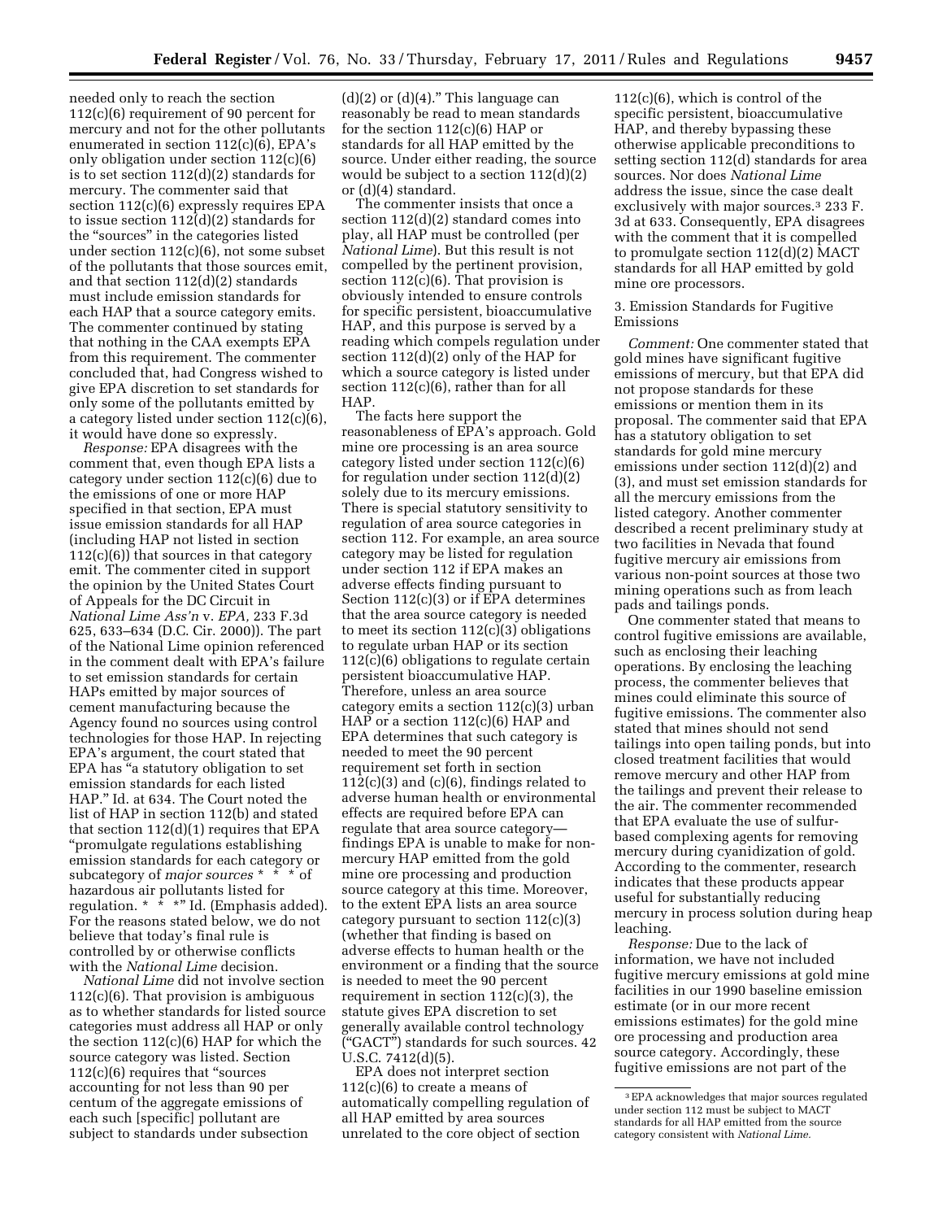needed only to reach the section 112(c)(6) requirement of 90 percent for mercury and not for the other pollutants enumerated in section 112(c)(6), EPA's only obligation under section 112(c)(6) is to set section 112(d)(2) standards for mercury. The commenter said that section 112(c)(6) expressly requires EPA to issue section 112(d)(2) standards for the "sources" in the categories listed under section 112(c)(6), not some subset of the pollutants that those sources emit, and that section 112(d)(2) standards must include emission standards for each HAP that a source category emits. The commenter continued by stating that nothing in the CAA exempts EPA from this requirement. The commenter concluded that, had Congress wished to give EPA discretion to set standards for only some of the pollutants emitted by a category listed under section 112(c)(6), it would have done so expressly.

*Response:* EPA disagrees with the comment that, even though EPA lists a category under section 112(c)(6) due to the emissions of one or more HAP specified in that section, EPA must issue emission standards for all HAP (including HAP not listed in section 112(c)(6)) that sources in that category emit. The commenter cited in support the opinion by the United States Court of Appeals for the DC Circuit in *National Lime Ass'n* v. *EPA,* 233 F.3d 625, 633–634 (D.C. Cir. 2000)). The part of the National Lime opinion referenced in the comment dealt with EPA's failure to set emission standards for certain HAPs emitted by major sources of cement manufacturing because the Agency found no sources using control technologies for those HAP. In rejecting EPA's argument, the court stated that EPA has "a statutory obligation to set emission standards for each listed HAP." Id. at 634. The Court noted the list of HAP in section 112(b) and stated that section 112(d)(1) requires that EPA "promulgate regulations establishing emission standards for each category or subcategory of *major sources* * * * of hazardous air pollutants listed for regulation. * * *" Id. (Emphasis added). For the reasons stated below, we do not believe that today's final rule is controlled by or otherwise conflicts with the *National Lime* decision.

*National Lime* did not involve section 112(c)(6). That provision is ambiguous as to whether standards for listed source categories must address all HAP or only the section 112(c)(6) HAP for which the source category was listed. Section 112(c)(6) requires that "sources accounting for not less than 90 per centum of the aggregate emissions of each such [specific] pollutant are subject to standards under subsection (d)(2) or (d)(4)." This language can reasonably be read to mean standards for the section 112(c)(6) HAP or standards for all HAP emitted by the source. Under either reading, the source would be subject to a section 112(d)(2) or (d)(4) standard.

The commenter insists that once a section 112(d)(2) standard comes into play, all HAP must be controlled (per *National Lime*). But this result is not compelled by the pertinent provision, section 112(c)(6). That provision is obviously intended to ensure controls for specific persistent, bioaccumulative HAP, and this purpose is served by a reading which compels regulation under section 112(d)(2) only of the HAP for which a source category is listed under section 112(c)(6), rather than for all HAP.

The facts here support the reasonableness of EPA's approach. Gold mine ore processing is an area source category listed under section 112(c)(6) for regulation under section 112(d)(2) solely due to its mercury emissions. There is special statutory sensitivity to regulation of area source categories in section 112. For example, an area source category may be listed for regulation under section 112 if EPA makes an adverse effects finding pursuant to Section 112(c)(3) or if EPA determines that the area source category is needed to meet its section 112(c)(3) obligations to regulate urban HAP or its section 112(c)(6) obligations to regulate certain persistent bioaccumulative HAP. Therefore, unless an area source category emits a section 112(c)(3) urban HAP or a section 112(c)(6) HAP and EPA determines that such category is needed to meet the 90 percent requirement set forth in section 112(c)(3) and (c)(6), findings related to adverse human health or environmental effects are required before EPA can regulate that area source category—findings EPA is unable to make for non-mercury HAP emitted from the gold mine ore processing and production source category at this time. Moreover, to the extent EPA lists an area source category pursuant to section 112(c)(3) (whether that finding is based on adverse effects to human health or the environment or a finding that the source is needed to meet the 90 percent requirement in section 112(c)(3), the statute gives EPA discretion to set generally available control technology ("GACT") standards for such sources. 42 U.S.C. 7412(d)(5).

EPA does not interpret section 112(c)(6) to create a means of automatically compelling regulation of all HAP emitted by area sources unrelated to the core object of section 112(c)(6), which is control of the specific persistent, bioaccumulative HAP, and thereby bypassing these otherwise applicable preconditions to setting section 112(d) standards for area sources. Nor does *National Lime* address the issue, since the case dealt exclusively with major sources.[3] 233 F. 3d at 633. Consequently, EPA disagrees with the comment that it is compelled to promulgate section 112(d)(2) MACT standards for all HAP emitted by gold mine ore processors.

3. Emission Standards for Fugitive Emissions

*Comment:* One commenter stated that gold mines have significant fugitive emissions of mercury, but that EPA did not propose standards for these emissions or mention them in its proposal. The commenter said that EPA has a statutory obligation to set standards for gold mine mercury emissions under section 112(d)(2) and (3), and must set emission standards for all the mercury emissions from the listed category. Another commenter described a recent preliminary study at two facilities in Nevada that found fugitive mercury air emissions from various non-point sources at those two mining operations such as from leach pads and tailings ponds.

One commenter stated that means to control fugitive emissions are available, such as enclosing their leaching operations. By enclosing the leaching process, the commenter believes that mines could eliminate this source of fugitive emissions. The commenter also stated that mines should not send tailings into open tailing ponds, but into closed treatment facilities that would remove mercury and other HAP from the tailings and prevent their release to the air. The commenter recommended that EPA evaluate the use of sulfur-based complexing agents for removing mercury during cyanidization of gold. According to the commenter, research indicates that these products appear useful for substantially reducing mercury in process solution during heap leaching.

*Response:* Due to the lack of information, we have not included fugitive mercury emissions at gold mine facilities in our 1990 baseline emission estimate (or in our more recent emissions estimates) for the gold mine ore processing and production area source category. Accordingly, these fugitive emissions are not part of the

[3] EPA acknowledges that major sources regulated under section 112 must be subject to MACT standards for all HAP emitted from the source category consistent with *National Lime.*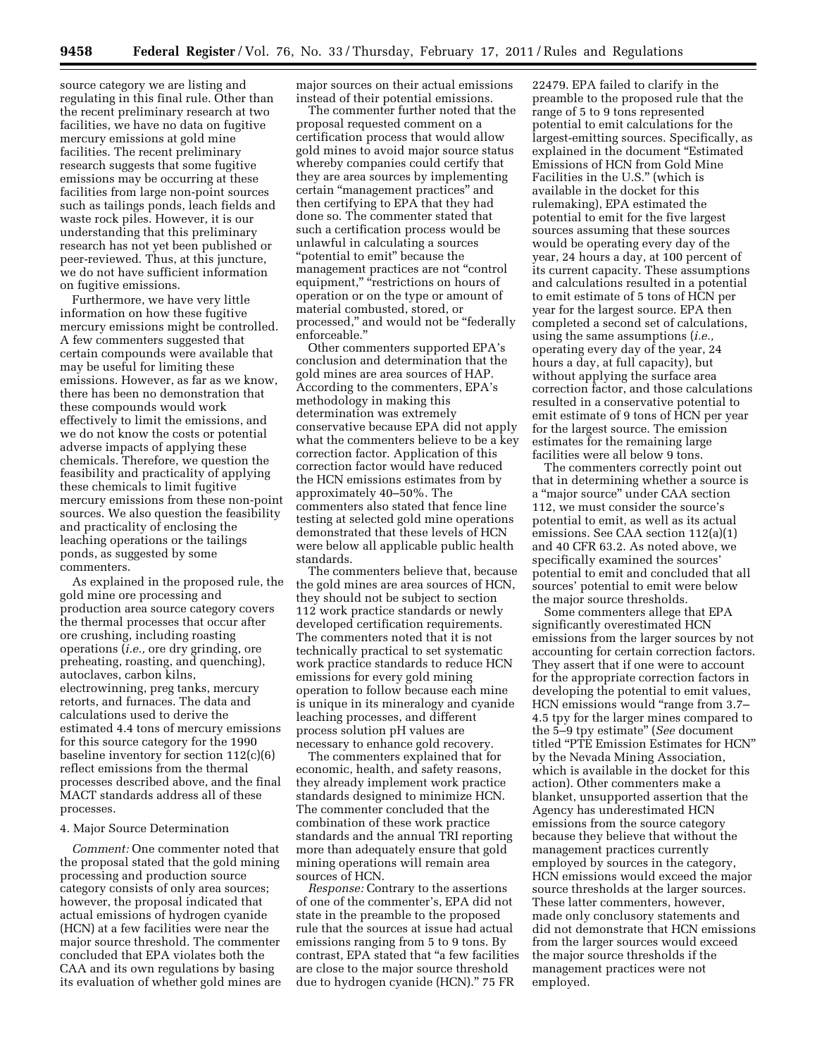source category we are listing and regulating in this final rule. Other than the recent preliminary research at two facilities, we have no data on fugitive mercury emissions at gold mine facilities. The recent preliminary research suggests that some fugitive emissions may be occurring at these facilities from large non-point sources such as tailings ponds, leach fields and waste rock piles. However, it is our understanding that this preliminary research has not yet been published or peer-reviewed. Thus, at this juncture, we do not have sufficient information on fugitive emissions.

Furthermore, we have very little information on how these fugitive mercury emissions might be controlled. A few commenters suggested that certain compounds were available that may be useful for limiting these emissions. However, as far as we know, there has been no demonstration that these compounds would work effectively to limit the emissions, and we do not know the costs or potential adverse impacts of applying these chemicals. Therefore, we question the feasibility and practicality of applying these chemicals to limit fugitive mercury emissions from these non-point sources. We also question the feasibility and practicality of enclosing the leaching operations or the tailings ponds, as suggested by some commenters.

As explained in the proposed rule, the gold mine ore processing and production area source category covers the thermal processes that occur after ore crushing, including roasting operations (*i.e.,* ore dry grinding, ore preheating, roasting, and quenching), autoclaves, carbon kilns, electrowinning, preg tanks, mercury retorts, and furnaces. The data and calculations used to derive the estimated 4.4 tons of mercury emissions for this source category for the 1990 baseline inventory for section 112(c)(6) reflect emissions from the thermal processes described above, and the final MACT standards address all of these processes.

### 4. Major Source Determination

*Comment:* One commenter noted that the proposal stated that the gold mining processing and production source category consists of only area sources; however, the proposal indicated that actual emissions of hydrogen cyanide (HCN) at a few facilities were near the major source threshold. The commenter concluded that EPA violates both the CAA and its own regulations by basing its evaluation of whether gold mines are major sources on their actual emissions instead of their potential emissions.

The commenter further noted that the proposal requested comment on a certification process that would allow gold mines to avoid major source status whereby companies could certify that they are area sources by implementing certain "management practices" and then certifying to EPA that they had done so. The commenter stated that such a certification process would be unlawful in calculating a sources "potential to emit" because the management practices are not "control equipment," "restrictions on hours of operation or on the type or amount of material combusted, stored, or processed," and would not be "federally enforceable."

Other commenters supported EPA's conclusion and determination that the gold mines are area sources of HAP. According to the commenters, EPA's methodology in making this determination was extremely conservative because EPA did not apply what the commenters believe to be a key correction factor. Application of this correction factor would have reduced the HCN emissions estimates from by approximately 40–50%. The commenters also stated that fence line testing at selected gold mine operations demonstrated that these levels of HCN were below all applicable public health standards.

The commenters believe that, because the gold mines are area sources of HCN, they should not be subject to section 112 work practice standards or newly developed certification requirements. The commenters noted that it is not technically practical to set systematic work practice standards to reduce HCN emissions for every gold mining operation to follow because each mine is unique in its mineralogy and cyanide leaching processes, and different process solution pH values are necessary to enhance gold recovery.

The commenters explained that for economic, health, and safety reasons, they already implement work practice standards designed to minimize HCN. The commenter concluded that the combination of these work practice standards and the annual TRI reporting more than adequately ensure that gold mining operations will remain area sources of HCN.

*Response:* Contrary to the assertions of one of the commenter's, EPA did not state in the preamble to the proposed rule that the sources at issue had actual emissions ranging from 5 to 9 tons. By contrast, EPA stated that "a few facilities are close to the major source threshold due to hydrogen cyanide (HCN)." 75 FR 22479. EPA failed to clarify in the preamble to the proposed rule that the range of 5 to 9 tons represented potential to emit calculations for the largest-emitting sources. Specifically, as explained in the document "Estimated Emissions of HCN from Gold Mine Facilities in the U.S." (which is available in the docket for this rulemaking), EPA estimated the potential to emit for the five largest sources assuming that these sources would be operating every day of the year, 24 hours a day, at 100 percent of its current capacity. These assumptions and calculations resulted in a potential to emit estimate of 5 tons of HCN per year for the largest source. EPA then completed a second set of calculations, using the same assumptions (*i.e.,* operating every day of the year, 24 hours a day, at full capacity), but without applying the surface area correction factor, and those calculations resulted in a conservative potential to emit estimate of 9 tons of HCN per year for the largest source. The emission estimates for the remaining large facilities were all below 9 tons.

The commenters correctly point out that in determining whether a source is a "major source" under CAA section 112, we must consider the source's potential to emit, as well as its actual emissions. See CAA section 112(a)(1) and 40 CFR 63.2. As noted above, we specifically examined the sources' potential to emit and concluded that all sources' potential to emit were below the major source thresholds.

Some commenters allege that EPA significantly overestimated HCN emissions from the larger sources by not accounting for certain correction factors. They assert that if one were to account for the appropriate correction factors in developing the potential to emit values, HCN emissions would "range from 3.7–4.5 tpy for the larger mines compared to the 5–9 tpy estimate" (*See* document titled "PTE Emission Estimates for HCN" by the Nevada Mining Association, which is available in the docket for this action). Other commenters make a blanket, unsupported assertion that the Agency has underestimated HCN emissions from the source category because they believe that without the management practices currently employed by sources in the category, HCN emissions would exceed the major source thresholds at the larger sources. These latter commenters, however, made only conclusory statements and did not demonstrate that HCN emissions from the larger sources would exceed the major source thresholds if the management practices were not employed.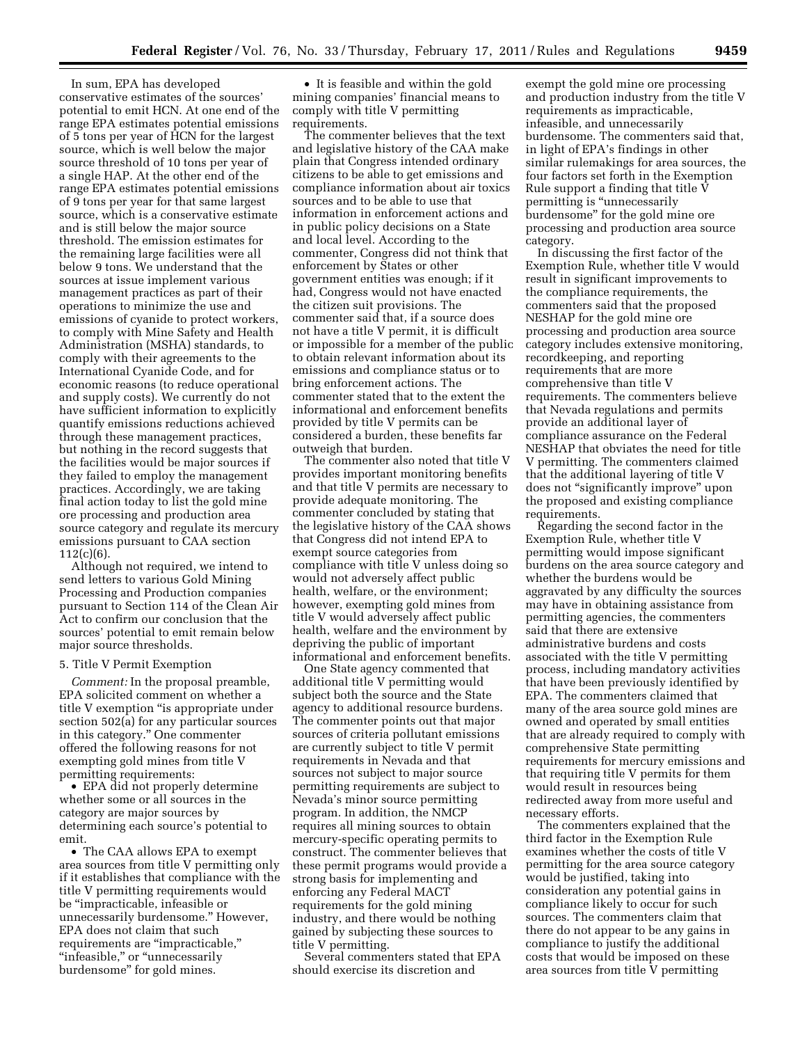In sum, EPA has developed conservative estimates of the sources' potential to emit HCN. At one end of the range EPA estimates potential emissions of 5 tons per year of HCN for the largest source, which is well below the major source threshold of 10 tons per year of a single HAP. At the other end of the range EPA estimates potential emissions of 9 tons per year for that same largest source, which is a conservative estimate and is still below the major source threshold. The emission estimates for the remaining large facilities were all below 9 tons. We understand that the sources at issue implement various management practices as part of their operations to minimize the use and emissions of cyanide to protect workers, to comply with Mine Safety and Health Administration (MSHA) standards, to comply with their agreements to the International Cyanide Code, and for economic reasons (to reduce operational and supply costs). We currently do not have sufficient information to explicitly quantify emissions reductions achieved through these management practices, but nothing in the record suggests that the facilities would be major sources if they failed to employ the management practices. Accordingly, we are taking final action today to list the gold mine ore processing and production area source category and regulate its mercury emissions pursuant to CAA section 112(c)(6).

Although not required, we intend to send letters to various Gold Mining Processing and Production companies pursuant to Section 114 of the Clean Air Act to confirm our conclusion that the sources' potential to emit remain below major source thresholds.

### 5. Title V Permit Exemption

*Comment:* In the proposal preamble, EPA solicited comment on whether a title V exemption "is appropriate under section 502(a) for any particular sources in this category." One commenter offered the following reasons for not exempting gold mines from title V permitting requirements:

- EPA did not properly determine whether some or all sources in the category are major sources by determining each source's potential to emit.
- The CAA allows EPA to exempt area sources from title V permitting only if it establishes that compliance with the title V permitting requirements would be "impracticable, infeasible or unnecessarily burdensome." However, EPA does not claim that such requirements are "impracticable," "infeasible," or "unnecessarily burdensome" for gold mines.
- It is feasible and within the gold mining companies' financial means to comply with title V permitting requirements.

The commenter believes that the text and legislative history of the CAA make plain that Congress intended ordinary citizens to be able to get emissions and compliance information about air toxics sources and to be able to use that information in enforcement actions and in public policy decisions on a State and local level. According to the commenter, Congress did not think that enforcement by States or other government entities was enough; if it had, Congress would not have enacted the citizen suit provisions. The commenter said that, if a source does not have a title V permit, it is difficult or impossible for a member of the public to obtain relevant information about its emissions and compliance status or to bring enforcement actions. The commenter stated that to the extent the informational and enforcement benefits provided by title V permits can be considered a burden, these benefits far outweigh that burden.

The commenter also noted that title V provides important monitoring benefits and that title V permits are necessary to provide adequate monitoring. The commenter concluded by stating that the legislative history of the CAA shows that Congress did not intend EPA to exempt source categories from compliance with title V unless doing so would not adversely affect public health, welfare, or the environment; however, exempting gold mines from title V would adversely affect public health, welfare and the environment by depriving the public of important informational and enforcement benefits.

One State agency commented that additional title V permitting would subject both the source and the State agency to additional resource burdens. The commenter points out that major sources of criteria pollutant emissions are currently subject to title V permit requirements in Nevada and that sources not subject to major source permitting requirements are subject to Nevada's minor source permitting program. In addition, the NMCP requires all mining sources to obtain mercury-specific operating permits to construct. The commenter believes that these permit programs would provide a strong basis for implementing and enforcing any Federal MACT requirements for the gold mining industry, and there would be nothing gained by subjecting these sources to title V permitting.

Several commenters stated that EPA should exercise its discretion and exempt the gold mine ore processing and production industry from the title V requirements as impracticable, infeasible, and unnecessarily burdensome. The commenters said that, in light of EPA's findings in other similar rulemakings for area sources, the four factors set forth in the Exemption Rule support a finding that title V permitting is "unnecessarily burdensome" for the gold mine ore processing and production area source category.

In discussing the first factor of the Exemption Rule, whether title V would result in significant improvements to the compliance requirements, the commenters said that the proposed NESHAP for the gold mine ore processing and production area source category includes extensive monitoring, recordkeeping, and reporting requirements that are more comprehensive than title V requirements. The commenters believe that Nevada regulations and permits provide an additional layer of compliance assurance on the Federal NESHAP that obviates the need for title V permitting. The commenters claimed that the additional layering of title V does not "significantly improve" upon the proposed and existing compliance requirements.

Regarding the second factor in the Exemption Rule, whether title V permitting would impose significant burdens on the area source category and whether the burdens would be aggravated by any difficulty the sources may have in obtaining assistance from permitting agencies, the commenters said that there are extensive administrative burdens and costs associated with the title V permitting process, including mandatory activities that have been previously identified by EPA. The commenters claimed that many of the area source gold mines are owned and operated by small entities that are already required to comply with comprehensive State permitting requirements for mercury emissions and that requiring title V permits for them would result in resources being redirected away from more useful and necessary efforts.

The commenters explained that the third factor in the Exemption Rule examines whether the costs of title V permitting for the area source category would be justified, taking into consideration any potential gains in compliance likely to occur for such sources. The commenters claim that there do not appear to be any gains in compliance to justify the additional costs that would be imposed on these area sources from title V permitting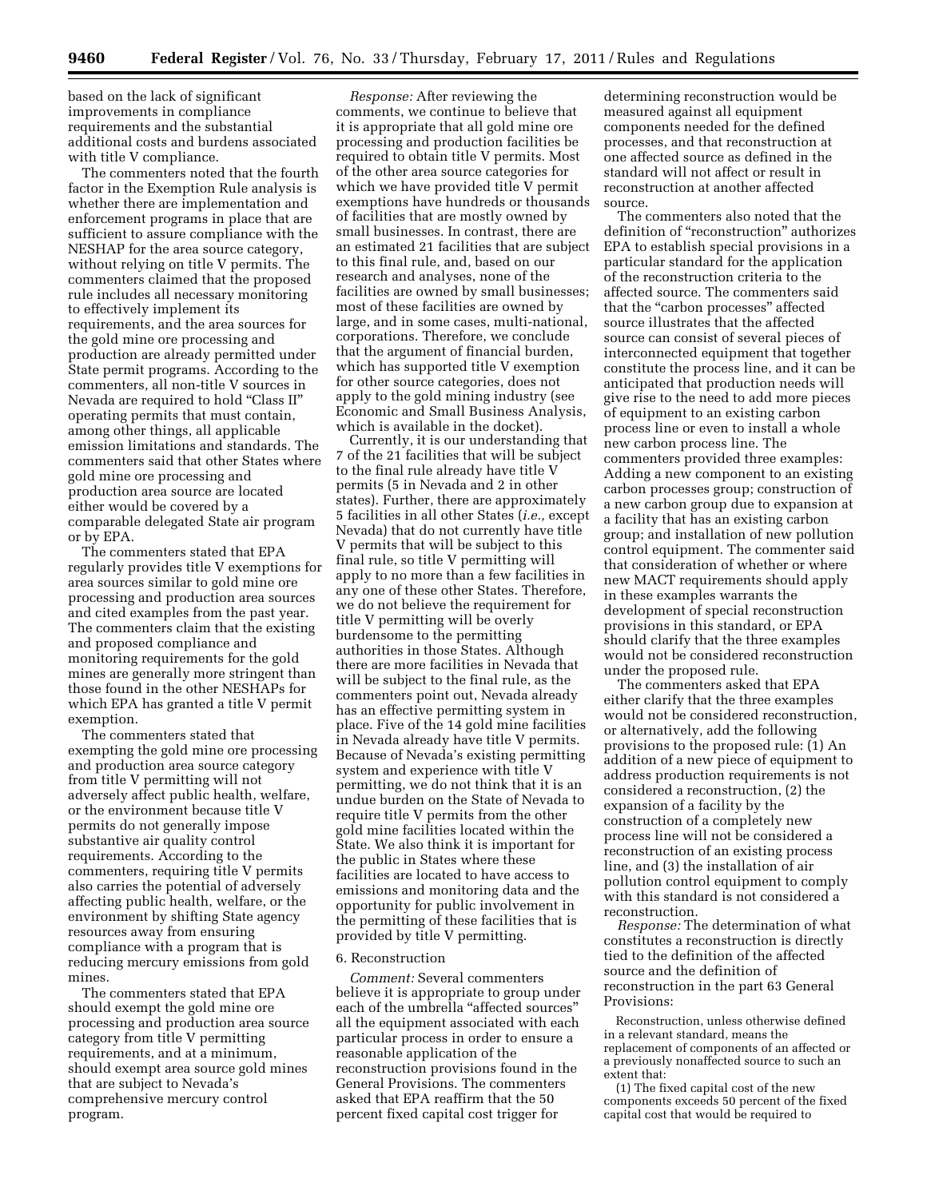based on the lack of significant improvements in compliance requirements and the substantial additional costs and burdens associated with title V compliance.

The commenters noted that the fourth factor in the Exemption Rule analysis is whether there are implementation and enforcement programs in place that are sufficient to assure compliance with the NESHAP for the area source category, without relying on title V permits. The commenters claimed that the proposed rule includes all necessary monitoring to effectively implement its requirements, and the area sources for the gold mine ore processing and production are already permitted under State permit programs. According to the commenters, all non-title V sources in Nevada are required to hold "Class II" operating permits that must contain, among other things, all applicable emission limitations and standards. The commenters said that other States where gold mine ore processing and production area source are located either would be covered by a comparable delegated State air program or by EPA.

The commenters stated that EPA regularly provides title V exemptions for area sources similar to gold mine ore processing and production area sources and cited examples from the past year. The commenters claim that the existing and proposed compliance and monitoring requirements for the gold mines are generally more stringent than those found in the other NESHAPs for which EPA has granted a title V permit exemption.

The commenters stated that exempting the gold mine ore processing and production area source category from title V permitting will not adversely affect public health, welfare, or the environment because title V permits do not generally impose substantive air quality control requirements. According to the commenters, requiring title V permits also carries the potential of adversely affecting public health, welfare, or the environment by shifting State agency resources away from ensuring compliance with a program that is reducing mercury emissions from gold mines.

The commenters stated that EPA should exempt the gold mine ore processing and production area source category from title V permitting requirements, and at a minimum, should exempt area source gold mines that are subject to Nevada's comprehensive mercury control program.

*Response:* After reviewing the comments, we continue to believe that it is appropriate that all gold mine ore processing and production facilities be required to obtain title V permits. Most of the other area source categories for which we have provided title V permit exemptions have hundreds or thousands of facilities that are mostly owned by small businesses. In contrast, there are an estimated 21 facilities that are subject to this final rule, and, based on our research and analyses, none of the facilities are owned by small businesses; most of these facilities are owned by large, and in some cases, multi-national, corporations. Therefore, we conclude that the argument of financial burden, which has supported title V exemption for other source categories, does not apply to the gold mining industry (see Economic and Small Business Analysis, which is available in the docket).

Currently, it is our understanding that 7 of the 21 facilities that will be subject to the final rule already have title V permits (5 in Nevada and 2 in other states). Further, there are approximately 5 facilities in all other States (*i.e.,* except Nevada) that do not currently have title V permits that will be subject to this final rule, so title V permitting will apply to no more than a few facilities in any one of these other States. Therefore, we do not believe the requirement for title V permitting will be overly burdensome to the permitting authorities in those States. Although there are more facilities in Nevada that will be subject to the final rule, as the commenters point out, Nevada already has an effective permitting system in place. Five of the 14 gold mine facilities in Nevada already have title V permits. Because of Nevada's existing permitting system and experience with title V permitting, we do not think that it is an undue burden on the State of Nevada to require title V permits from the other gold mine facilities located within the State. We also think it is important for the public in States where these facilities are located to have access to emissions and monitoring data and the opportunity for public involvement in the permitting of these facilities that is provided by title V permitting.

6. Reconstruction

*Comment:* Several commenters believe it is appropriate to group under each of the umbrella "affected sources" all the equipment associated with each particular process in order to ensure a reasonable application of the reconstruction provisions found in the General Provisions. The commenters asked that EPA reaffirm that the 50 percent fixed capital cost trigger for determining reconstruction would be measured against all equipment components needed for the defined processes, and that reconstruction at one affected source as defined in the standard will not affect or result in reconstruction at another affected source.

The commenters also noted that the definition of "reconstruction" authorizes EPA to establish special provisions in a particular standard for the application of the reconstruction criteria to the affected source. The commenters said that the "carbon processes" affected source illustrates that the affected source can consist of several pieces of interconnected equipment that together constitute the process line, and it can be anticipated that production needs will give rise to the need to add more pieces of equipment to an existing carbon process line or even to install a whole new carbon process line. The commenters provided three examples: Adding a new component to an existing carbon processes group; construction of a new carbon group due to expansion at a facility that has an existing carbon group; and installation of new pollution control equipment. The commenter said that consideration of whether or where new MACT requirements should apply in these examples warrants the development of special reconstruction provisions in this standard, or EPA should clarify that the three examples would not be considered reconstruction under the proposed rule.

The commenters asked that EPA either clarify that the three examples would not be considered reconstruction, or alternatively, add the following provisions to the proposed rule: (1) An addition of a new piece of equipment to address production requirements is not considered a reconstruction, (2) the expansion of a facility by the construction of a completely new process line will not be considered a reconstruction of an existing process line, and (3) the installation of air pollution control equipment to comply with this standard is not considered a reconstruction.

*Response:* The determination of what constitutes a reconstruction is directly tied to the definition of the affected source and the definition of reconstruction in the part 63 General Provisions:

Reconstruction, unless otherwise defined in a relevant standard, means the replacement of components of an affected or a previously nonaffected source to such an extent that:

(1) The fixed capital cost of the new components exceeds 50 percent of the fixed capital cost that would be required to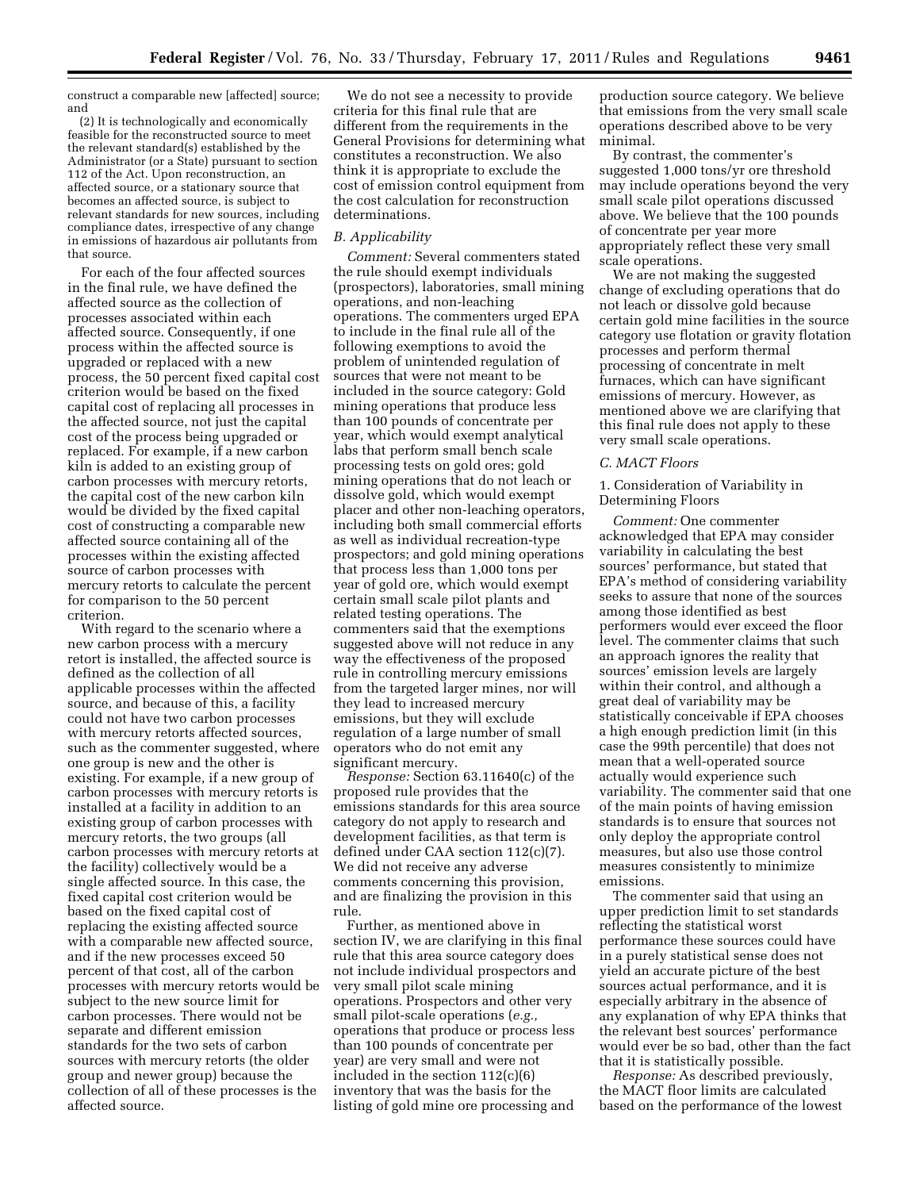construct a comparable new [affected] source; and

(2) It is technologically and economically feasible for the reconstructed source to meet the relevant standard(s) established by the Administrator (or a State) pursuant to section 112 of the Act. Upon reconstruction, an affected source, or a stationary source that becomes an affected source, is subject to relevant standards for new sources, including compliance dates, irrespective of any change in emissions of hazardous air pollutants from that source.

For each of the four affected sources in the final rule, we have defined the affected source as the collection of processes associated within each affected source. Consequently, if one process within the affected source is upgraded or replaced with a new process, the 50 percent fixed capital cost criterion would be based on the fixed capital cost of replacing all processes in the affected source, not just the capital cost of the process being upgraded or replaced. For example, if a new carbon kiln is added to an existing group of carbon processes with mercury retorts, the capital cost of the new carbon kiln would be divided by the fixed capital cost of constructing a comparable new affected source containing all of the processes within the existing affected source of carbon processes with mercury retorts to calculate the percent for comparison to the 50 percent criterion.

With regard to the scenario where a new carbon process with a mercury retort is installed, the affected source is defined as the collection of all applicable processes within the affected source, and because of this, a facility could not have two carbon processes with mercury retorts affected sources, such as the commenter suggested, where one group is new and the other is existing. For example, if a new group of carbon processes with mercury retorts is installed at a facility in addition to an existing group of carbon processes with mercury retorts, the two groups (all carbon processes with mercury retorts at the facility) collectively would be a single affected source. In this case, the fixed capital cost criterion would be based on the fixed capital cost of replacing the existing affected source with a comparable new affected source, and if the new processes exceed 50 percent of that cost, all of the carbon processes with mercury retorts would be subject to the new source limit for carbon processes. There would not be separate and different emission standards for the two sets of carbon sources with mercury retorts (the older group and newer group) because the collection of all of these processes is the affected source.

We do not see a necessity to provide criteria for this final rule that are different from the requirements in the General Provisions for determining what constitutes a reconstruction. We also think it is appropriate to exclude the cost of emission control equipment from the cost calculation for reconstruction determinations.

### B. Applicability

*Comment:* Several commenters stated the rule should exempt individuals (prospectors), laboratories, small mining operations, and non-leaching operations. The commenters urged EPA to include in the final rule all of the following exemptions to avoid the problem of unintended regulation of sources that were not meant to be included in the source category: Gold mining operations that produce less than 100 pounds of concentrate per year, which would exempt analytical labs that perform small bench scale processing tests on gold ores; gold mining operations that do not leach or dissolve gold, which would exempt placer and other non-leaching operators, including both small commercial efforts as well as individual recreation-type prospectors; and gold mining operations that process less than 1,000 tons per year of gold ore, which would exempt certain small scale pilot plants and related testing operations. The commenters said that the exemptions suggested above will not reduce in any way the effectiveness of the proposed rule in controlling mercury emissions from the targeted larger mines, nor will they lead to increased mercury emissions, but they will exclude regulation of a large number of small operators who do not emit any significant mercury.

*Response:* Section 63.11640(c) of the proposed rule provides that the emissions standards for this area source category do not apply to research and development facilities, as that term is defined under CAA section 112(c)(7). We did not receive any adverse comments concerning this provision, and are finalizing the provision in this rule.

Further, as mentioned above in section IV, we are clarifying in this final rule that this area source category does not include individual prospectors and very small pilot scale mining operations. Prospectors and other very small pilot-scale operations (*e.g.,* operations that produce or process less than 100 pounds of concentrate per year) are very small and were not included in the section 112(c)(6) inventory that was the basis for the listing of gold mine ore processing and production source category. We believe that emissions from the very small scale operations described above to be very minimal.

By contrast, the commenter's suggested 1,000 tons/yr ore threshold may include operations beyond the very small scale pilot operations discussed above. We believe that the 100 pounds of concentrate per year more appropriately reflect these very small scale operations.

We are not making the suggested change of excluding operations that do not leach or dissolve gold because certain gold mine facilities in the source category use flotation or gravity flotation processes and perform thermal processing of concentrate in melt furnaces, which can have significant emissions of mercury. However, as mentioned above we are clarifying that this final rule does not apply to these very small scale operations.

### C. MACT Floors

#### 1. Consideration of Variability in Determining Floors

*Comment:* One commenter acknowledged that EPA may consider variability in calculating the best sources' performance, but stated that EPA's method of considering variability seeks to assure that none of the sources among those identified as best performers would ever exceed the floor level. The commenter claims that such an approach ignores the reality that sources' emission levels are largely within their control, and although a great deal of variability may be statistically conceivable if EPA chooses a high enough prediction limit (in this case the 99th percentile) that does not mean that a well-operated source actually would experience such variability. The commenter said that one of the main points of having emission standards is to ensure that sources not only deploy the appropriate control measures, but also use those control measures consistently to minimize emissions.

The commenter said that using an upper prediction limit to set standards reflecting the statistical worst performance these sources could have in a purely statistical sense does not yield an accurate picture of the best sources actual performance, and it is especially arbitrary in the absence of any explanation of why EPA thinks that the relevant best sources' performance would ever be so bad, other than the fact that it is statistically possible.

*Response:* As described previously, the MACT floor limits are calculated based on the performance of the lowest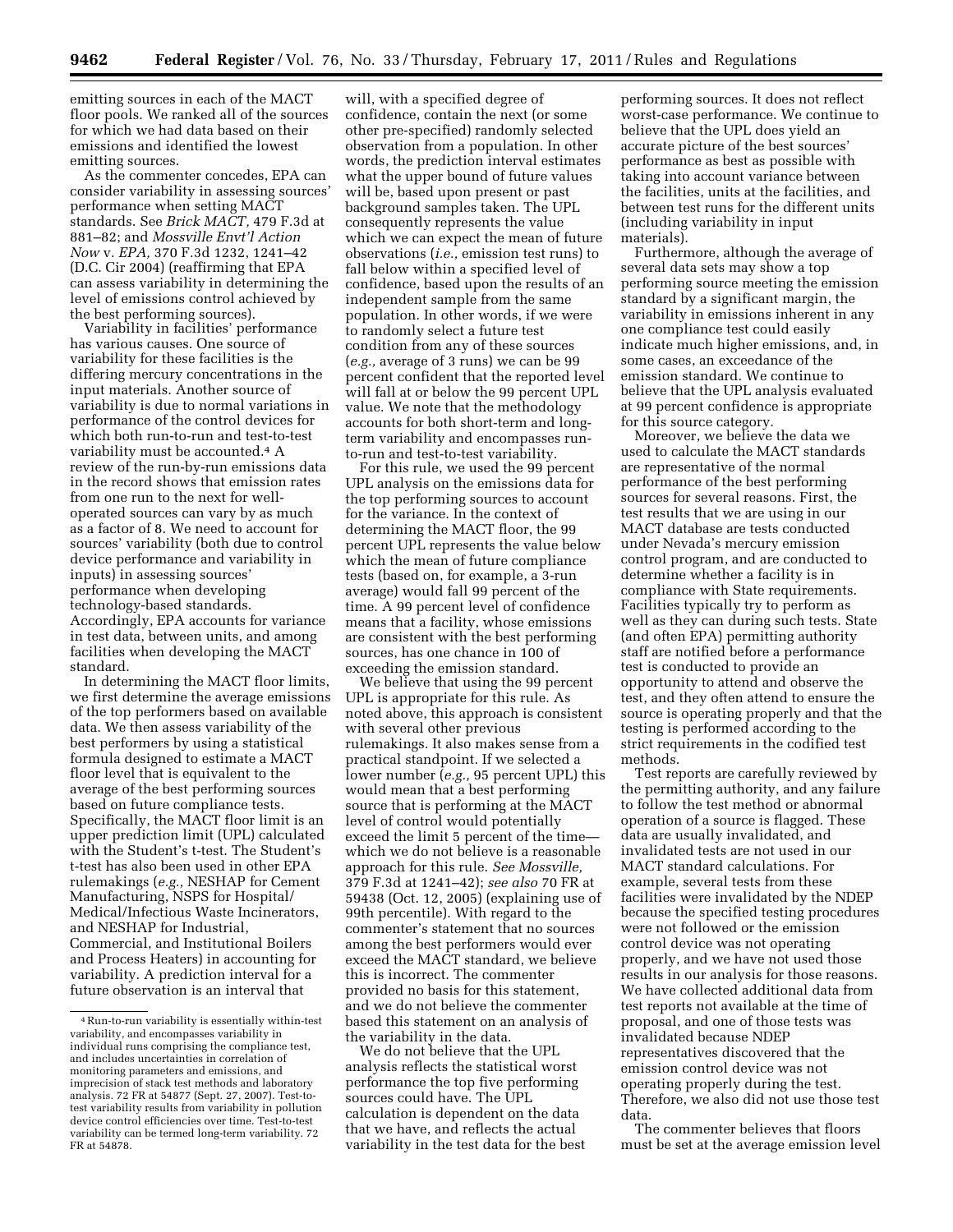emitting sources in each of the MACT floor pools. We ranked all of the sources for which we had data based on their emissions and identified the lowest emitting sources.

As the commenter concedes, EPA can consider variability in assessing sources' performance when setting MACT standards. See *Brick MACT,* 479 F.3d at 881–82; and *Mossville Envt'l Action Now* v. *EPA,* 370 F.3d 1232, 1241–42 (D.C. Cir 2004) (reaffirming that EPA can assess variability in determining the level of emissions control achieved by the best performing sources).

Variability in facilities' performance has various causes. One source of variability for these facilities is the differing mercury concentrations in the input materials. Another source of variability is due to normal variations in performance of the control devices for which both run-to-run and test-to-test variability must be accounted.[4] A review of the run-by-run emissions data in the record shows that emission rates from one run to the next for well-operated sources can vary by as much as a factor of 8. We need to account for sources' variability (both due to control device performance and variability in inputs) in assessing sources' performance when developing technology-based standards. Accordingly, EPA accounts for variance in test data, between units, and among facilities when developing the MACT standard.

In determining the MACT floor limits, we first determine the average emissions of the top performers based on available data. We then assess variability of the best performers by using a statistical formula designed to estimate a MACT floor level that is equivalent to the average of the best performing sources based on future compliance tests. Specifically, the MACT floor limit is an upper prediction limit (UPL) calculated with the Student's t-test. The Student's t-test has also been used in other EPA rulemakings (*e.g.,* NESHAP for Cement Manufacturing, NSPS for Hospital/Medical/Infectious Waste Incinerators, and NESHAP for Industrial, Commercial, and Institutional Boilers and Process Heaters) in accounting for variability. A prediction interval for a future observation is an interval that will, with a specified degree of confidence, contain the next (or some other pre-specified) randomly selected observation from a population. In other words, the prediction interval estimates what the upper bound of future values will be, based upon present or past background samples taken. The UPL consequently represents the value which we can expect the mean of future observations (*i.e.,* emission test runs) to fall below within a specified level of confidence, based upon the results of an independent sample from the same population. In other words, if we were to randomly select a future test condition from any of these sources (*e.g.,* average of 3 runs) we can be 99 percent confident that the reported level will fall at or below the 99 percent UPL value. We note that the methodology accounts for both short-term and long-term variability and encompasses run-to-run and test-to-test variability.

For this rule, we used the 99 percent UPL analysis on the emissions data for the top performing sources to account for the variance. In the context of determining the MACT floor, the 99 percent UPL represents the value below which the mean of future compliance tests (based on, for example, a 3-run average) would fall 99 percent of the time. A 99 percent level of confidence means that a facility, whose emissions are consistent with the best performing sources, has one chance in 100 of exceeding the emission standard.

We believe that using the 99 percent UPL is appropriate for this rule. As noted above, this approach is consistent with several other previous rulemakings. It also makes sense from a practical standpoint. If we selected a lower number (*e.g.,* 95 percent UPL) this would mean that a best performing source that is performing at the MACT level of control would potentially exceed the limit 5 percent of the time—which we do not believe is a reasonable approach for this rule. *See Mossville,* 379 F.3d at 1241–42); *see also* 70 FR at 59438 (Oct. 12, 2005) (explaining use of 99th percentile). With regard to the commenter's statement that no sources among the best performers would ever exceed the MACT standard, we believe this is incorrect. The commenter provided no basis for this statement, and we do not believe the commenter based this statement on an analysis of the variability in the data.

We do not believe that the UPL analysis reflects the statistical worst performance the top five performing sources could have. The UPL calculation is dependent on the data that we have, and reflects the actual variability in the test data for the best performing sources. It does not reflect worst-case performance. We continue to believe that the UPL does yield an accurate picture of the best sources' performance as best as possible with taking into account variance between the facilities, units at the facilities, and between test runs for the different units (including variability in input materials).

Furthermore, although the average of several data sets may show a top performing source meeting the emission standard by a significant margin, the variability in emissions inherent in any one compliance test could easily indicate much higher emissions, and, in some cases, an exceedance of the emission standard. We continue to believe that the UPL analysis evaluated at 99 percent confidence is appropriate for this source category.

Moreover, we believe the data we used to calculate the MACT standards are representative of the normal performance of the best performing sources for several reasons. First, the test results that we are using in our MACT database are tests conducted under Nevada's mercury emission control program, and are conducted to determine whether a facility is in compliance with State requirements. Facilities typically try to perform as well as they can during such tests. State (and often EPA) permitting authority staff are notified before a performance test is conducted to provide an opportunity to attend and observe the test, and they often attend to ensure the source is operating properly and that the testing is performed according to the strict requirements in the codified test methods.

Test reports are carefully reviewed by the permitting authority, and any failure to follow the test method or abnormal operation of a source is flagged. These data are usually invalidated, and invalidated tests are not used in our MACT standard calculations. For example, several tests from these facilities were invalidated by the NDEP because the specified testing procedures were not followed or the emission control device was not operating properly, and we have not used those results in our analysis for those reasons. We have collected additional data from test reports not available at the time of proposal, and one of those tests was invalidated because NDEP representatives discovered that the emission control device was not operating properly during the test. Therefore, we also did not use those test data.

The commenter believes that floors must be set at the average emission level

[4] Run-to-run variability is essentially within-test variability, and encompasses variability in individual runs comprising the compliance test, and includes uncertainties in correlation of monitoring parameters and emissions, and imprecision of stack test methods and laboratory analysis. 72 FR at 54877 (Sept. 27, 2007). Test-to-test variability results from variability in pollution device control efficiencies over time. Test-to-test variability can be termed long-term variability. 72 FR at 54878.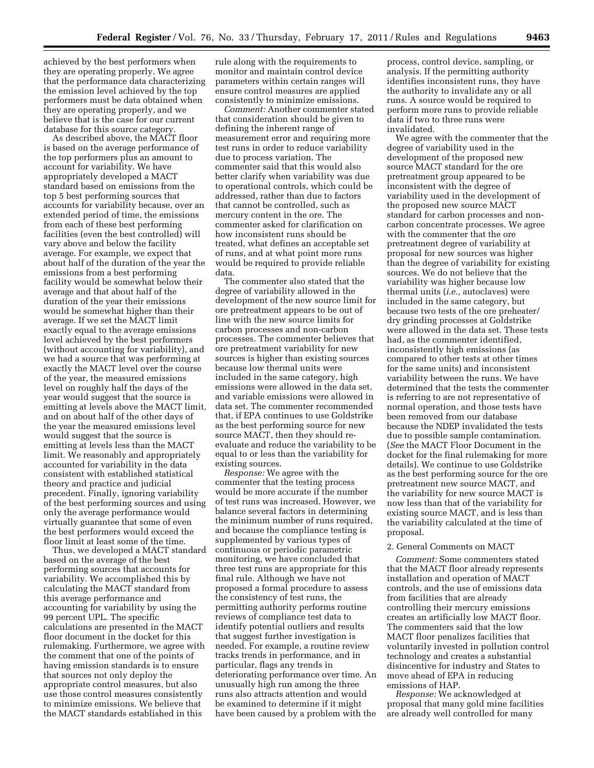achieved by the best performers when they are operating properly. We agree that the performance data characterizing the emission level achieved by the top performers must be data obtained when they are operating properly, and we believe that is the case for our current database for this source category.

As described above, the MACT floor is based on the average performance of the top performers plus an amount to account for variability. We have appropriately developed a MACT standard based on emissions from the top 5 best performing sources that accounts for variability because, over an extended period of time, the emissions from each of these best performing facilities (even the best controlled) will vary above and below the facility average. For example, we expect that about half of the duration of the year the emissions from a best performing facility would be somewhat below their average and that about half of the duration of the year their emissions would be somewhat higher than their average. If we set the MACT limit exactly equal to the average emissions level achieved by the best performers (without accounting for variability), and we had a source that was performing at exactly the MACT level over the course of the year, the measured emissions level on roughly half the days of the year would suggest that the source is emitting at levels above the MACT limit, and on about half of the other days of the year the measured emissions level would suggest that the source is emitting at levels less than the MACT limit. We reasonably and appropriately accounted for variability in the data consistent with established statistical theory and practice and judicial precedent. Finally, ignoring variability of the best performing sources and using only the average performance would virtually guarantee that some of even the best performers would exceed the floor limit at least some of the time.

Thus, we developed a MACT standard based on the average of the best performing sources that accounts for variability. We accomplished this by calculating the MACT standard from this average performance and accounting for variability by using the 99 percent UPL. The specific calculations are presented in the MACT floor document in the docket for this rulemaking. Furthermore, we agree with the comment that one of the points of having emission standards is to ensure that sources not only deploy the appropriate control measures, but also use those control measures consistently to minimize emissions. We believe that the MACT standards established in this rule along with the requirements to monitor and maintain control device parameters within certain ranges will ensure control measures are applied consistently to minimize emissions.

*Comment:* Another commenter stated that consideration should be given to defining the inherent range of measurement error and requiring more test runs in order to reduce variability due to process variation. The commenter said that this would also better clarify when variability was due to operational controls, which could be addressed, rather than due to factors that cannot be controlled, such as mercury content in the ore. The commenter asked for clarification on how inconsistent runs should be treated, what defines an acceptable set of runs, and at what point more runs would be required to provide reliable data.

The commenter also stated that the degree of variability allowed in the development of the new source limit for ore pretreatment appears to be out of line with the new source limits for carbon processes and non-carbon processes. The commenter believes that ore pretreatment variability for new sources is higher than existing sources because low thermal units were included in the same category, high emissions were allowed in the data set, and variable emissions were allowed in data set. The commenter recommended that, if EPA continues to use Goldstrike as the best performing source for new source MACT, then they should re-evaluate and reduce the variability to be equal to or less than the variability for existing sources.

*Response:* We agree with the commenter that the testing process would be more accurate if the number of test runs was increased. However, we balance several factors in determining the minimum number of runs required, and because the compliance testing is supplemented by various types of continuous or periodic parametric monitoring, we have concluded that three test runs are appropriate for this final rule. Although we have not proposed a formal procedure to assess the consistency of test runs, the permitting authority performs routine reviews of compliance test data to identify potential outliers and results that suggest further investigation is needed. For example, a routine review tracks trends in performance, and in particular, flags any trends in deteriorating performance over time. An unusually high run among the three runs also attracts attention and would be examined to determine if it might have been caused by a problem with the process, control device, sampling, or analysis. If the permitting authority identifies inconsistent runs, they have the authority to invalidate any or all runs. A source would be required to perform more runs to provide reliable data if two to three runs were invalidated.

We agree with the commenter that the degree of variability used in the development of the proposed new source MACT standard for the ore pretreatment group appeared to be inconsistent with the degree of variability used in the development of the proposed new source MACT standard for carbon processes and non-carbon concentrate processes. We agree with the commenter that the ore pretreatment degree of variability at proposal for new sources was higher than the degree of variability for existing sources. We do not believe that the variability was higher because low thermal units (*i.e.,* autoclaves) were included in the same category, but because two tests of the ore preheater/dry grinding processes at Goldstrike were allowed in the data set. These tests had, as the commenter identified, inconsistently high emissions (as compared to other tests at other times for the same units) and inconsistent variability between the runs. We have determined that the tests the commenter is referring to are not representative of normal operation, and those tests have been removed from our database because the NDEP invalidated the tests due to possible sample contamination. (*See* the MACT Floor Document in the docket for the final rulemaking for more details). We continue to use Goldstrike as the best performing source for the ore pretreatment new source MACT, and the variability for new source MACT is now less than that of the variability for existing source MACT, and is less than the variability calculated at the time of proposal.

2. General Comments on MACT

*Comment:* Some commenters stated that the MACT floor already represents installation and operation of MACT controls, and the use of emissions data from facilities that are already controlling their mercury emissions creates an artificially low MACT floor. The commenters said that the low MACT floor penalizes facilities that voluntarily invested in pollution control technology and creates a substantial disincentive for industry and States to move ahead of EPA in reducing emissions of HAP.

*Response:* We acknowledged at proposal that many gold mine facilities are already well controlled for many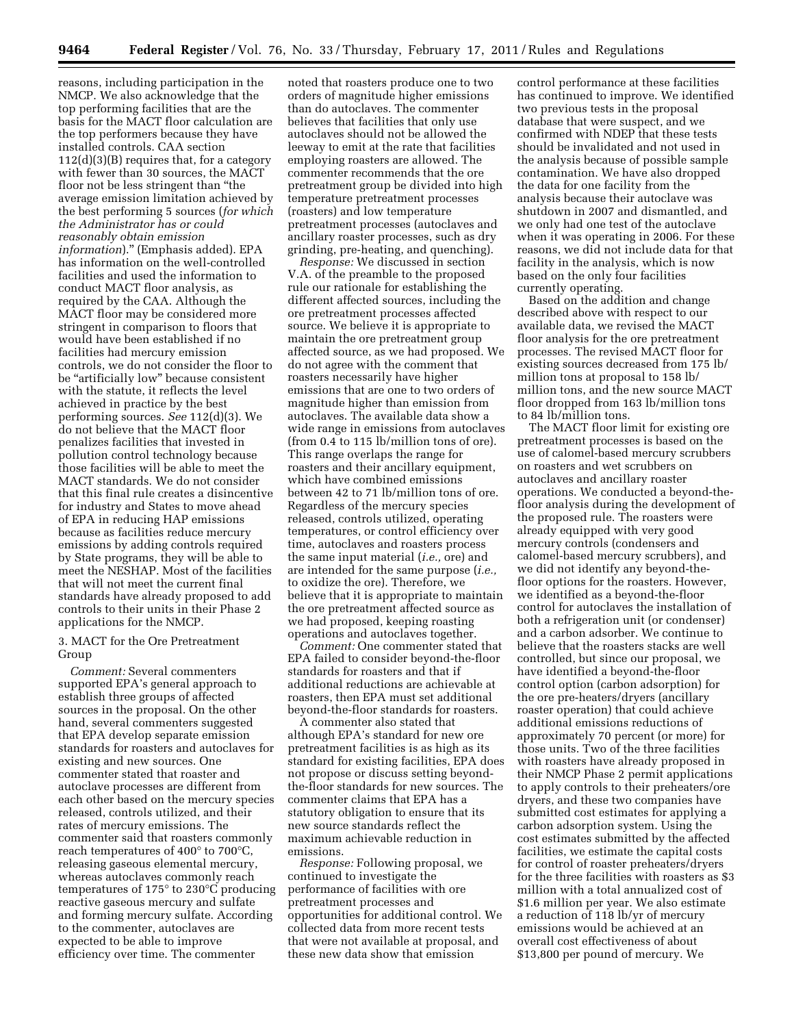reasons, including participation in the NMCP. We also acknowledge that the top performing facilities that are the basis for the MACT floor calculation are the top performers because they have installed controls. CAA section 112(d)(3)(B) requires that, for a category with fewer than 30 sources, the MACT floor not be less stringent than "the average emission limitation achieved by the best performing 5 sources (*for which the Administrator has or could reasonably obtain emission information*)." (Emphasis added). EPA has information on the well-controlled facilities and used the information to conduct MACT floor analysis, as required by the CAA. Although the MACT floor may be considered more stringent in comparison to floors that would have been established if no facilities had mercury emission controls, we do not consider the floor to be "artificially low" because consistent with the statute, it reflects the level achieved in practice by the best performing sources. *See* 112(d)(3). We do not believe that the MACT floor penalizes facilities that invested in pollution control technology because those facilities will be able to meet the MACT standards. We do not consider that this final rule creates a disincentive for industry and States to move ahead of EPA in reducing HAP emissions because as facilities reduce mercury emissions by adding controls required by State programs, they will be able to meet the NESHAP. Most of the facilities that will not meet the current final standards have already proposed to add controls to their units in their Phase 2 applications for the NMCP.

### 3. MACT for the Ore Pretreatment Group

*Comment:* Several commenters supported EPA's general approach to establish three groups of affected sources in the proposal. On the other hand, several commenters suggested that EPA develop separate emission standards for roasters and autoclaves for existing and new sources. One commenter stated that roaster and autoclave processes are different from each other based on the mercury species released, controls utilized, and their rates of mercury emissions. The commenter said that roasters commonly reach temperatures of 400° to 700°C, releasing gaseous elemental mercury, whereas autoclaves commonly reach temperatures of 175° to 230°C producing reactive gaseous mercury and sulfate and forming mercury sulfate. According to the commenter, autoclaves are expected to be able to improve efficiency over time. The commenter noted that roasters produce one to two orders of magnitude higher emissions than do autoclaves. The commenter believes that facilities that only use autoclaves should not be allowed the leeway to emit at the rate that facilities employing roasters are allowed. The commenter recommends that the ore pretreatment group be divided into high temperature pretreatment processes (roasters) and low temperature pretreatment processes (autoclaves and ancillary roaster processes, such as dry grinding, pre-heating, and quenching).

*Response:* We discussed in section V.A. of the preamble to the proposed rule our rationale for establishing the different affected sources, including the ore pretreatment processes affected source. We believe it is appropriate to maintain the ore pretreatment group affected source, as we had proposed. We do not agree with the comment that roasters necessarily have higher emissions that are one to two orders of magnitude higher than emission from autoclaves. The available data show a wide range in emissions from autoclaves (from 0.4 to 115 lb/million tons of ore). This range overlaps the range for roasters and their ancillary equipment, which have combined emissions between 42 to 71 lb/million tons of ore. Regardless of the mercury species released, controls utilized, operating temperatures, or control efficiency over time, autoclaves and roasters process the same input material (*i.e.,* ore) and are intended for the same purpose (*i.e.,* to oxidize the ore). Therefore, we believe that it is appropriate to maintain the ore pretreatment affected source as we had proposed, keeping roasting operations and autoclaves together.

*Comment:* One commenter stated that EPA failed to consider beyond-the-floor standards for roasters and that if additional reductions are achievable at roasters, then EPA must set additional beyond-the-floor standards for roasters.

A commenter also stated that although EPA's standard for new ore pretreatment facilities is as high as its standard for existing facilities, EPA does not propose or discuss setting beyond-the-floor standards for new sources. The commenter claims that EPA has a statutory obligation to ensure that its new source standards reflect the maximum achievable reduction in emissions.

*Response:* Following proposal, we continued to investigate the performance of facilities with ore pretreatment processes and opportunities for additional control. We collected data from more recent tests that were not available at proposal, and these new data show that emission control performance at these facilities has continued to improve. We identified two previous tests in the proposal database that were suspect, and we confirmed with NDEP that these tests should be invalidated and not used in the analysis because of possible sample contamination. We have also dropped the data for one facility from the analysis because their autoclave was shutdown in 2007 and dismantled, and we only had one test of the autoclave when it was operating in 2006. For these reasons, we did not include data for that facility in the analysis, which is now based on the only four facilities currently operating.

Based on the addition and change described above with respect to our available data, we revised the MACT floor analysis for the ore pretreatment processes. The revised MACT floor for existing sources decreased from 175 lb/million tons at proposal to 158 lb/million tons, and the new source MACT floor dropped from 163 lb/million tons to 84 lb/million tons.

The MACT floor limit for existing ore pretreatment processes is based on the use of calomel-based mercury scrubbers on roasters and wet scrubbers on autoclaves and ancillary roaster operations. We conducted a beyond-the-floor analysis during the development of the proposed rule. The roasters were already equipped with very good mercury controls (condensers and calomel-based mercury scrubbers), and we did not identify any beyond-the-floor options for the roasters. However, we identified as a beyond-the-floor control for autoclaves the installation of both a refrigeration unit (or condenser) and a carbon adsorber. We continue to believe that the roasters stacks are well controlled, but since our proposal, we have identified a beyond-the-floor control option (carbon adsorption) for the ore pre-heaters/dryers (ancillary roaster operation) that could achieve additional emissions reductions of approximately 70 percent (or more) for those units. Two of the three facilities with roasters have already proposed in their NMCP Phase 2 permit applications to apply controls to their preheaters/ore dryers, and these two companies have submitted cost estimates for applying a carbon adsorption system. Using the cost estimates submitted by the affected facilities, we estimate the capital costs for control of roaster preheaters/dryers for the three facilities with roasters as $3 million with a total annualized cost of $1.6 million per year. We also estimate a reduction of 118 lb/yr of mercury emissions would be achieved at an overall cost effectiveness of about $13,800 per pound of mercury. We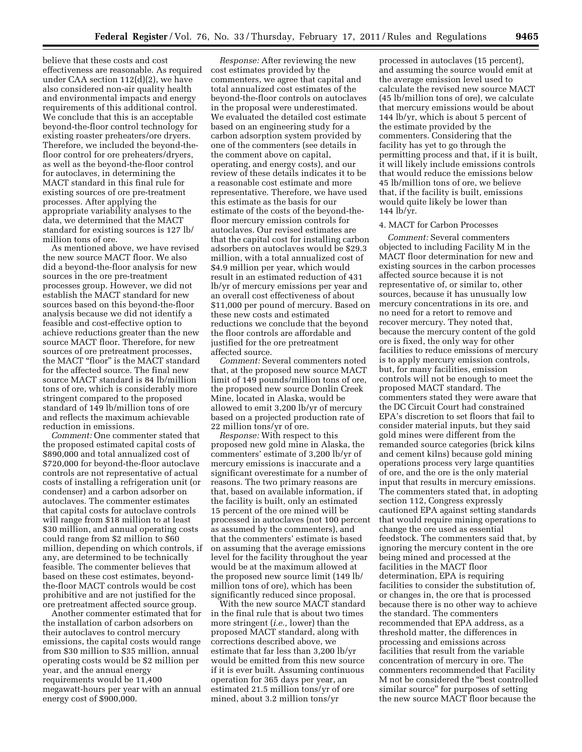believe that these costs and cost effectiveness are reasonable. As required under CAA section 112(d)(2), we have also considered non-air quality health and environmental impacts and energy requirements of this additional control. We conclude that this is an acceptable beyond-the-floor control technology for existing roaster preheaters/ore dryers. Therefore, we included the beyond-the-floor control for ore preheaters/dryers, as well as the beyond-the-floor control for autoclaves, in determining the MACT standard in this final rule for existing sources of ore pre-treatment processes. After applying the appropriate variability analyses to the data, we determined that the MACT standard for existing sources is 127 lb/million tons of ore.

As mentioned above, we have revised the new source MACT floor. We also did a beyond-the-floor analysis for new sources in the ore pre-treatment processes group. However, we did not establish the MACT standard for new sources based on this beyond-the-floor analysis because we did not identify a feasible and cost-effective option to achieve reductions greater than the new source MACT floor. Therefore, for new sources of ore pretreatment processes, the MACT "floor" is the MACT standard for the affected source. The final new source MACT standard is 84 lb/million tons of ore, which is considerably more stringent compared to the proposed standard of 149 lb/million tons of ore and reflects the maximum achievable reduction in emissions.

*Comment:* One commenter stated that the proposed estimated capital costs of $890,000 and total annualized cost of $720,000 for beyond-the-floor autoclave controls are not representative of actual costs of installing a refrigeration unit (or condenser) and a carbon adsorber on autoclaves. The commenter estimates that capital costs for autoclave controls will range from $18 million to at least $30 million, and annual operating costs could range from $2 million to $60 million, depending on which controls, if any, are determined to be technically feasible. The commenter believes that based on these cost estimates, beyond-the-floor MACT controls would be cost prohibitive and are not justified for the ore pretreatment affected source group.

Another commenter estimated that for the installation of carbon adsorbers on their autoclaves to control mercury emissions, the capital costs would range from $30 million to $35 million, annual operating costs would be $2 million per year, and the annual energy requirements would be 11,400 megawatt-hours per year with an annual energy cost of $900,000.

*Response:* After reviewing the new cost estimates provided by the commenters, we agree that capital and total annualized cost estimates of the beyond-the-floor controls on autoclaves in the proposal were underestimated. We evaluated the detailed cost estimate based on an engineering study for a carbon adsorption system provided by one of the commenters (see details in the comment above on capital, operating, and energy costs), and our review of these details indicates it to be a reasonable cost estimate and more representative. Therefore, we have used this estimate as the basis for our estimate of the costs of the beyond-the-floor mercury emission controls for autoclaves. Our revised estimates are that the capital cost for installing carbon adsorbers on autoclaves would be $29.3 million, with a total annualized cost of $4.9 million per year, which would result in an estimated reduction of 431 lb/yr of mercury emissions per year and an overall cost effectiveness of about $11,000 per pound of mercury. Based on these new costs and estimated reductions we conclude that the beyond the floor controls are affordable and justified for the ore pretreatment affected source.

*Comment:* Several commenters noted that, at the proposed new source MACT limit of 149 pounds/million tons of ore, the proposed new source Donlin Creek Mine, located in Alaska, would be allowed to emit 3,200 lb/yr of mercury based on a projected production rate of 22 million tons/yr of ore.

*Response:* With respect to this proposed new gold mine in Alaska, the commenters' estimate of 3,200 lb/yr of mercury emissions is inaccurate and a significant overestimate for a number of reasons. The two primary reasons are that, based on available information, if the facility is built, only an estimated 15 percent of the ore mined will be processed in autoclaves (not 100 percent as assumed by the commenters), and that the commenters' estimate is based on assuming that the average emissions level for the facility throughout the year would be at the maximum allowed at the proposed new source limit (149 lb/million tons of ore), which has been significantly reduced since proposal.

With the new source MACT standard in the final rule that is about two times more stringent (*i.e.,* lower) than the proposed MACT standard, along with corrections described above, we estimate that far less than 3,200 lb/yr would be emitted from this new source if it is ever built. Assuming continuous operation for 365 days per year, an estimated 21.5 million tons/yr of ore mined, about 3.2 million tons/yr processed in autoclaves (15 percent), and assuming the source would emit at the average emission level used to calculate the revised new source MACT (45 lb/million tons of ore), we calculate that mercury emissions would be about 144 lb/yr, which is about 5 percent of the estimate provided by the commenters. Considering that the facility has yet to go through the permitting process and that, if it is built, it will likely include emissions controls that would reduce the emissions below 45 lb/million tons of ore, we believe that, if the facility is built, emissions would quite likely be lower than 144 lb/yr.

4. MACT for Carbon Processes

*Comment:* Several commenters objected to including Facility M in the MACT floor determination for new and existing sources in the carbon processes affected source because it is not representative of, or similar to, other sources, because it has unusually low mercury concentrations in its ore, and no need for a retort to remove and recover mercury. They noted that, because the mercury content of the gold ore is fixed, the only way for other facilities to reduce emissions of mercury is to apply mercury emission controls, but, for many facilities, emission controls will not be enough to meet the proposed MACT standard. The commenters stated they were aware that the DC Circuit Court had constrained EPA's discretion to set floors that fail to consider material inputs, but they said gold mines were different from the remanded source categories (brick kilns and cement kilns) because gold mining operations process very large quantities of ore, and the ore is the only material input that results in mercury emissions. The commenters stated that, in adopting section 112, Congress expressly cautioned EPA against setting standards that would require mining operations to change the ore used as essential feedstock. The commenters said that, by ignoring the mercury content in the ore being mined and processed at the facilities in the MACT floor determination, EPA is requiring facilities to consider the substitution of, or changes in, the ore that is processed because there is no other way to achieve the standard. The commenters recommended that EPA address, as a threshold matter, the differences in processing and emissions across facilities that result from the variable concentration of mercury in ore. The commenters recommended that Facility M not be considered the "best controlled similar source" for purposes of setting the new source MACT floor because the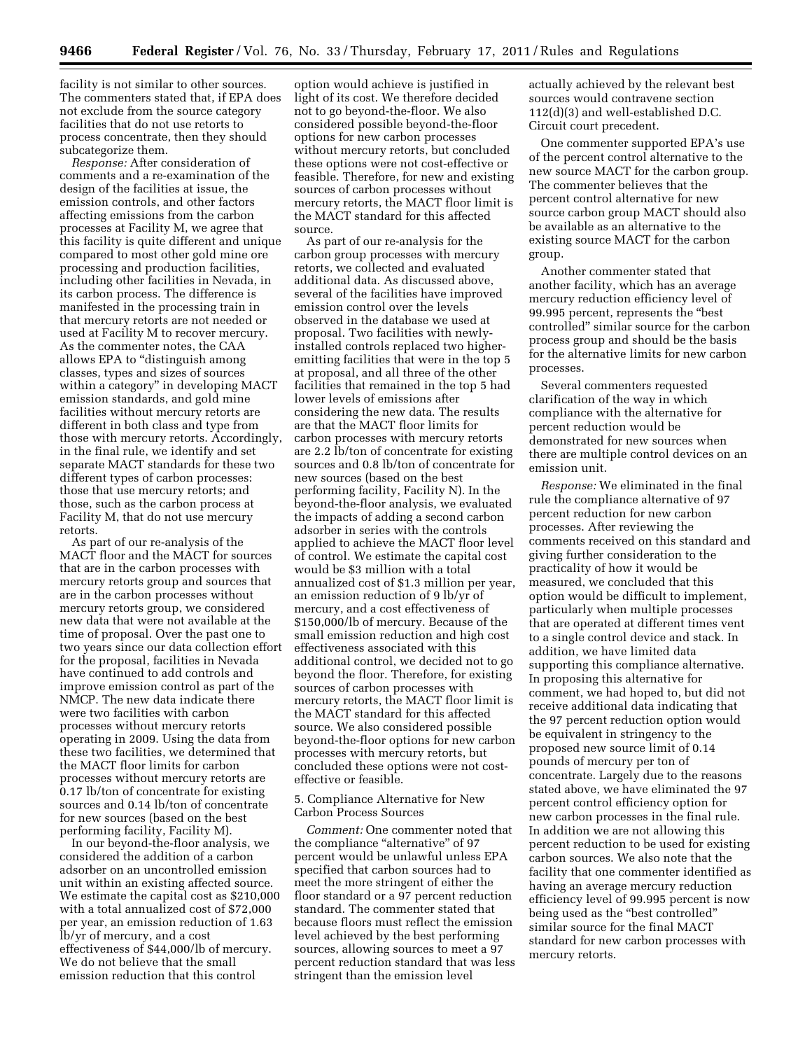facility is not similar to other sources. The commenters stated that, if EPA does not exclude from the source category facilities that do not use retorts to process concentrate, then they should subcategorize them.

*Response:* After consideration of comments and a re-examination of the design of the facilities at issue, the emission controls, and other factors affecting emissions from the carbon processes at Facility M, we agree that this facility is quite different and unique compared to most other gold mine ore processing and production facilities, including other facilities in Nevada, in its carbon process. The difference is manifested in the processing train in that mercury retorts are not needed or used at Facility M to recover mercury. As the commenter notes, the CAA allows EPA to "distinguish among classes, types and sizes of sources within a category" in developing MACT emission standards, and gold mine facilities without mercury retorts are different in both class and type from those with mercury retorts. Accordingly, in the final rule, we identify and set separate MACT standards for these two different types of carbon processes: those that use mercury retorts; and those, such as the carbon process at Facility M, that do not use mercury retorts.

As part of our re-analysis of the MACT floor and the MACT for sources that are in the carbon processes with mercury retorts group and sources that are in the carbon processes without mercury retorts group, we considered new data that were not available at the time of proposal. Over the past one to two years since our data collection effort for the proposal, facilities in Nevada have continued to add controls and improve emission control as part of the NMCP. The new data indicate there were two facilities with carbon processes without mercury retorts operating in 2009. Using the data from these two facilities, we determined that the MACT floor limits for carbon processes without mercury retorts are 0.17 lb/ton of concentrate for existing sources and 0.14 lb/ton of concentrate for new sources (based on the best performing facility, Facility M).

In our beyond-the-floor analysis, we considered the addition of a carbon adsorber on an uncontrolled emission unit within an existing affected source. We estimate the capital cost as $210,000 with a total annualized cost of $72,000 per year, an emission reduction of 1.63 lb/yr of mercury, and a cost effectiveness of $44,000/lb of mercury. We do not believe that the small emission reduction that this control option would achieve is justified in light of its cost. We therefore decided not to go beyond-the-floor. We also considered possible beyond-the-floor options for new carbon processes without mercury retorts, but concluded these options were not cost-effective or feasible. Therefore, for new and existing sources of carbon processes without mercury retorts, the MACT floor limit is the MACT standard for this affected source.

As part of our re-analysis for the carbon group processes with mercury retorts, we collected and evaluated additional data. As discussed above, several of the facilities have improved emission control over the levels observed in the database we used at proposal. Two facilities with newly-installed controls replaced two higher-emitting facilities that were in the top 5 at proposal, and all three of the other facilities that remained in the top 5 had lower levels of emissions after considering the new data. The results are that the MACT floor limits for carbon processes with mercury retorts are 2.2 lb/ton of concentrate for existing sources and 0.8 lb/ton of concentrate for new sources (based on the best performing facility, Facility N). In the beyond-the-floor analysis, we evaluated the impacts of adding a second carbon adsorber in series with the controls applied to achieve the MACT floor level of control. We estimate the capital cost would be $3 million with a total annualized cost of $1.3 million per year, an emission reduction of 9 lb/yr of mercury, and a cost effectiveness of $150,000/lb of mercury. Because of the small emission reduction and high cost effectiveness associated with this additional control, we decided not to go beyond the floor. Therefore, for existing sources of carbon processes with mercury retorts, the MACT floor limit is the MACT standard for this affected source. We also considered possible beyond-the-floor options for new carbon processes with mercury retorts, but concluded these options were not cost-effective or feasible.

5. Compliance Alternative for New Carbon Process Sources

*Comment:* One commenter noted that the compliance "alternative" of 97 percent would be unlawful unless EPA specified that carbon sources had to meet the more stringent of either the floor standard or a 97 percent reduction standard. The commenter stated that because floors must reflect the emission level achieved by the best performing sources, allowing sources to meet a 97 percent reduction standard that was less stringent than the emission level actually achieved by the relevant best sources would contravene section 112(d)(3) and well-established D.C. Circuit court precedent.

One commenter supported EPA's use of the percent control alternative to the new source MACT for the carbon group. The commenter believes that the percent control alternative for new source carbon group MACT should also be available as an alternative to the existing source MACT for the carbon group.

Another commenter stated that another facility, which has an average mercury reduction efficiency level of 99.995 percent, represents the "best controlled" similar source for the carbon process group and should be the basis for the alternative limits for new carbon processes.

Several commenters requested clarification of the way in which compliance with the alternative for percent reduction would be demonstrated for new sources when there are multiple control devices on an emission unit.

*Response:* We eliminated in the final rule the compliance alternative of 97 percent reduction for new carbon processes. After reviewing the comments received on this standard and giving further consideration to the practicality of how it would be measured, we concluded that this option would be difficult to implement, particularly when multiple processes that are operated at different times vent to a single control device and stack. In addition, we have limited data supporting this compliance alternative. In proposing this alternative for comment, we had hoped to, but did not receive additional data indicating that the 97 percent reduction option would be equivalent in stringency to the proposed new source limit of 0.14 pounds of mercury per ton of concentrate. Largely due to the reasons stated above, we have eliminated the 97 percent control efficiency option for new carbon processes in the final rule. In addition we are not allowing this percent reduction to be used for existing carbon sources. We also note that the facility that one commenter identified as having an average mercury reduction efficiency level of 99.995 percent is now being used as the "best controlled" similar source for the final MACT standard for new carbon processes with mercury retorts.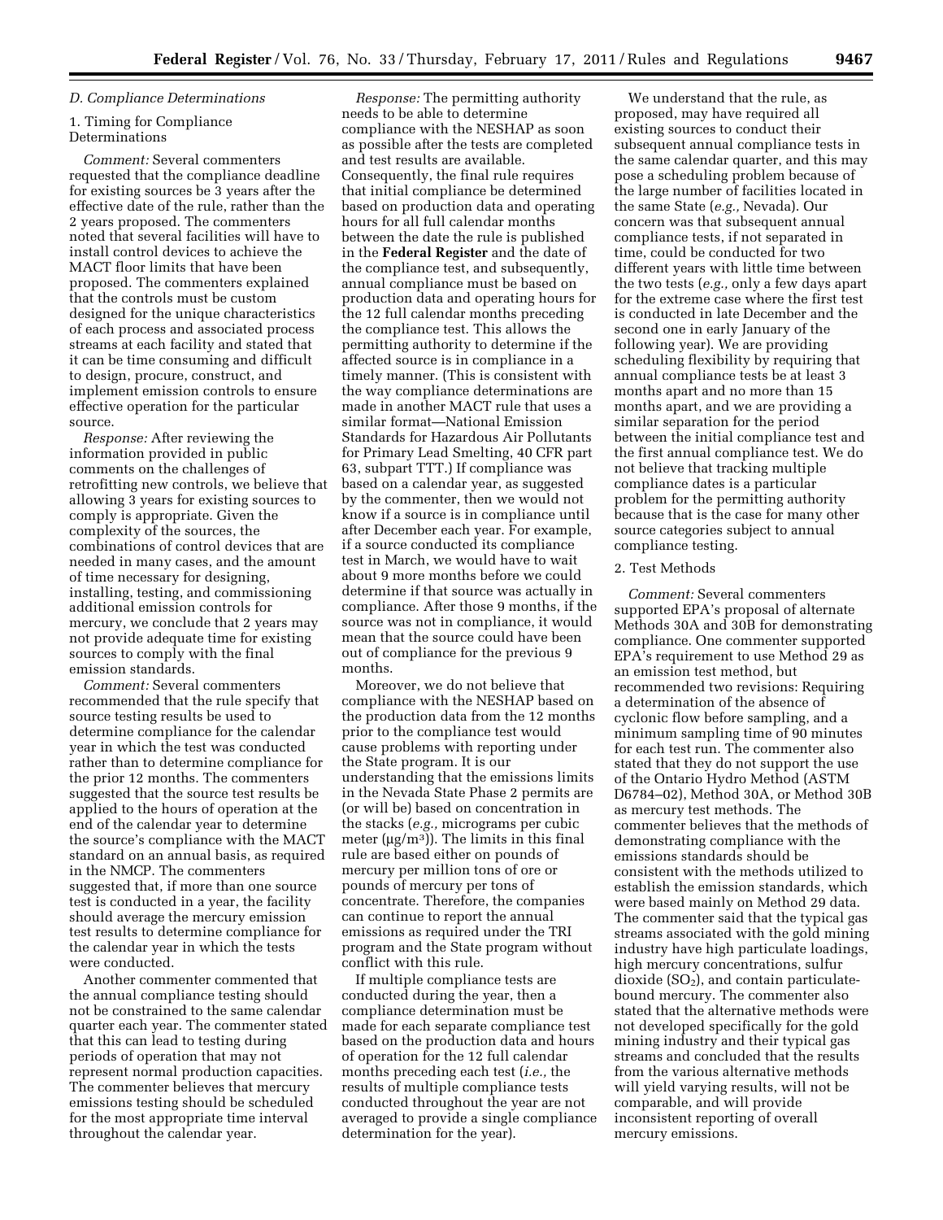### D. Compliance Determinations

1. Timing for Compliance Determinations

*Comment:* Several commenters requested that the compliance deadline for existing sources be 3 years after the effective date of the rule, rather than the 2 years proposed. The commenters noted that several facilities will have to install control devices to achieve the MACT floor limits that have been proposed. The commenters explained that the controls must be custom designed for the unique characteristics of each process and associated process streams at each facility and stated that it can be time consuming and difficult to design, procure, construct, and implement emission controls to ensure effective operation for the particular source.

*Response:* After reviewing the information provided in public comments on the challenges of retrofitting new controls, we believe that allowing 3 years for existing sources to comply is appropriate. Given the complexity of the sources, the combinations of control devices that are needed in many cases, and the amount of time necessary for designing, installing, testing, and commissioning additional emission controls for mercury, we conclude that 2 years may not provide adequate time for existing sources to comply with the final emission standards.

*Comment:* Several commenters recommended that the rule specify that source testing results be used to determine compliance for the calendar year in which the test was conducted rather than to determine compliance for the prior 12 months. The commenters suggested that the source test results be applied to the hours of operation at the end of the calendar year to determine the source's compliance with the MACT standard on an annual basis, as required in the NMCP. The commenters suggested that, if more than one source test is conducted in a year, the facility should average the mercury emission test results to determine compliance for the calendar year in which the tests were conducted.

Another commenter commented that the annual compliance testing should not be constrained to the same calendar quarter each year. The commenter stated that this can lead to testing during periods of operation that may not represent normal production capacities. The commenter believes that mercury emissions testing should be scheduled for the most appropriate time interval throughout the calendar year.

*Response:* The permitting authority needs to be able to determine compliance with the NESHAP as soon as possible after the tests are completed and test results are available. Consequently, the final rule requires that initial compliance be determined based on production data and operating hours for all full calendar months between the date the rule is published in the **Federal Register** and the date of the compliance test, and subsequently, annual compliance must be based on production data and operating hours for the 12 full calendar months preceding the compliance test. This allows the permitting authority to determine if the affected source is in compliance in a timely manner. (This is consistent with the way compliance determinations are made in another MACT rule that uses a similar format—National Emission Standards for Hazardous Air Pollutants for Primary Lead Smelting, 40 CFR part 63, subpart TTT.) If compliance was based on a calendar year, as suggested by the commenter, then we would not know if a source is in compliance until after December each year. For example, if a source conducted its compliance test in March, we would have to wait about 9 more months before we could determine if that source was actually in compliance. After those 9 months, if the source was not in compliance, it would mean that the source could have been out of compliance for the previous 9 months.

Moreover, we do not believe that compliance with the NESHAP based on the production data from the 12 months prior to the compliance test would cause problems with reporting under the State program. It is our understanding that the emissions limits in the Nevada State Phase 2 permits are (or will be) based on concentration in the stacks (*e.g.,* micrograms per cubic meter ($\mu g/m^3$)). The limits in this final rule are based either on pounds of mercury per million tons of ore or pounds of mercury per tons of concentrate. Therefore, the companies can continue to report the annual emissions as required under the TRI program and the State program without conflict with this rule.

If multiple compliance tests are conducted during the year, then a compliance determination must be made for each separate compliance test based on the production data and hours of operation for the 12 full calendar months preceding each test (*i.e.,* the results of multiple compliance tests conducted throughout the year are not averaged to provide a single compliance determination for the year).

We understand that the rule, as proposed, may have required all existing sources to conduct their subsequent annual compliance tests in the same calendar quarter, and this may pose a scheduling problem because of the large number of facilities located in the same State (*e.g.,* Nevada). Our concern was that subsequent annual compliance tests, if not separated in time, could be conducted for two different years with little time between the two tests (*e.g.,* only a few days apart for the extreme case where the first test is conducted in late December and the second one in early January of the following year). We are providing scheduling flexibility by requiring that annual compliance tests be at least 3 months apart and no more than 15 months apart, and we are providing a similar separation for the period between the initial compliance test and the first annual compliance test. We do not believe that tracking multiple compliance dates is a particular problem for the permitting authority because that is the case for many other source categories subject to annual compliance testing.

2. Test Methods

*Comment:* Several commenters supported EPA's proposal of alternate Methods 30A and 30B for demonstrating compliance. One commenter supported EPA's requirement to use Method 29 as an emission test method, but recommended two revisions: Requiring a determination of the absence of cyclonic flow before sampling, and a minimum sampling time of 90 minutes for each test run. The commenter also stated that they do not support the use of the Ontario Hydro Method (ASTM D6784–02), Method 30A, or Method 30B as mercury test methods. The commenter believes that the methods of demonstrating compliance with the emissions standards should be consistent with the methods utilized to establish the emission standards, which were based mainly on Method 29 data. The commenter said that the typical gas streams associated with the gold mining industry have high particulate loadings, high mercury concentrations, sulfur dioxide ($SO_2$), and contain particulate-bound mercury. The commenter also stated that the alternative methods were not developed specifically for the gold mining industry and their typical gas streams and concluded that the results from the various alternative methods will yield varying results, will not be comparable, and will provide inconsistent reporting of overall mercury emissions.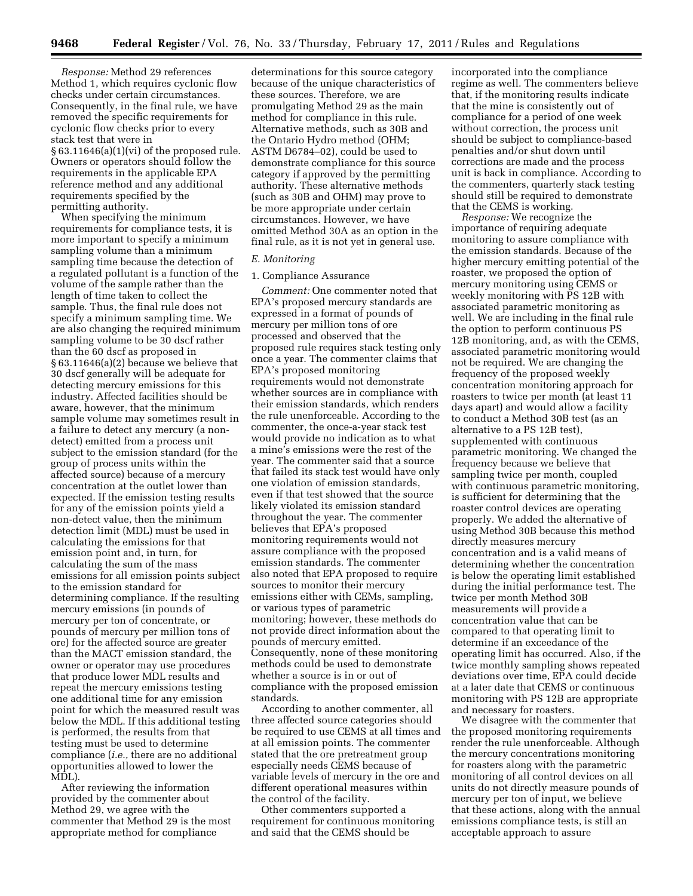*Response:* Method 29 references Method 1, which requires cyclonic flow checks under certain circumstances. Consequently, in the final rule, we have removed the specific requirements for cyclonic flow checks prior to every stack test that were in § 63.11646(a)(1)(vi) of the proposed rule. Owners or operators should follow the requirements in the applicable EPA reference method and any additional requirements specified by the permitting authority.

When specifying the minimum requirements for compliance tests, it is more important to specify a minimum sampling volume than a minimum sampling time because the detection of a regulated pollutant is a function of the volume of the sample rather than the length of time taken to collect the sample. Thus, the final rule does not specify a minimum sampling time. We are also changing the required minimum sampling volume to be 30 dscf rather than the 60 dscf as proposed in § 63.11646(a)(2) because we believe that 30 dscf generally will be adequate for detecting mercury emissions for this industry. Affected facilities should be aware, however, that the minimum sample volume may sometimes result in a failure to detect any mercury (a non-detect) emitted from a process unit subject to the emission standard (for the group of process units within the affected source) because of a mercury concentration at the outlet lower than expected. If the emission testing results for any of the emission points yield a non-detect value, then the minimum detection limit (MDL) must be used in calculating the emissions for that emission point and, in turn, for calculating the sum of the mass emissions for all emission points subject to the emission standard for determining compliance. If the resulting mercury emissions (in pounds of mercury per ton of concentrate, or pounds of mercury per million tons of ore) for the affected source are greater than the MACT emission standard, the owner or operator may use procedures that produce lower MDL results and repeat the mercury emissions testing one additional time for any emission point for which the measured result was below the MDL. If this additional testing is performed, the results from that testing must be used to determine compliance (*i.e.,* there are no additional opportunities allowed to lower the MDL).

After reviewing the information provided by the commenter about Method 29, we agree with the commenter that Method 29 is the most appropriate method for compliance determinations for this source category because of the unique characteristics of these sources. Therefore, we are promulgating Method 29 as the main method for compliance in this rule. Alternative methods, such as 30B and the Ontario Hydro method (OHM; ASTM D6784–02), could be used to demonstrate compliance for this source category if approved by the permitting authority. These alternative methods (such as 30B and OHM) may prove to be more appropriate under certain circumstances. However, we have omitted Method 30A as an option in the final rule, as it is not yet in general use.

### *E. Monitoring*

#### 1. Compliance Assurance

*Comment:* One commenter noted that EPA's proposed mercury standards are expressed in a format of pounds of mercury per million tons of ore processed and observed that the proposed rule requires stack testing only once a year. The commenter claims that EPA's proposed monitoring requirements would not demonstrate whether sources are in compliance with their emission standards, which renders the rule unenforceable. According to the commenter, the once-a-year stack test would provide no indication as to what a mine's emissions were the rest of the year. The commenter said that a source that failed its stack test would have only one violation of emission standards, even if that test showed that the source likely violated its emission standard throughout the year. The commenter believes that EPA's proposed monitoring requirements would not assure compliance with the proposed emission standards. The commenter also noted that EPA proposed to require sources to monitor their mercury emissions either with CEMs, sampling, or various types of parametric monitoring; however, these methods do not provide direct information about the pounds of mercury emitted. Consequently, none of these monitoring methods could be used to demonstrate whether a source is in or out of compliance with the proposed emission standards.

According to another commenter, all three affected source categories should be required to use CEMS at all times and at all emission points. The commenter stated that the ore pretreatment group especially needs CEMS because of variable levels of mercury in the ore and different operational measures within the control of the facility.

Other commenters supported a requirement for continuous monitoring and said that the CEMS should be incorporated into the compliance regime as well. The commenters believe that, if the monitoring results indicate that the mine is consistently out of compliance for a period of one week without correction, the process unit should be subject to compliance-based penalties and/or shut down until corrections are made and the process unit is back in compliance. According to the commenters, quarterly stack testing should still be required to demonstrate that the CEMS is working.

*Response:* We recognize the importance of requiring adequate monitoring to assure compliance with the emission standards. Because of the higher mercury emitting potential of the roaster, we proposed the option of mercury monitoring using CEMS or weekly monitoring with PS 12B with associated parametric monitoring as well. We are including in the final rule the option to perform continuous PS 12B monitoring, and, as with the CEMS, associated parametric monitoring would not be required. We are changing the frequency of the proposed weekly concentration monitoring approach for roasters to twice per month (at least 11 days apart) and would allow a facility to conduct a Method 30B test (as an alternative to a PS 12B test), supplemented with continuous parametric monitoring. We changed the frequency because we believe that sampling twice per month, coupled with continuous parametric monitoring, is sufficient for determining that the roaster control devices are operating properly. We added the alternative of using Method 30B because this method directly measures mercury concentration and is a valid means of determining whether the concentration is below the operating limit established during the initial performance test. The twice per month Method 30B measurements will provide a concentration value that can be compared to that operating limit to determine if an exceedance of the operating limit has occurred. Also, if the twice monthly sampling shows repeated deviations over time, EPA could decide at a later date that CEMS or continuous monitoring with PS 12B are appropriate and necessary for roasters.

We disagree with the commenter that the proposed monitoring requirements render the rule unenforceable. Although the mercury concentrations monitoring for roasters along with the parametric monitoring of all control devices on all units do not directly measure pounds of mercury per ton of input, we believe that these actions, along with the annual emissions compliance tests, is still an acceptable approach to assure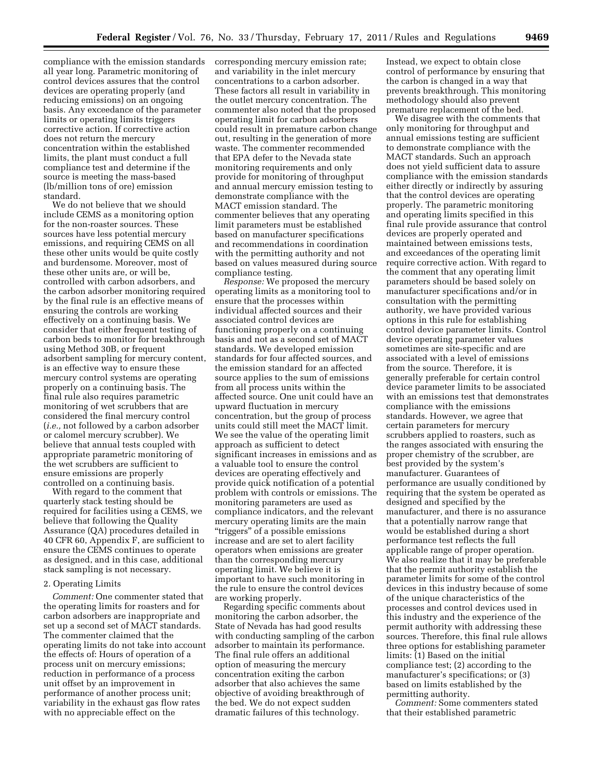compliance with the emission standards all year long. Parametric monitoring of control devices assures that the control devices are operating properly (and reducing emissions) on an ongoing basis. Any exceedance of the parameter limits or operating limits triggers corrective action. If corrective action does not return the mercury concentration within the established limits, the plant must conduct a full compliance test and determine if the source is meeting the mass-based (lb/million tons of ore) emission standard.

We do not believe that we should include CEMS as a monitoring option for the non-roaster sources. These sources have less potential mercury emissions, and requiring CEMS on all these other units would be quite costly and burdensome. Moreover, most of these other units are, or will be, controlled with carbon adsorbers, and the carbon adsorber monitoring required by the final rule is an effective means of ensuring the controls are working effectively on a continuing basis. We consider that either frequent testing of carbon beds to monitor for breakthrough using Method 30B, or frequent adsorbent sampling for mercury content, is an effective way to ensure these mercury control systems are operating properly on a continuing basis. The final rule also requires parametric monitoring of wet scrubbers that are considered the final mercury control (*i.e.,* not followed by a carbon adsorber or calomel mercury scrubber). We believe that annual tests coupled with appropriate parametric monitoring of the wet scrubbers are sufficient to ensure emissions are properly controlled on a continuing basis.

With regard to the comment that quarterly stack testing should be required for facilities using a CEMS, we believe that following the Quality Assurance (QA) procedures detailed in 40 CFR 60, Appendix F, are sufficient to ensure the CEMS continues to operate as designed, and in this case, additional stack sampling is not necessary.

2. Operating Limits

*Comment:* One commenter stated that the operating limits for roasters and for carbon adsorbers are inappropriate and set up a second set of MACT standards. The commenter claimed that the operating limits do not take into account the effects of: Hours of operation of a process unit on mercury emissions; reduction in performance of a process unit offset by an improvement in performance of another process unit; variability in the exhaust gas flow rates with no appreciable effect on the corresponding mercury emission rate; and variability in the inlet mercury concentrations to a carbon adsorber. These factors all result in variability in the outlet mercury concentration. The commenter also noted that the proposed operating limit for carbon adsorbers could result in premature carbon change out, resulting in the generation of more waste. The commenter recommended that EPA defer to the Nevada state monitoring requirements and only provide for monitoring of throughput and annual mercury emission testing to demonstrate compliance with the MACT emission standard. The commenter believes that any operating limit parameters must be established based on manufacturer specifications and recommendations in coordination with the permitting authority and not based on values measured during source compliance testing.

*Response:* We proposed the mercury operating limits as a monitoring tool to ensure that the processes within individual affected sources and their associated control devices are functioning properly on a continuing basis and not as a second set of MACT standards. We developed emission standards for four affected sources, and the emission standard for an affected source applies to the sum of emissions from all process units within the affected source. One unit could have an upward fluctuation in mercury concentration, but the group of process units could still meet the MACT limit. We see the value of the operating limit approach as sufficient to detect significant increases in emissions and as a valuable tool to ensure the control devices are operating effectively and provide quick notification of a potential problem with controls or emissions. The monitoring parameters are used as compliance indicators, and the relevant mercury operating limits are the main "triggers" of a possible emissions increase and are set to alert facility operators when emissions are greater than the corresponding mercury operating limit. We believe it is important to have such monitoring in the rule to ensure the control devices are working properly.

Regarding specific comments about monitoring the carbon adsorber, the State of Nevada has had good results with conducting sampling of the carbon adsorber to maintain its performance. The final rule offers an additional option of measuring the mercury concentration exiting the carbon adsorber that also achieves the same objective of avoiding breakthrough of the bed. We do not expect sudden dramatic failures of this technology. Instead, we expect to obtain close control of performance by ensuring that the carbon is changed in a way that prevents breakthrough. This monitoring methodology should also prevent premature replacement of the bed.

We disagree with the comments that only monitoring for throughput and annual emissions testing are sufficient to demonstrate compliance with the MACT standards. Such an approach does not yield sufficient data to assure compliance with the emission standards either directly or indirectly by assuring that the control devices are operating properly. The parametric monitoring and operating limits specified in this final rule provide assurance that control devices are properly operated and maintained between emissions tests, and exceedances of the operating limit require corrective action. With regard to the comment that any operating limit parameters should be based solely on manufacturer specifications and/or in consultation with the permitting authority, we have provided various options in this rule for establishing control device parameter limits. Control device operating parameter values sometimes are site-specific and are associated with a level of emissions from the source. Therefore, it is generally preferable for certain control device parameter limits to be associated with an emissions test that demonstrates compliance with the emissions standards. However, we agree that certain parameters for mercury scrubbers applied to roasters, such as the ranges associated with ensuring the proper chemistry of the scrubber, are best provided by the system's manufacturer. Guarantees of performance are usually conditioned by requiring that the system be operated as designed and specified by the manufacturer, and there is no assurance that a potentially narrow range that would be established during a short performance test reflects the full applicable range of proper operation. We also realize that it may be preferable that the permit authority establish the parameter limits for some of the control devices in this industry because of some of the unique characteristics of the processes and control devices used in this industry and the experience of the permit authority with addressing these sources. Therefore, this final rule allows three options for establishing parameter limits: (1) Based on the initial compliance test; (2) according to the manufacturer's specifications; or (3) based on limits established by the permitting authority.

*Comment:* Some commenters stated that their established parametric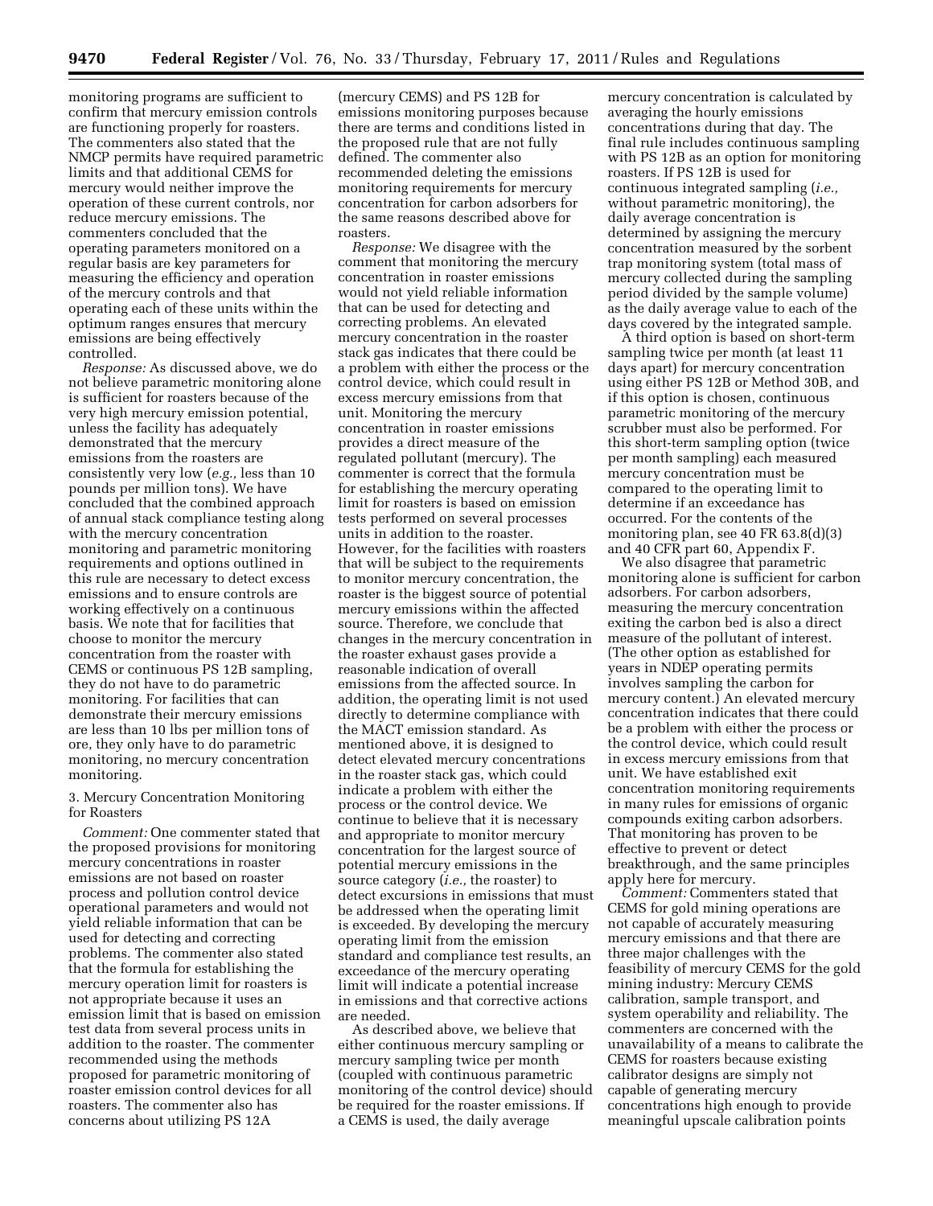monitoring programs are sufficient to confirm that mercury emission controls are functioning properly for roasters. The commenters also stated that the NMCP permits have required parametric limits and that additional CEMS for mercury would neither improve the operation of these current controls, nor reduce mercury emissions. The commenters concluded that the operating parameters monitored on a regular basis are key parameters for measuring the efficiency and operation of the mercury controls and that operating each of these units within the optimum ranges ensures that mercury emissions are being effectively controlled.

*Response:* As discussed above, we do not believe parametric monitoring alone is sufficient for roasters because of the very high mercury emission potential, unless the facility has adequately demonstrated that the mercury emissions from the roasters are consistently very low (*e.g.,* less than 10 pounds per million tons). We have concluded that the combined approach of annual stack compliance testing along with the mercury concentration monitoring and parametric monitoring requirements and options outlined in this rule are necessary to detect excess emissions and to ensure controls are working effectively on a continuous basis. We note that for facilities that choose to monitor the mercury concentration from the roaster with CEMS or continuous PS 12B sampling, they do not have to do parametric monitoring. For facilities that can demonstrate their mercury emissions are less than 10 lbs per million tons of ore, they only have to do parametric monitoring, no mercury concentration monitoring.

3. Mercury Concentration Monitoring for Roasters

*Comment:* One commenter stated that the proposed provisions for monitoring mercury concentrations in roaster emissions are not based on roaster process and pollution control device operational parameters and would not yield reliable information that can be used for detecting and correcting problems. The commenter also stated that the formula for establishing the mercury operation limit for roasters is not appropriate because it uses an emission limit that is based on emission test data from several process units in addition to the roaster. The commenter recommended using the methods proposed for parametric monitoring of roaster emission control devices for all roasters. The commenter also has concerns about utilizing PS 12A (mercury CEMS) and PS 12B for emissions monitoring purposes because there are terms and conditions listed in the proposed rule that are not fully defined. The commenter also recommended deleting the emissions monitoring requirements for mercury concentration for carbon adsorbers for the same reasons described above for roasters.

*Response:* We disagree with the comment that monitoring the mercury concentration in roaster emissions would not yield reliable information that can be used for detecting and correcting problems. An elevated mercury concentration in the roaster stack gas indicates that there could be a problem with either the process or the control device, which could result in excess mercury emissions from that unit. Monitoring the mercury concentration in roaster emissions provides a direct measure of the regulated pollutant (mercury). The commenter is correct that the formula for establishing the mercury operating limit for roasters is based on emission tests performed on several processes units in addition to the roaster. However, for the facilities with roasters that will be subject to the requirements to monitor mercury concentration, the roaster is the biggest source of potential mercury emissions within the affected source. Therefore, we conclude that changes in the mercury concentration in the roaster exhaust gases provide a reasonable indication of overall emissions from the affected source. In addition, the operating limit is not used directly to determine compliance with the MACT emission standard. As mentioned above, it is designed to detect elevated mercury concentrations in the roaster stack gas, which could indicate a problem with either the process or the control device. We continue to believe that it is necessary and appropriate to monitor mercury concentration for the largest source of potential mercury emissions in the source category (*i.e.,* the roaster) to detect excursions in emissions that must be addressed when the operating limit is exceeded. By developing the mercury operating limit from the emission standard and compliance test results, an exceedance of the mercury operating limit will indicate a potential increase in emissions and that corrective actions are needed.

As described above, we believe that either continuous mercury sampling or mercury sampling twice per month (coupled with continuous parametric monitoring of the control device) should be required for the roaster emissions. If a CEMS is used, the daily average mercury concentration is calculated by averaging the hourly emissions concentrations during that day. The final rule includes continuous sampling with PS 12B as an option for monitoring roasters. If PS 12B is used for continuous integrated sampling (*i.e.,* without parametric monitoring), the daily average concentration is determined by assigning the mercury concentration measured by the sorbent trap monitoring system (total mass of mercury collected during the sampling period divided by the sample volume) as the daily average value to each of the days covered by the integrated sample.

A third option is based on short-term sampling twice per month (at least 11 days apart) for mercury concentration using either PS 12B or Method 30B, and if this option is chosen, continuous parametric monitoring of the mercury scrubber must also be performed. For this short-term sampling option (twice per month sampling) each measured mercury concentration must be compared to the operating limit to determine if an exceedance has occurred. For the contents of the monitoring plan, see 40 FR 63.8(d)(3) and 40 CFR part 60, Appendix F.

We also disagree that parametric monitoring alone is sufficient for carbon adsorbers. For carbon adsorbers, measuring the mercury concentration exiting the carbon bed is also a direct measure of the pollutant of interest. (The other option as established for years in NDEP operating permits involves sampling the carbon for mercury content.) An elevated mercury concentration indicates that there could be a problem with either the process or the control device, which could result in excess mercury emissions from that unit. We have established exit concentration monitoring requirements in many rules for emissions of organic compounds exiting carbon adsorbers. That monitoring has proven to be effective to prevent or detect breakthrough, and the same principles apply here for mercury.

*Comment:* Commenters stated that CEMS for gold mining operations are not capable of accurately measuring mercury emissions and that there are three major challenges with the feasibility of mercury CEMS for the gold mining industry: Mercury CEMS calibration, sample transport, and system operability and reliability. The commenters are concerned with the unavailability of a means to calibrate the CEMS for roasters because existing calibrator designs are simply not capable of generating mercury concentrations high enough to provide meaningful upscale calibration points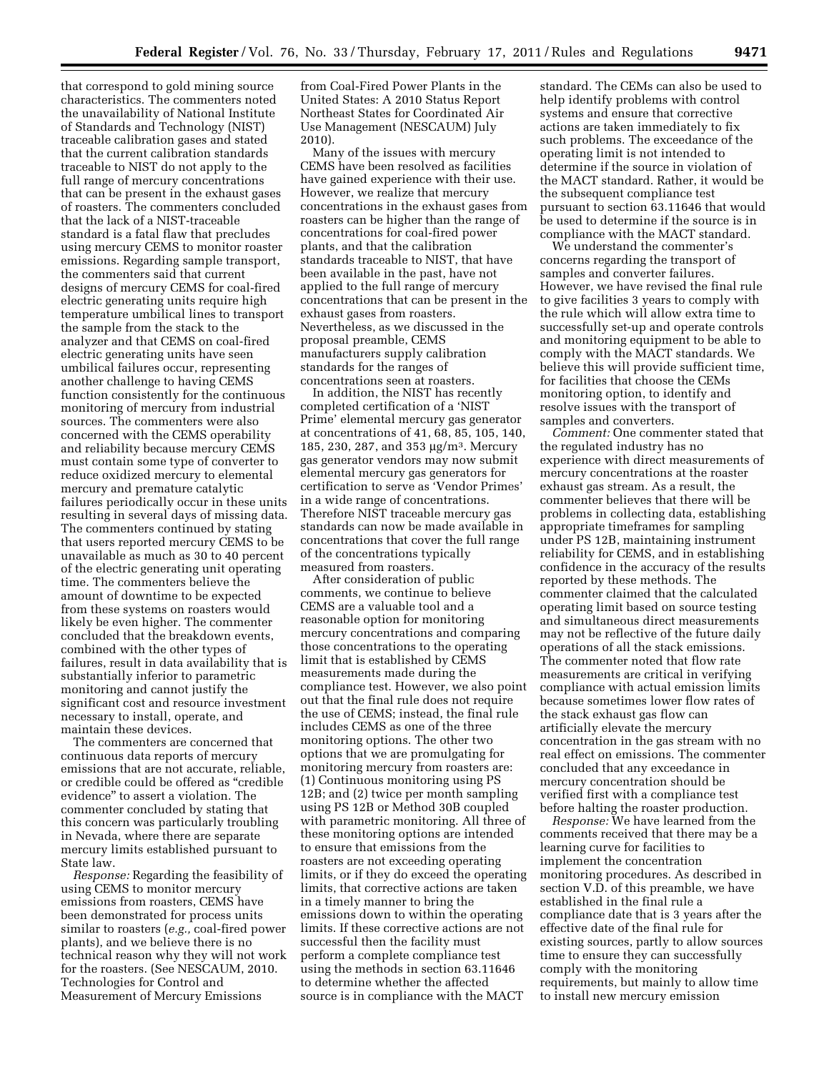that correspond to gold mining source characteristics. The commenters noted the unavailability of National Institute of Standards and Technology (NIST) traceable calibration gases and stated that the current calibration standards traceable to NIST do not apply to the full range of mercury concentrations that can be present in the exhaust gases of roasters. The commenters concluded that the lack of a NIST-traceable standard is a fatal flaw that precludes using mercury CEMS to monitor roaster emissions. Regarding sample transport, the commenters said that current designs of mercury CEMS for coal-fired electric generating units require high temperature umbilical lines to transport the sample from the stack to the analyzer and that CEMS on coal-fired electric generating units have seen umbilical failures occur, representing another challenge to having CEMS function consistently for the continuous monitoring of mercury from industrial sources. The commenters were also concerned with the CEMS operability and reliability because mercury CEMS must contain some type of converter to reduce oxidized mercury to elemental mercury and premature catalytic failures periodically occur in these units resulting in several days of missing data. The commenters continued by stating that users reported mercury CEMS to be unavailable as much as 30 to 40 percent of the electric generating unit operating time. The commenters believe the amount of downtime to be expected from these systems on roasters would likely be even higher. The commenter concluded that the breakdown events, combined with the other types of failures, result in data availability that is substantially inferior to parametric monitoring and cannot justify the significant cost and resource investment necessary to install, operate, and maintain these devices.

The commenters are concerned that continuous data reports of mercury emissions that are not accurate, reliable, or credible could be offered as "credible evidence" to assert a violation. The commenter concluded by stating that this concern was particularly troubling in Nevada, where there are separate mercury limits established pursuant to State law.

*Response:* Regarding the feasibility of using CEMS to monitor mercury emissions from roasters, CEMS have been demonstrated for process units similar to roasters (*e.g.,* coal-fired power plants), and we believe there is no technical reason why they will not work for the roasters. (See NESCAUM, 2010. Technologies for Control and Measurement of Mercury Emissions from Coal-Fired Power Plants in the United States: A 2010 Status Report Northeast States for Coordinated Air Use Management (NESCAUM) July 2010).

Many of the issues with mercury CEMS have been resolved as facilities have gained experience with their use. However, we realize that mercury concentrations in the exhaust gases from roasters can be higher than the range of concentrations for coal-fired power plants, and that the calibration standards traceable to NIST, that have been available in the past, have not applied to the full range of mercury concentrations that can be present in the exhaust gases from roasters. Nevertheless, as we discussed in the proposal preamble, CEMS manufacturers supply calibration standards for the ranges of concentrations seen at roasters.

In addition, the NIST has recently completed certification of a 'NIST Prime' elemental mercury gas generator at concentrations of 41, 68, 85, 105, 140, 185, 230, 287, and 353 μg/m$^3$. Mercury gas generator vendors may now submit elemental mercury gas generators for certification to serve as 'Vendor Primes' in a wide range of concentrations. Therefore NIST traceable mercury gas standards can now be made available in concentrations that cover the full range of the concentrations typically measured from roasters.

After consideration of public comments, we continue to believe CEMS are a valuable tool and a reasonable option for monitoring mercury concentrations and comparing those concentrations to the operating limit that is established by CEMS measurements made during the compliance test. However, we also point out that the final rule does not require the use of CEMS; instead, the final rule includes CEMS as one of the three monitoring options. The other two options that we are promulgating for monitoring mercury from roasters are: (1) Continuous monitoring using PS 12B; and (2) twice per month sampling using PS 12B or Method 30B coupled with parametric monitoring. All three of these monitoring options are intended to ensure that emissions from the roasters are not exceeding operating limits, or if they do exceed the operating limits, that corrective actions are taken in a timely manner to bring the emissions down to within the operating limits. If these corrective actions are not successful then the facility must perform a complete compliance test using the methods in section 63.11646 to determine whether the affected source is in compliance with the MACT standard. The CEMs can also be used to help identify problems with control systems and ensure that corrective actions are taken immediately to fix such problems. The exceedance of the operating limit is not intended to determine if the source in violation of the MACT standard. Rather, it would be the subsequent compliance test pursuant to section 63.11646 that would be used to determine if the source is in compliance with the MACT standard.

We understand the commenter's concerns regarding the transport of samples and converter failures. However, we have revised the final rule to give facilities 3 years to comply with the rule which will allow extra time to successfully set-up and operate controls and monitoring equipment to be able to comply with the MACT standards. We believe this will provide sufficient time, for facilities that choose the CEMs monitoring option, to identify and resolve issues with the transport of samples and converters.

*Comment:* One commenter stated that the regulated industry has no experience with direct measurements of mercury concentrations at the roaster exhaust gas stream. As a result, the commenter believes that there will be problems in collecting data, establishing appropriate timeframes for sampling under PS 12B, maintaining instrument reliability for CEMS, and in establishing confidence in the accuracy of the results reported by these methods. The commenter claimed that the calculated operating limit based on source testing and simultaneous direct measurements may not be reflective of the future daily operations of all the stack emissions. The commenter noted that flow rate measurements are critical in verifying compliance with actual emission limits because sometimes lower flow rates of the stack exhaust gas flow can artificially elevate the mercury concentration in the gas stream with no real effect on emissions. The commenter concluded that any exceedance in mercury concentration should be verified first with a compliance test before halting the roaster production.

*Response:* We have learned from the comments received that there may be a learning curve for facilities to implement the concentration monitoring procedures. As described in section V.D. of this preamble, we have established in the final rule a compliance date that is 3 years after the effective date of the final rule for existing sources, partly to allow sources time to ensure they can successfully comply with the monitoring requirements, but mainly to allow time to install new mercury emission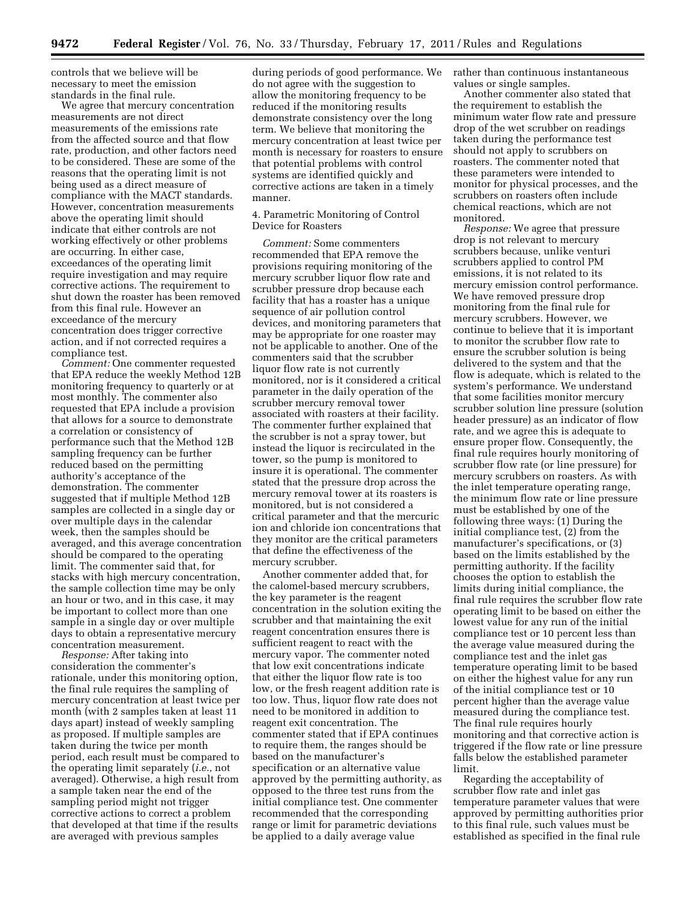controls that we believe will be necessary to meet the emission standards in the final rule.

We agree that mercury concentration measurements are not direct measurements of the emissions rate from the affected source and that flow rate, production, and other factors need to be considered. These are some of the reasons that the operating limit is not being used as a direct measure of compliance with the MACT standards. However, concentration measurements above the operating limit should indicate that either controls are not working effectively or other problems are occurring. In either case, exceedances of the operating limit require investigation and may require corrective actions. The requirement to shut down the roaster has been removed from this final rule. However an exceedance of the mercury concentration does trigger corrective action, and if not corrected requires a compliance test.

*Comment:* One commenter requested that EPA reduce the weekly Method 12B monitoring frequency to quarterly or at most monthly. The commenter also requested that EPA include a provision that allows for a source to demonstrate a correlation or consistency of performance such that the Method 12B sampling frequency can be further reduced based on the permitting authority's acceptance of the demonstration. The commenter suggested that if multiple Method 12B samples are collected in a single day or over multiple days in the calendar week, then the samples should be averaged, and this average concentration should be compared to the operating limit. The commenter said that, for stacks with high mercury concentration, the sample collection time may be only an hour or two, and in this case, it may be important to collect more than one sample in a single day or over multiple days to obtain a representative mercury concentration measurement.

*Response:* After taking into consideration the commenter's rationale, under this monitoring option, the final rule requires the sampling of mercury concentration at least twice per month (with 2 samples taken at least 11 days apart) instead of weekly sampling as proposed. If multiple samples are taken during the twice per month period, each result must be compared to the operating limit separately (*i.e.,* not averaged). Otherwise, a high result from a sample taken near the end of the sampling period might not trigger corrective actions to correct a problem that developed at that time if the results are averaged with previous samples during periods of good performance. We do not agree with the suggestion to allow the monitoring frequency to be reduced if the monitoring results demonstrate consistency over the long term. We believe that monitoring the mercury concentration at least twice per month is necessary for roasters to ensure that potential problems with control systems are identified quickly and corrective actions are taken in a timely manner.

4. Parametric Monitoring of Control Device for Roasters

*Comment:* Some commenters recommended that EPA remove the provisions requiring monitoring of the mercury scrubber liquor flow rate and scrubber pressure drop because each facility that has a roaster has a unique sequence of air pollution control devices, and monitoring parameters that may be appropriate for one roaster may not be applicable to another. One of the commenters said that the scrubber liquor flow rate is not currently monitored, nor is it considered a critical parameter in the daily operation of the scrubber mercury removal tower associated with roasters at their facility. The commenter further explained that the scrubber is not a spray tower, but instead the liquor is recirculated in the tower, so the pump is monitored to insure it is operational. The commenter stated that the pressure drop across the mercury removal tower at its roasters is monitored, but is not considered a critical parameter and that the mercuric ion and chloride ion concentrations that they monitor are the critical parameters that define the effectiveness of the mercury scrubber.

Another commenter added that, for the calomel-based mercury scrubbers, the key parameter is the reagent concentration in the solution exiting the scrubber and that maintaining the exit reagent concentration ensures there is sufficient reagent to react with the mercury vapor. The commenter noted that low exit concentrations indicate that either the liquor flow rate is too low, or the fresh reagent addition rate is too low. Thus, liquor flow rate does not need to be monitored in addition to reagent exit concentration. The commenter stated that if EPA continues to require them, the ranges should be based on the manufacturer's specification or an alternative value approved by the permitting authority, as opposed to the three test runs from the initial compliance test. One commenter recommended that the corresponding range or limit for parametric deviations be applied to a daily average value rather than continuous instantaneous values or single samples.

Another commenter also stated that the requirement to establish the minimum water flow and pressure drop of the wet scrubber on readings taken during the performance test should not apply to scrubbers on roasters. The commenter noted that these parameters were intended to monitor for physical processes, and the scrubbers on roasters often include chemical reactions, which are not monitored.

*Response:* We agree that pressure drop is not relevant to mercury scrubbers because, unlike venturi scrubbers applied to control PM emissions, it is not related to its mercury emission control performance. We have removed pressure drop monitoring from the final rule for mercury scrubbers. However, we continue to believe that it is important to monitor the scrubber flow rate to ensure the scrubber solution is being delivered to the system and that the flow is adequate, which is related to the system's performance. We understand that some facilities monitor mercury scrubber solution line pressure (solution header pressure) as an indicator of flow rate, and we agree this is adequate to ensure proper flow. Consequently, the final rule requires hourly monitoring of scrubber flow rate (or line pressure) for mercury scrubbers on roasters. As with the inlet temperature operating range, the minimum flow rate or line pressure must be established by one of the following three ways: (1) During the initial compliance test, (2) from the manufacturer's specifications, or (3) based on the limits established by the permitting authority. If the facility chooses the option to establish the limits during initial compliance, the final rule requires the scrubber flow rate operating limit to be based on either the lowest value for any run of the initial compliance test or 10 percent less than the average value measured during the compliance test and the inlet gas temperature operating limit to be based on either the highest value for any run of the initial compliance test or 10 percent higher than the average value measured during the compliance test. The final rule requires hourly monitoring and that corrective action is triggered if the flow rate or line pressure falls below the established parameter limit.

Regarding the acceptability of scrubber flow rate and inlet gas temperature parameter values that were approved by permitting authorities prior to this final rule, such values must be established as specified in the final rule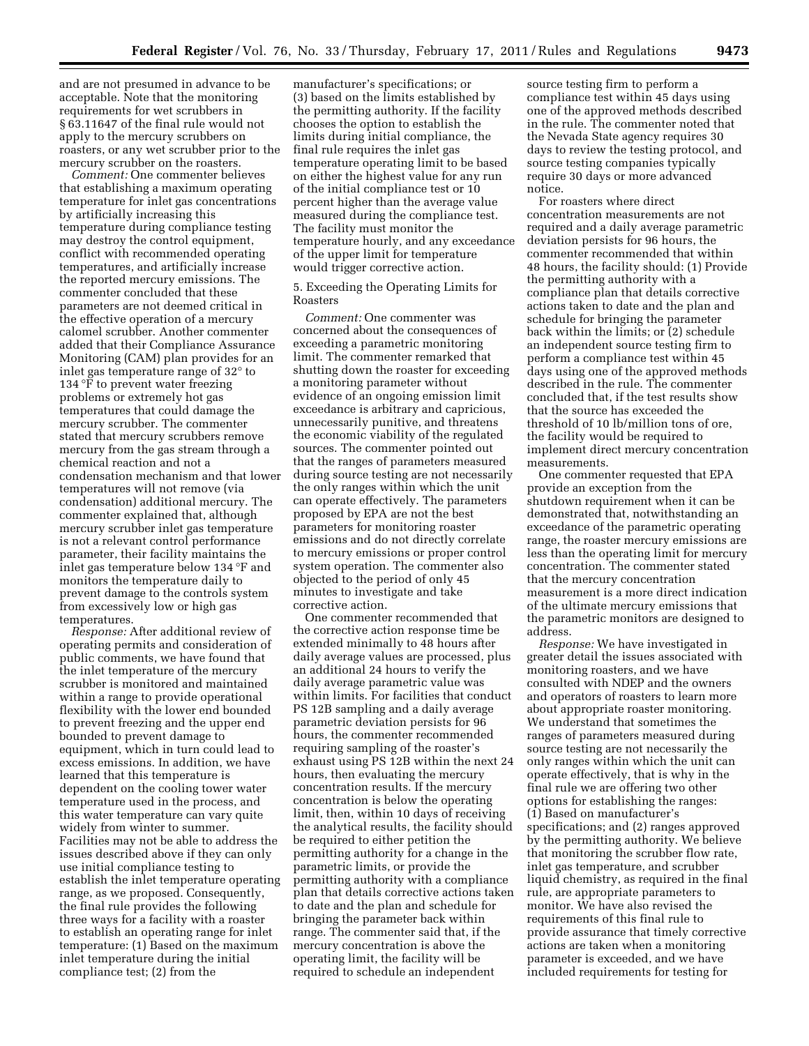and are not presumed in advance to be acceptable. Note that the monitoring requirements for wet scrubbers in § 63.11647 of the final rule would not apply to the mercury scrubbers on roasters, or any wet scrubber prior to the mercury scrubber on the roasters.

*Comment:* One commenter believes that establishing a maximum operating temperature for inlet gas concentrations by artificially increasing this temperature during compliance testing may destroy the control equipment, conflict with recommended operating temperatures, and artificially increase the reported mercury emissions. The commenter concluded that these parameters are not deemed critical in the effective operation of a mercury calomel scrubber. Another commenter added that their Compliance Assurance Monitoring (CAM) plan provides for an inlet gas temperature range of 32° to 134 °F to prevent water freezing problems or extremely hot gas temperatures that could damage the mercury scrubber. The commenter stated that mercury scrubbers remove mercury from the gas stream through a chemical reaction and not a condensation mechanism and that lower temperatures will not remove (via condensation) additional mercury. The commenter explained that, although mercury scrubber inlet gas temperature is not a relevant control performance parameter, their facility maintains the inlet gas temperature below 134 °F and monitors the temperature daily to prevent damage to the controls system from excessively low or high gas temperatures.

*Response:* After additional review of operating permits and consideration of public comments, we have found that the inlet temperature of the mercury scrubber is monitored and maintained within a range to provide operational flexibility with the lower end bounded to prevent freezing and the upper end bounded to prevent damage to equipment, which in turn could lead to excess emissions. In addition, we have learned that this temperature is dependent on the cooling tower water temperature used in the process, and this water temperature can vary quite widely from winter to summer. Facilities may not be able to address the issues described above if they can only use initial compliance testing to establish the inlet temperature operating range, as we proposed. Consequently, the final rule provides the following three ways for a facility with a roaster to establish an operating range for inlet temperature: (1) Based on the maximum inlet temperature during the initial compliance test; (2) from the manufacturer's specifications; or (3) based on the limits established by the permitting authority. If the facility chooses the option to establish the limits during initial compliance, the final rule requires the inlet gas temperature operating limit to be based on either the highest value for any run of the initial compliance test or 10 percent higher than the average value measured during the compliance test. The facility must monitor the temperature hourly, and any exceedance of the upper limit for temperature would trigger corrective action.

5. Exceeding the Operating Limits for Roasters

*Comment:* One commenter was concerned about the consequences of exceeding a parametric monitoring limit. The commenter remarked that shutting down the roaster for exceeding a monitoring parameter without evidence of an ongoing emission limit exceedance is arbitrary and capricious, unnecessarily punitive, and threatens the economic viability of the regulated sources. The commenter pointed out that the ranges of parameters measured during source testing are not necessarily the only ranges within which the unit can operate effectively. The parameters proposed by EPA are not the best parameters for monitoring roaster emissions and do not directly correlate to mercury emissions or proper control system operation. The commenter also objected to the period of only 45 minutes to investigate and take corrective action.

One commenter recommended that the corrective action response time be extended minimally to 48 hours after daily average values are processed, plus an additional 24 hours to verify the daily average parametric value was within limits. For facilities that conduct PS 12B sampling and a daily average parametric deviation persists for 96 hours, the commenter recommended requiring sampling of the roaster's exhaust using PS 12B within the next 24 hours, then evaluating the mercury concentration results. If the mercury concentration is below the operating limit, then, within 10 days of receiving the analytical results, the facility should be required to either petition the permitting authority for a change in the parametric limits, or provide the permitting authority with a compliance plan that details corrective actions taken to date and the plan and schedule for bringing the parameter back within range. The commenter said that, if the mercury concentration is above the operating limit, the facility will be required to schedule an independent source testing firm to perform a compliance test within 45 days using one of the approved methods described in the rule. The commenter noted that the Nevada State agency requires 30 days to review the testing protocol, and source testing companies typically require 30 days or more advanced notice.

For roasters where direct concentration measurements are not required and a daily average parametric deviation persists for 96 hours, the commenter recommended that within 48 hours, the facility should: (1) Provide the permitting authority with a compliance plan that details corrective actions taken to date and the plan and schedule for bringing the parameter back within the limits; or (2) schedule an independent source testing firm to perform a compliance test within 45 days using one of the approved methods described in the rule. The commenter concluded that, if the test results show that the source has exceeded the threshold of 10 lb/million tons of ore, the facility would be required to implement direct mercury concentration measurements.

One commenter requested that EPA provide an exception from the shutdown requirement when it can be demonstrated that, notwithstanding an exceedance of the parametric operating range, the roaster mercury emissions are less than the operating limit for mercury concentration. The commenter stated that the mercury concentration measurement is a more direct indication of the ultimate mercury emissions that the parametric monitors are designed to address.

*Response:* We have investigated in greater detail the issues associated with monitoring roasters, and we have consulted with NDEP and the owners and operators of roasters to learn more about appropriate roaster monitoring. We understand that sometimes the ranges of parameters measured during source testing are not necessarily the only ranges within which the unit can operate effectively, that is why in the final rule we are offering two other options for establishing the ranges: (1) Based on manufacturer's specifications; and (2) ranges approved by the permitting authority. We believe that monitoring the scrubber flow rate, inlet gas temperature, and scrubber liquid chemistry, as required in the final rule, are appropriate parameters to monitor. We have also revised the requirements of this final rule to provide assurance that timely corrective actions are taken when a monitoring parameter is exceeded, and we have included requirements for testing for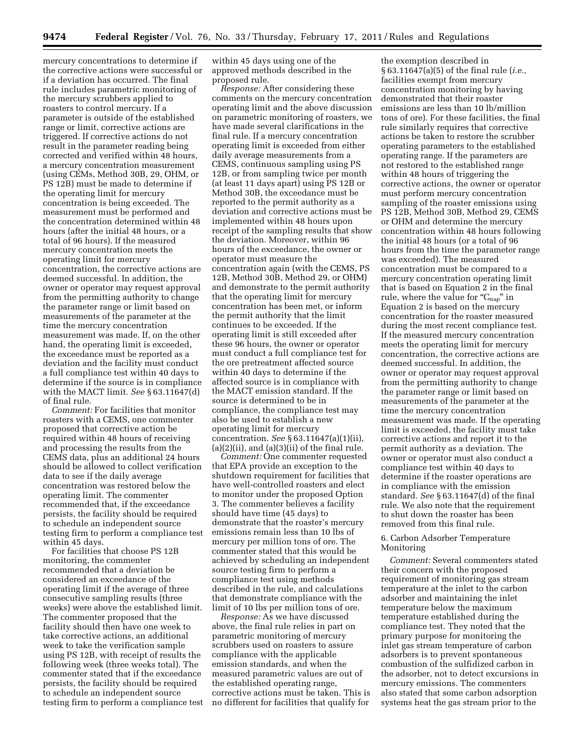mercury concentrations to determine if the corrective actions were successful or if a deviation has occurred. The final rule includes parametric monitoring of the mercury scrubbers applied to roasters to control mercury. If a parameter is outside of the established range or limit, corrective actions are triggered. If corrective actions do not result in the parameter reading being corrected and verified within 48 hours, a mercury concentration measurement (using CEMs, Method 30B, 29, OHM, or PS 12B) must be made to determine if the operating limit for mercury concentration is being exceeded. The measurement must be performed and the concentration determined within 48 hours (after the initial 48 hours, or a total of 96 hours). If the measured mercury concentration meets the operating limit for mercury concentration, the corrective actions are deemed successful. In addition, the owner or operator may request approval from the permitting authority to change the parameter range or limit based on measurements of the parameter at the time the mercury concentration measurement was made. If, on the other hand, the operating limit is exceeded, the exceedance must be reported as a deviation and the facility must conduct a full compliance test within 40 days to determine if the source is in compliance with the MACT limit. *See* § 63.11647(d) of final rule.

*Comment:* For facilities that monitor roasters with a CEMS, one commenter proposed that corrective action be required within 48 hours of receiving and processing the results from the CEMS data, plus an additional 24 hours should be allowed to collect verification data to see if the daily average concentration was restored below the operating limit. The commenter recommended that, if the exceedance persists, the facility should be required to schedule an independent source testing firm to perform a compliance test within 45 days.

For facilities that choose PS 12B monitoring, the commenter recommended that a deviation be considered an exceedance of the operating limit if the average of three consecutive sampling results (three weeks) were above the established limit. The commenter proposed that the facility should then have one week to take corrective actions, an additional week to take the verification sample using PS 12B, with receipt of results the following week (three weeks total). The commenter stated that if the exceedance persists, the facility should be required to schedule an independent source testing firm to perform a compliance test within 45 days using one of the approved methods described in the proposed rule.

*Response:* After considering these comments on the mercury concentration operating limit and the above discussion on parametric monitoring of roasters, we have made several clarifications in the final rule. If a mercury concentration operating limit is exceeded from either daily average measurements from a CEMS, continuous sampling using PS 12B, or from sampling twice per month (at least 11 days apart) using PS 12B or Method 30B, the exceedance must be reported to the permit authority as a deviation and corrective actions must be implemented within 48 hours upon receipt of the sampling results that show the deviation. Moreover, within 96 hours of the exceedance, the owner or operator must measure the concentration again (with the CEMS, PS 12B, Method 30B, Method 29, or OHM) and demonstrate to the permit authority that the operating limit for mercury concentration has been met, or inform the permit authority that the limit continues to be exceeded. If the operating limit is still exceeded after these 96 hours, the owner or operator must conduct a full compliance test for the ore pretreatment affected source within 40 days to determine if the affected source is in compliance with the MACT emission standard. If the source is determined to be in compliance, the compliance test may also be used to establish a new operating limit for mercury concentration. *See* § 63.11647(a)(1)(ii), (a)(2)(ii), and (a)(3)(ii) of the final rule.

*Comment:* One commenter requested that EPA provide an exception to the shutdown requirement for facilities that have well-controlled roasters and elect to monitor under the proposed Option 3. The commenter believes a facility should have time (45 days) to demonstrate that the roaster's mercury emissions remain less than 10 lbs of mercury per million tons of ore. The commenter stated that this would be achieved by scheduling an independent source testing firm to perform a compliance test using methods described in the rule, and calculations that demonstrate compliance with the limit of 10 lbs per million tons of ore.

*Response:* As we have discussed above, the final rule relies in part on parametric monitoring of mercury scrubbers used on roasters to assure compliance with the applicable emission standards, and when the measured parametric values are out of the established operating range, corrective actions must be taken. This is no different for facilities that qualify for the exemption described in § 63.11647(a)(5) of the final rule (*i.e.,* facilities exempt from mercury concentration monitoring by having demonstrated that their roaster emissions are less than 10 lb/million tons of ore). For these facilities, the final rule similarly requires that corrective actions be taken to restore the scrubber operating parameters to the established operating range. If the parameters are not restored to the established range within 48 hours of triggering the corrective actions, the owner or operator must perform mercury concentration sampling of the roaster emissions using PS 12B, Method 30B, Method 29, CEMS or OHM and determine the mercury concentration within 48 hours following the initial 48 hours (or a total of 96 hours from the time the parameter range was exceeded). The measured concentration must be compared to a mercury concentration operating limit that is based on Equation 2 in the final rule, where the value for "$C_{trap}$" in Equation 2 is based on the mercury concentration for the roaster measured during the most recent compliance test. If the measured mercury concentration meets the operating limit for mercury concentration, the corrective actions are deemed successful. In addition, the owner or operator may request approval from the permitting authority to change the parameter range or limit based on measurements of the parameter at the time the mercury concentration measurement was made. If the operating limit is exceeded, the facility must take corrective actions and report it to the permit authority as a deviation. The owner or operator must also conduct a compliance test within 40 days to determine if the roaster operations are in compliance with the emission standard. *See* § 63.11647(d) of the final rule. We also note that the requirement to shut down the roaster has been removed from this final rule.

### 6. Carbon Adsorber Temperature Monitoring

*Comment:* Several commenters stated their concern with the proposed requirement of monitoring gas stream temperature at the inlet to the carbon adsorber and maintaining the inlet temperature below the maximum temperature established during the compliance test. They noted that the primary purpose for monitoring the inlet gas stream temperature of carbon adsorbers is to prevent spontaneous combustion of the sulfidized carbon in the adsorber, not to detect excursions in mercury emissions. The commenters also stated that some carbon adsorption systems heat the gas stream prior to the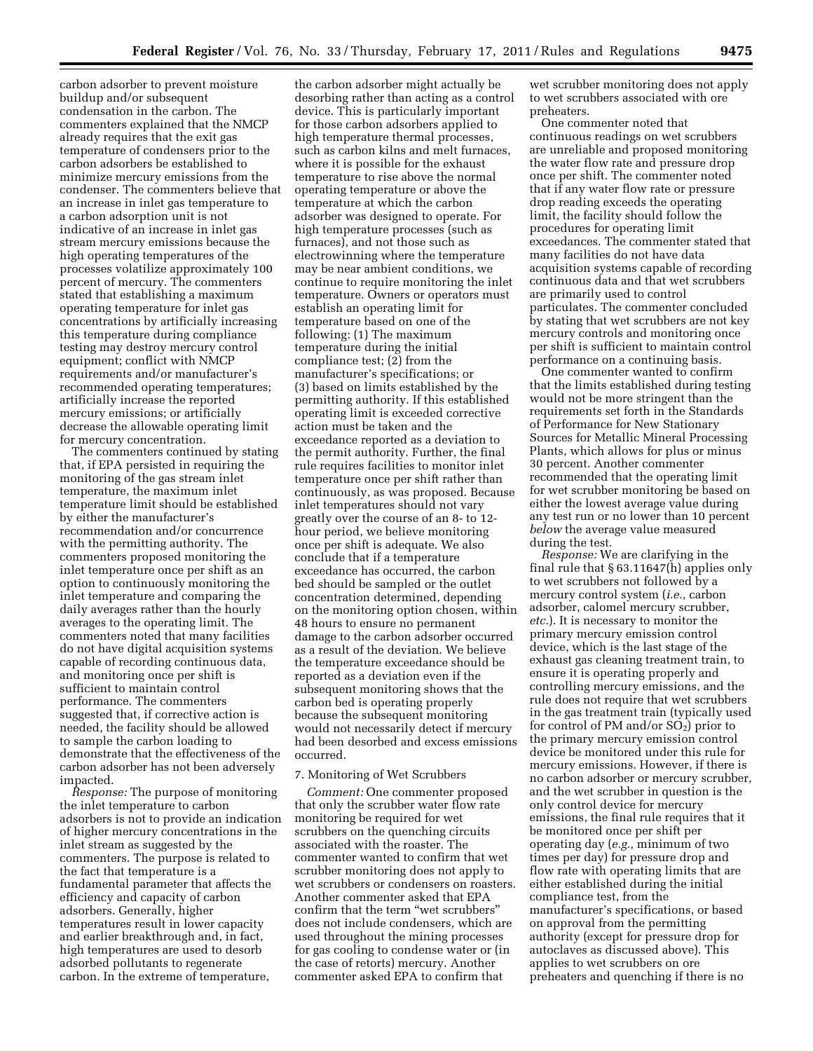carbon adsorber to prevent moisture buildup and/or subsequent condensation in the carbon. The commenters explained that the NMCP already requires that the exit gas temperature of condensers prior to the carbon adsorbers be established to minimize mercury emissions from the condenser. The commenters believe that an increase in inlet gas temperature to a carbon adsorption unit is not indicative of an increase in inlet gas stream mercury emissions because the high operating temperatures of the processes volatilize approximately 100 percent of mercury. The commenters stated that establishing a maximum operating temperature for inlet gas concentrations by artificially increasing this temperature during compliance testing may destroy mercury control equipment; conflict with NMCP requirements and/or manufacturer's recommended operating temperatures; artificially increase the reported mercury emissions; or artificially decrease the allowable operating limit for mercury concentration.

The commenters continued by stating that, if EPA persisted in requiring the monitoring of the gas stream inlet temperature, the maximum inlet temperature limit should be established by either the manufacturer's recommendation and/or concurrence with the permitting authority. The commenters proposed monitoring the inlet temperature once per shift as an option to continuously monitoring the inlet temperature and comparing the daily averages rather than the hourly averages to the operating limit. The commenters noted that many facilities do not have digital acquisition systems capable of recording continuous data, and monitoring once per shift is sufficient to maintain control performance. The commenters suggested that, if corrective action is needed, the facility should be allowed to sample the carbon loading to demonstrate that the effectiveness of the carbon adsorber has not been adversely impacted.

*Response:* The purpose of monitoring the inlet temperature to carbon adsorbers is not to provide an indication of higher mercury concentrations in the inlet stream as suggested by the commenters. The purpose is related to the fact that temperature is a fundamental parameter that affects the efficiency and capacity of carbon adsorbers. Generally, higher temperatures result in lower capacity and earlier breakthrough and, in fact, high temperatures are used to desorb adsorbed pollutants to regenerate carbon. In the extreme of temperature, the carbon adsorber might actually be desorbing rather than acting as a control device. This is particularly important for those carbon adsorbers applied to high temperature thermal processes, such as carbon kilns and melt furnaces, where it is possible for the exhaust temperature to rise above the normal operating temperature or above the temperature at which the carbon adsorber was designed to operate. For high temperature processes (such as furnaces), and not those such as electrowinning where the temperature may be near ambient conditions, we continue to require monitoring the inlet temperature. Owners or operators must establish an operating limit for temperature based on one of the following: (1) The maximum temperature during the initial compliance test; (2) from the manufacturer's specifications; or (3) based on limits established by the permitting authority. If this established operating limit is exceeded corrective action must be taken and the exceedance reported as a deviation to the permit authority. Further, the final rule requires facilities to monitor inlet temperature once per shift rather than continuously, as was proposed. Because inlet temperatures should not vary greatly over the course of an 8- to 12-hour period, we believe monitoring once per shift is adequate. We also conclude that if a temperature exceedance has occurred, the carbon bed should be sampled or the outlet concentration determined, depending on the monitoring option chosen, within 48 hours to ensure no permanent damage to the carbon adsorber occurred as a result of the deviation. We believe the temperature exceedance should be reported as a deviation even if the subsequent monitoring shows that the carbon bed is operating properly because the subsequent monitoring would not necessarily detect if mercury had been desorbed and excess emissions occurred.

7. Monitoring of Wet Scrubbers

*Comment:* One commenter proposed that only the scrubber water flow rate monitoring be required for wet scrubbers on the quenching circuits associated with the roaster. The commenter wanted to confirm that wet scrubber monitoring does not apply to wet scrubbers or condensers on roasters. Another commenter asked that EPA confirm that the term "wet scrubbers" does not include condensers, which are used throughout the mining processes for gas cooling to condense water or (in the case of retorts) mercury. Another commenter asked EPA to confirm that wet scrubber monitoring does not apply to wet scrubbers associated with ore preheaters.

One commenter noted that continuous readings on wet scrubbers are unreliable and proposed monitoring the water flow rate and pressure drop once per shift. The commenter noted that if any water flow rate or pressure drop reading exceeds the operating limit, the facility should follow the procedures for operating limit exceedances. The commenter stated that many facilities do not have data acquisition systems capable of recording continuous data and that wet scrubbers are primarily used to control particulates. The commenter concluded by stating that wet scrubbers are not key mercury controls and monitoring once per shift is sufficient to maintain control performance on a continuing basis.

One commenter wanted to confirm that the limits established during testing would not be more stringent than the requirements set forth in the Standards of Performance for New Stationary Sources for Metallic Mineral Processing Plants, which allows for plus or minus 30 percent. Another commenter recommended that the operating limit for wet scrubber monitoring be based on either the lowest average value during any test run or no lower than 10 percent *below* the average value measured during the test.

*Response:* We are clarifying in the final rule that § 63.11647(h) applies only to wet scrubbers not followed by a mercury control system (*i.e.,* carbon adsorber, calomel mercury scrubber, *etc.*). It is necessary to monitor the primary mercury emission control device, which is the last stage of the exhaust gas cleaning treatment train, to ensure it is operating properly and controlling mercury emissions, and the rule does not require that wet scrubbers in the gas treatment train (typically used for control of PM and/or $SO_2$) prior to the primary mercury emission control device be monitored under this rule for mercury emissions. However, if there is no carbon adsorber or mercury scrubber, and the wet scrubber in question is the only control device for mercury emissions, the final rule requires that it be monitored once per shift per operating day (*e.g.,* minimum of two times per day) for pressure drop and flow rate with operating limits that are either established during the initial compliance test, from the manufacturer's specifications, or based on approval from the permitting authority (except for pressure drop for autoclaves as discussed above). This applies to wet scrubbers on ore preheaters and quenching if there is no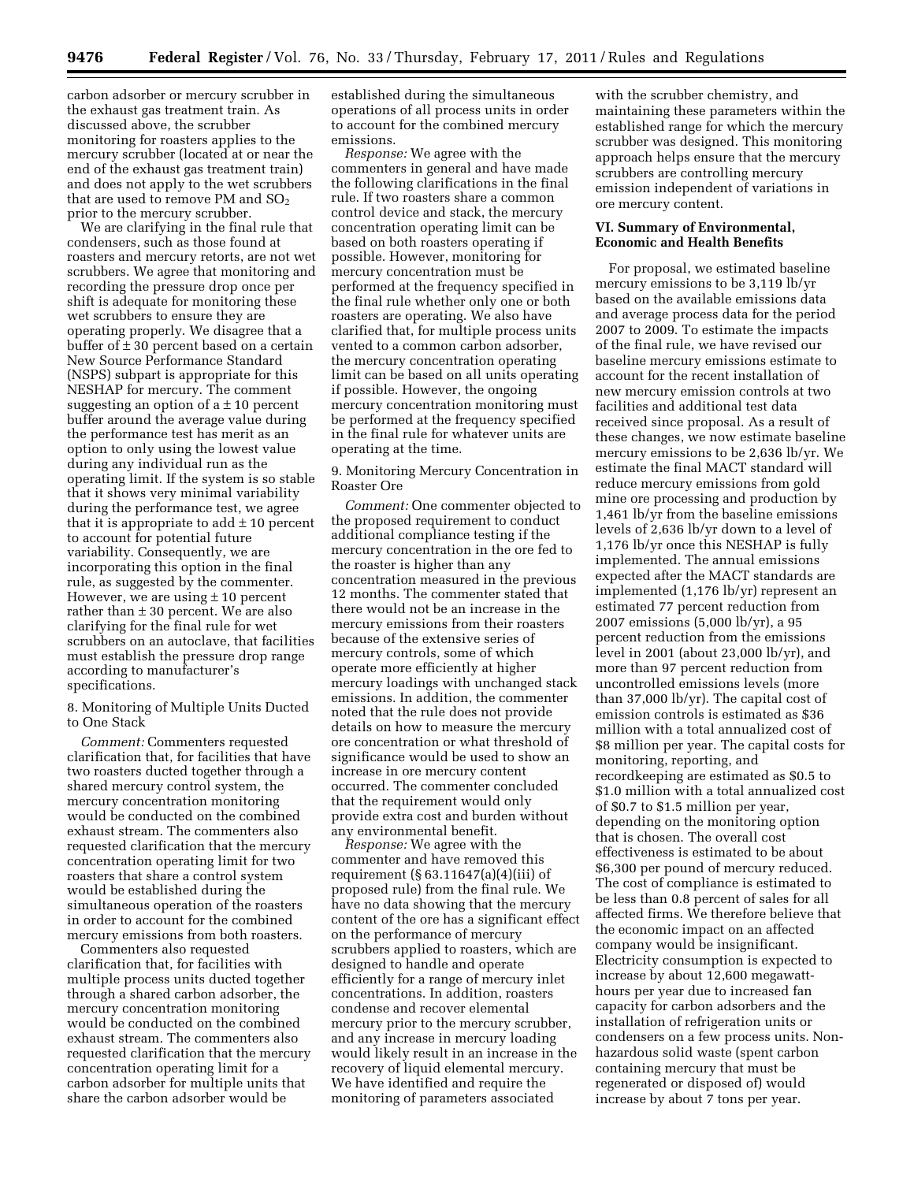carbon adsorber or mercury scrubber in the exhaust gas treatment train. As discussed above, the scrubber monitoring for roasters applies to the mercury scrubber (located at or near the end of the exhaust gas treatment train) and does not apply to the wet scrubbers that are used to remove PM and $SO_2$ prior to the mercury scrubber.

We are clarifying in the final rule that condensers, such as those found at roasters and mercury retorts, are not wet scrubbers. We agree that monitoring and recording the pressure drop once per shift is adequate for monitoring these wet scrubbers to ensure they are operating properly. We disagree that a buffer of ± 30 percent based on a certain New Source Performance Standard (NSPS) subpart is appropriate for this NESHAP for mercury. The comment suggesting an option of a ± 10 percent buffer around the average value during the performance test has merit as an option to only using the lowest value during any individual run as the operating limit. If the system is so stable that it shows very minimal variability during the performance test, we agree that it is appropriate to add ± 10 percent to account for potential future variability. Consequently, we are incorporating this option in the final rule, as suggested by the commenter. However, we are using ± 10 percent rather than ± 30 percent. We are also clarifying for the final rule for wet scrubbers on an autoclave, that facilities must establish the pressure drop range according to manufacturer's specifications.

8. Monitoring of Multiple Units Ducted to One Stack

*Comment:* Commenters requested clarification that, for facilities that have two roasters ducted together through a shared mercury control system, the mercury concentration monitoring would be conducted on the combined exhaust stream. The commenters also requested clarification that the mercury concentration operating limit for two roasters that share a control system would be established during the simultaneous operation of the roasters in order to account for the combined mercury emissions from both roasters.

Commenters also requested clarification that, for facilities with multiple process units ducted together through a shared carbon adsorber, the mercury concentration monitoring would be conducted on the combined exhaust stream. The commenters also requested clarification that the mercury concentration operating limit for a carbon adsorber for multiple units that share the carbon adsorber would be established during the simultaneous operations of all process units in order to account for the combined mercury emissions.

*Response:* We agree with the commenters in general and have made the following clarifications in the final rule. If two roasters share a common control device and stack, the mercury concentration operating limit can be based on both roasters operating if possible. However, monitoring for mercury concentration must be performed at the frequency specified in the final rule whether only one or both roasters are operating. We also have clarified that, for multiple process units vented to a common carbon adsorber, the mercury concentration operating limit can be based on all units operating if possible. However, the ongoing mercury concentration monitoring must be performed at the frequency specified in the final rule for whatever units are operating at the time.

9. Monitoring Mercury Concentration in Roaster Ore

*Comment:* One commenter objected to the proposed requirement to conduct additional compliance testing if the mercury concentration in the ore fed to the roaster is higher than any concentration measured in the previous 12 months. The commenter stated that there would not be an increase in the mercury emissions from their roasters because of the extensive series of mercury controls, some of which operate more efficiently at higher mercury loadings with unchanged stack emissions. In addition, the commenter noted that the rule does not provide details on how to measure the mercury ore concentration or what threshold of significance would be used to show an increase in ore mercury content occurred. The commenter concluded that the requirement would only provide extra cost and burden without any environmental benefit.

*Response:* We agree with the commenter and have removed this requirement (§ 63.11647(a)(4)(iii) of proposed rule) from the final rule. We have no data showing that the mercury content of the ore has a significant effect on the performance of mercury scrubbers applied to roasters, which are designed to handle and operate efficiently for a range of mercury inlet concentrations. In addition, roasters condense and recover elemental mercury prior to the mercury scrubber, and any increase in mercury loading would likely result in an increase in the recovery of liquid elemental mercury. We have identified and require the monitoring of parameters associated with the scrubber chemistry, and maintaining these parameters within the established range for which the mercury scrubber was designed. This monitoring approach helps ensure that the mercury scrubbers are controlling mercury emission independent of variations in ore mercury content.

## VI. Summary of Environmental, Economic and Health Benefits

For proposal, we estimated baseline mercury emissions to be 3,119 lb/yr based on the available emissions data and average process data for the period 2007 to 2009. To estimate the impacts of the final rule, we have revised our baseline mercury emissions estimate to account for the recent installation of new mercury emission controls at two facilities and additional test data received since proposal. As a result of these changes, we now estimate baseline mercury emissions to be 2,636 lb/yr. We estimate the final MACT standard will reduce mercury emissions from gold mine ore processing and production by 1,461 lb/yr from the baseline emissions levels of 2,636 lb/yr down to a level of 1,176 lb/yr once this NESHAP is fully implemented. The annual emissions expected after the MACT standards are implemented (1,176 lb/yr) represent an estimated 77 percent reduction from 2007 emissions (5,000 lb/yr), a 95 percent reduction from the emissions level in 2001 (about 23,000 lb/yr), and more than 97 percent reduction from uncontrolled emissions levels (more than 37,000 lb/yr). The capital cost of emission controls is estimated as $36 million with a total annualized cost of $8 million per year. The capital costs for monitoring, reporting, and recordkeeping are estimated as $0.5 to $1.0 million with a total annualized cost of $0.7 to $1.5 million per year, depending on the monitoring option that is chosen. The overall cost effectiveness is estimated to be about $6,300 per pound of mercury reduced. The cost of compliance is estimated to be less than 0.8 percent of sales for all affected firms. We therefore believe that the economic impact on an affected company would be insignificant. Electricity consumption is expected to increase by about 12,600 megawatt-hours per year due to increased fan capacity for carbon adsorbers and the installation of refrigeration units or condensers on a few process units. Non-hazardous solid waste (spent carbon containing mercury that must be regenerated or disposed of) would increase by about 7 tons per year.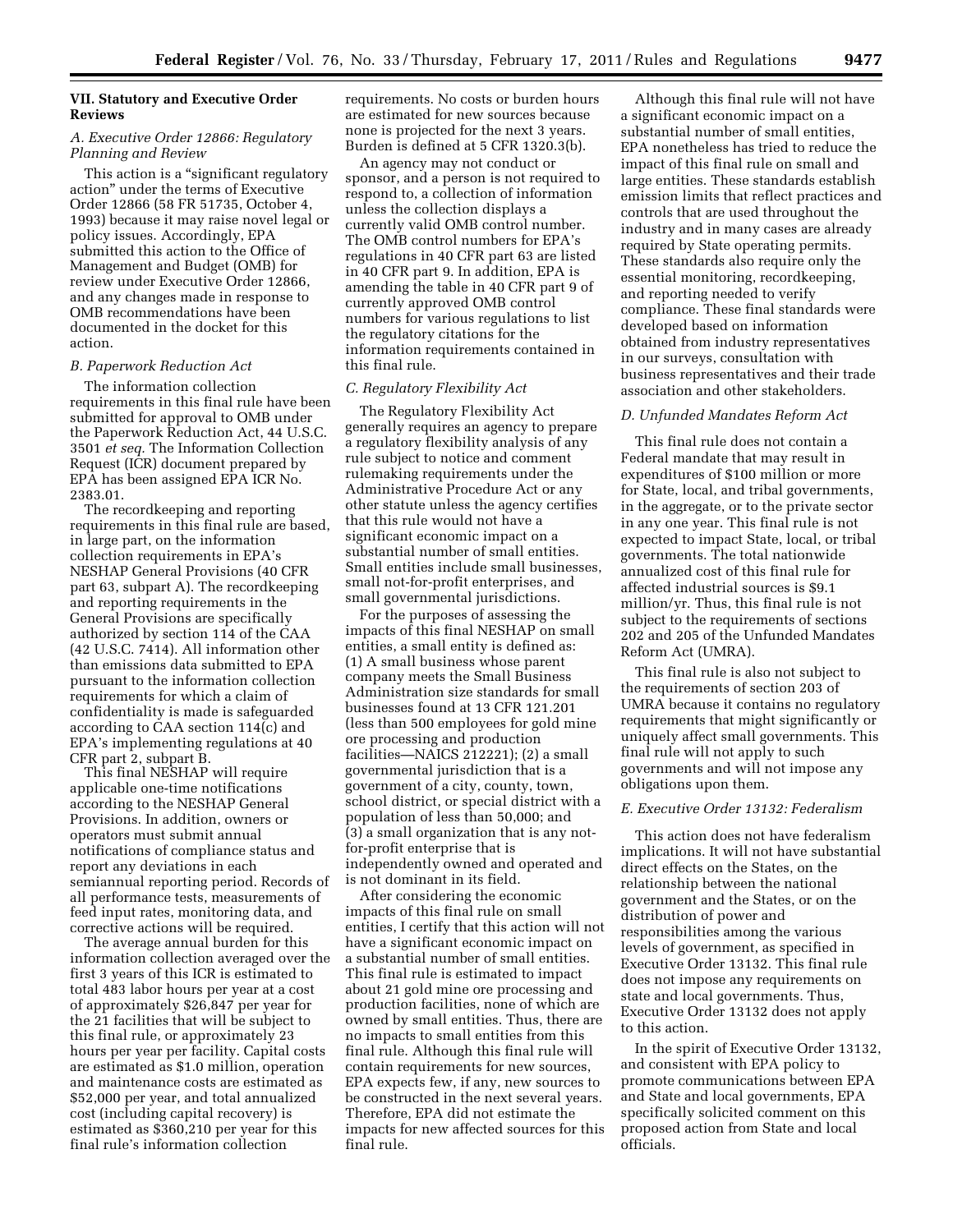## VII. Statutory and Executive Order Reviews

### *A. Executive Order 12866: Regulatory Planning and Review*

This action is a "significant regulatory action" under the terms of Executive Order 12866 (58 FR 51735, October 4, 1993) because it may raise novel legal or policy issues. Accordingly, EPA submitted this action to the Office of Management and Budget (OMB) for review under Executive Order 12866, and any changes made in response to OMB recommendations have been documented in the docket for this action.

### *B. Paperwork Reduction Act*

The information collection requirements in this final rule have been submitted for approval to OMB under the Paperwork Reduction Act, 44 U.S.C. 3501 *et seq.* The Information Collection Request (ICR) document prepared by EPA has been assigned EPA ICR No. 2383.01.

The recordkeeping and reporting requirements in this final rule are based, in large part, on the information collection requirements in EPA's NESHAP General Provisions (40 CFR part 63, subpart A). The recordkeeping and reporting requirements in the General Provisions are specifically authorized by section 114 of the CAA (42 U.S.C. 7414). All information other than emissions data submitted to EPA pursuant to the information collection requirements for which a claim of confidentiality is made is safeguarded according to CAA section 114(c) and EPA's implementing regulations at 40 CFR part 2, subpart B.

This final NESHAP will require applicable one-time notifications according to the NESHAP General Provisions. In addition, owners or operators must submit annual notifications of compliance status and report any deviations in each semiannual reporting period. Records of all performance tests, measurements of feed input rates, monitoring data, and corrective actions will be required.

The average annual burden for this information collection averaged over the first 3 years of this ICR is estimated to total 483 labor hours per year at a cost of approximately $26,847 per year for the 21 facilities that will be subject to this final rule, or approximately 23 hours per year per facility. Capital costs are estimated as $1.0 million, operation and maintenance costs are estimated as $52,000 per year, and total annualized cost (including capital recovery) is estimated as $360,210 per year for this final rule's information collection requirements. No costs or burden hours are estimated for new sources because none is projected for the next 3 years. Burden is defined at 5 CFR 1320.3(b).

An agency may not conduct or sponsor, and a person is not required to respond to, a collection of information unless the collection displays a currently valid OMB control number. The OMB control numbers for EPA's regulations in 40 CFR part 63 are listed in 40 CFR part 9. In addition, EPA is amending the table in 40 CFR part 9 of currently approved OMB control numbers for various regulations to list the regulatory citations for the information requirements contained in this final rule.

### *C. Regulatory Flexibility Act*

The Regulatory Flexibility Act generally requires an agency to prepare a regulatory flexibility analysis of any rule subject to notice and comment rulemaking requirements under the Administrative Procedure Act or any other statute unless the agency certifies that this rule would not have a significant economic impact on a substantial number of small entities. Small entities include small businesses, small not-for-profit enterprises, and small governmental jurisdictions.

For the purposes of assessing the impacts of this final NESHAP on small entities, a small entity is defined as: (1) A small business whose parent company meets the Small Business Administration size standards for small businesses found at 13 CFR 121.201 (less than 500 employees for gold mine ore processing and production facilities—NAICS 212221); (2) a small governmental jurisdiction that is a government of a city, county, town, school district, or special district with a population of less than 50,000; and (3) a small organization that is any not-for-profit enterprise that is independently owned and operated and is not dominant in its field.

After considering the economic impacts of this final rule on small entities, I certify that this action will not have a significant economic impact on a substantial number of small entities. This final rule is estimated to impact about 21 gold mine ore processing and production facilities, none of which are owned by small entities. Thus, there are no impacts to small entities from this final rule. Although this final rule will contain requirements for new sources, EPA expects few, if any, new sources to be constructed in the next several years. Therefore, EPA did not estimate the impacts for new affected sources for this final rule.

Although this final rule will not have a significant economic impact on a substantial number of small entities, EPA nonetheless has tried to reduce the impact of this final rule on small and large entities. These standards establish emission limits that reflect practices and controls that are used throughout the industry and in many cases are already required by State operating permits. These standards also require only the essential monitoring, recordkeeping, and reporting needed to verify compliance. These final standards were developed based on information obtained from industry representatives in our surveys, consultation with business representatives and their trade association and other stakeholders.

### *D. Unfunded Mandates Reform Act*

This final rule does not contain a Federal mandate that may result in expenditures of $100 million or more for State, local, and tribal governments, in the aggregate, or to the private sector in any one year. This final rule is not expected to impact State, local, or tribal governments. The total nationwide annualized cost of this final rule for affected industrial sources is $9.1 million/yr. Thus, this final rule is not subject to the requirements of sections 202 and 205 of the Unfunded Mandates Reform Act (UMRA).

This final rule is also not subject to the requirements of section 203 of UMRA because it contains no regulatory requirements that might significantly or uniquely affect small governments. This final rule will not apply to such governments and will not impose any obligations upon them.

### *E. Executive Order 13132: Federalism*

This action does not have federalism implications. It will not have substantial direct effects on the States, on the relationship between the national government and the States, or on the distribution of power and responsibilities among the various levels of government, as specified in Executive Order 13132. This final rule does not impose any requirements on state and local governments. Thus, Executive Order 13132 does not apply to this action.

In the spirit of Executive Order 13132, and consistent with EPA policy to promote communications between EPA and State and local governments, EPA specifically solicited comment on this proposed action from State and local officials.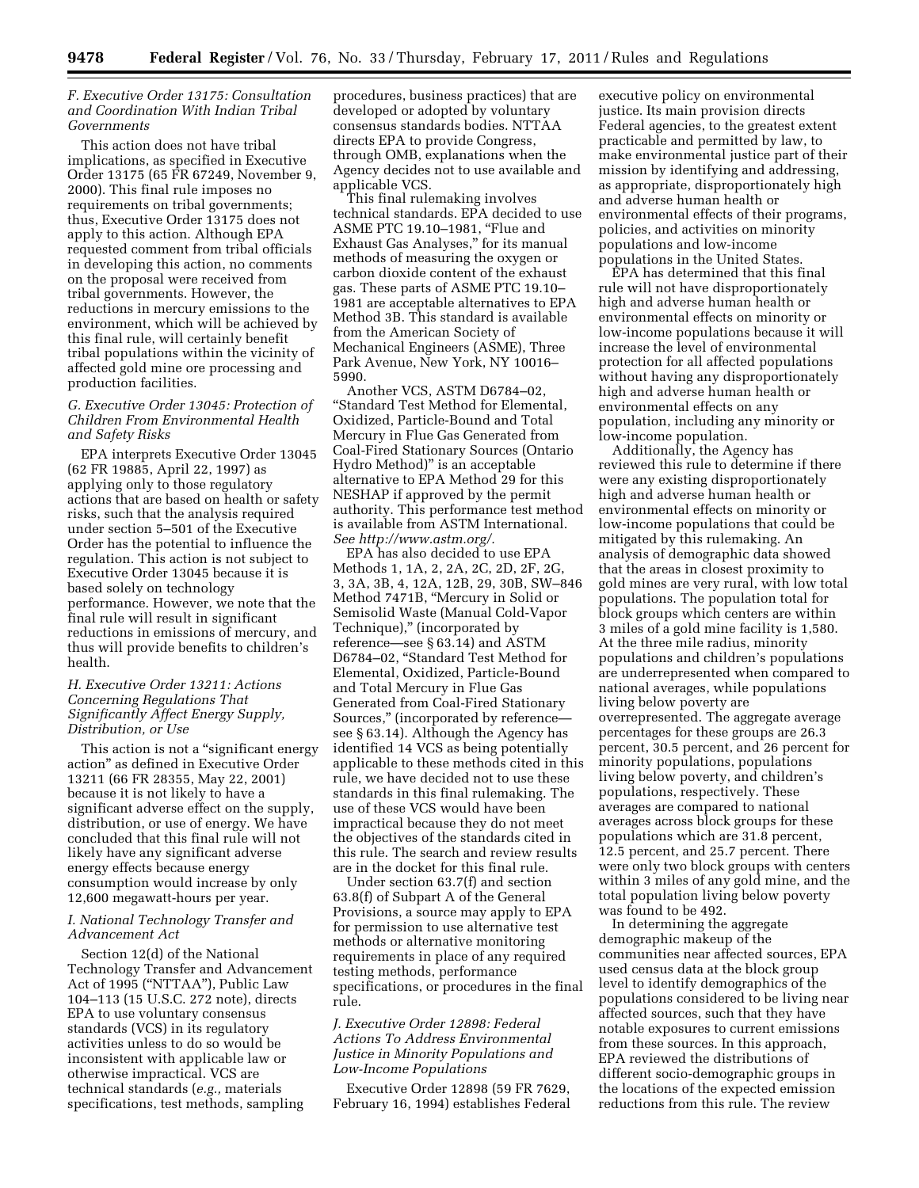### F. Executive Order 13175: Consultation and Coordination With Indian Tribal Governments

This action does not have tribal implications, as specified in Executive Order 13175 (65 FR 67249, November 9, 2000). This final rule imposes no requirements on tribal governments; thus, Executive Order 13175 does not apply to this action. Although EPA requested comment from tribal officials in developing this action, no comments on the proposal were received from tribal governments. However, the reductions in mercury emissions to the environment, which will be achieved by this final rule, will certainly benefit tribal populations within the vicinity of affected gold mine ore processing and production facilities.

### G. Executive Order 13045: Protection of Children From Environmental Health and Safety Risks

EPA interprets Executive Order 13045 (62 FR 19885, April 22, 1997) as applying only to those regulatory actions that are based on health or safety risks, such that the analysis required under section 5–501 of the Executive Order has the potential to influence the regulation. This action is not subject to Executive Order 13045 because it is based solely on technology performance. However, we note that the final rule will result in significant reductions in emissions of mercury, and thus will provide benefits to children's health.

### H. Executive Order 13211: Actions Concerning Regulations That Significantly Affect Energy Supply, Distribution, or Use

This action is not a "significant energy action" as defined in Executive Order 13211 (66 FR 28355, May 22, 2001) because it is not likely to have a significant adverse effect on the supply, distribution, or use of energy. We have concluded that this final rule will not likely have any significant adverse energy effects because energy consumption would increase by only 12,600 megawatt-hours per year.

### I. National Technology Transfer and Advancement Act

Section 12(d) of the National Technology Transfer and Advancement Act of 1995 ("NTTAA"), Public Law 104–113 (15 U.S.C. 272 note), directs EPA to use voluntary consensus standards (VCS) in its regulatory activities unless to do so would be inconsistent with applicable law or otherwise impractical. VCS are technical standards (*e.g.,* materials specifications, test methods, sampling procedures, business practices) that are developed or adopted by voluntary consensus standards bodies. NTTAA directs EPA to provide Congress, through OMB, explanations when the Agency decides not to use available and applicable VCS.

This final rulemaking involves technical standards. EPA decided to use ASME PTC 19.10–1981, "Flue and Exhaust Gas Analyses," for its manual methods of measuring the oxygen or carbon dioxide content of the exhaust gas. These parts of ASME PTC 19.10–1981 are acceptable alternatives to EPA Method 3B. This standard is available from the American Society of Mechanical Engineers (ASME), Three Park Avenue, New York, NY 10016–5990.

Another VCS, ASTM D6784–02, "Standard Test Method for Elemental, Oxidized, Particle-Bound and Total Mercury in Flue Gas Generated from Coal-Fired Stationary Sources (Ontario Hydro Method)" is an acceptable alternative to EPA Method 29 for this NESHAP if approved by the permit authority. This performance test method is available from ASTM International. *See http://www.astm.org/.*

EPA has also decided to use EPA Methods 1, 1A, 2, 2A, 2C, 2D, 2F, 2G, 3, 3A, 3B, 4, 12A, 12B, 29, 30B, SW–846 Method 7471B, "Mercury in Solid or Semisolid Waste (Manual Cold-Vapor Technique)," (incorporated by reference—see § 63.14) and ASTM D6784–02, "Standard Test Method for Elemental, Oxidized, Particle-Bound and Total Mercury in Flue Gas Generated from Coal-Fired Stationary Sources," (incorporated by reference—see § 63.14). Although the Agency has identified 14 VCS as being potentially applicable to these methods cited in this rule, we have decided not to use these standards in this final rulemaking. The use of these VCS would have been impractical because they do not meet the objectives of the standards cited in this rule. The search and review results are in the docket for this final rule.

Under section 63.7(f) and section 63.8(f) of Subpart A of the General Provisions, a source may apply to EPA for permission to use alternative test methods or alternative monitoring requirements in place of any required testing methods, performance specifications, or procedures in the final rule.

### J. Executive Order 12898: Federal Actions To Address Environmental Justice in Minority Populations and Low-Income Populations

Executive Order 12898 (59 FR 7629, February 16, 1994) establishes Federal executive policy on environmental justice. Its main provision directs Federal agencies, to the greatest extent practicable and permitted by law, to make environmental justice part of their mission by identifying and addressing, as appropriate, disproportionately high and adverse human health or environmental effects of their programs, policies, and activities on minority populations and low-income populations in the United States.

EPA has determined that this final rule will not have disproportionately high and adverse human health or environmental effects on minority or low-income populations because it will increase the level of environmental protection for all affected populations without having any disproportionately high and adverse human health or environmental effects on any population, including any minority or low-income population.

Additionally, the Agency has reviewed this rule to determine if there were any existing disproportionately high and adverse human health or environmental effects on minority or low-income populations that could be mitigated by this rulemaking. An analysis of demographic data showed that the areas in closest proximity to gold mines are very rural, with low total populations. The population total for block groups which centers are within 3 miles of a gold mine facility is 1,580. At the three mile radius, minority populations and children's populations are underrepresented when compared to national averages, while populations living below poverty are overrepresented. The aggregate average percentages for these groups are 26.3 percent, 30.5 percent, and 26 percent for minority populations, populations living below poverty, and children's populations, respectively. These averages are compared to national averages across block groups for these populations which are 31.8 percent, 12.5 percent, and 25.7 percent. There were only two block groups with centers within 3 miles of any gold mine, and the total population living below poverty was found to be 492.

In determining the aggregate demographic makeup of the communities near affected sources, EPA used census data at the block group level to identify demographics of the populations considered to be living near affected sources, such that they have notable exposures to current emissions from these sources. In this approach, EPA reviewed the distributions of different socio-demographic groups in the locations of the expected emission reductions from this rule. The review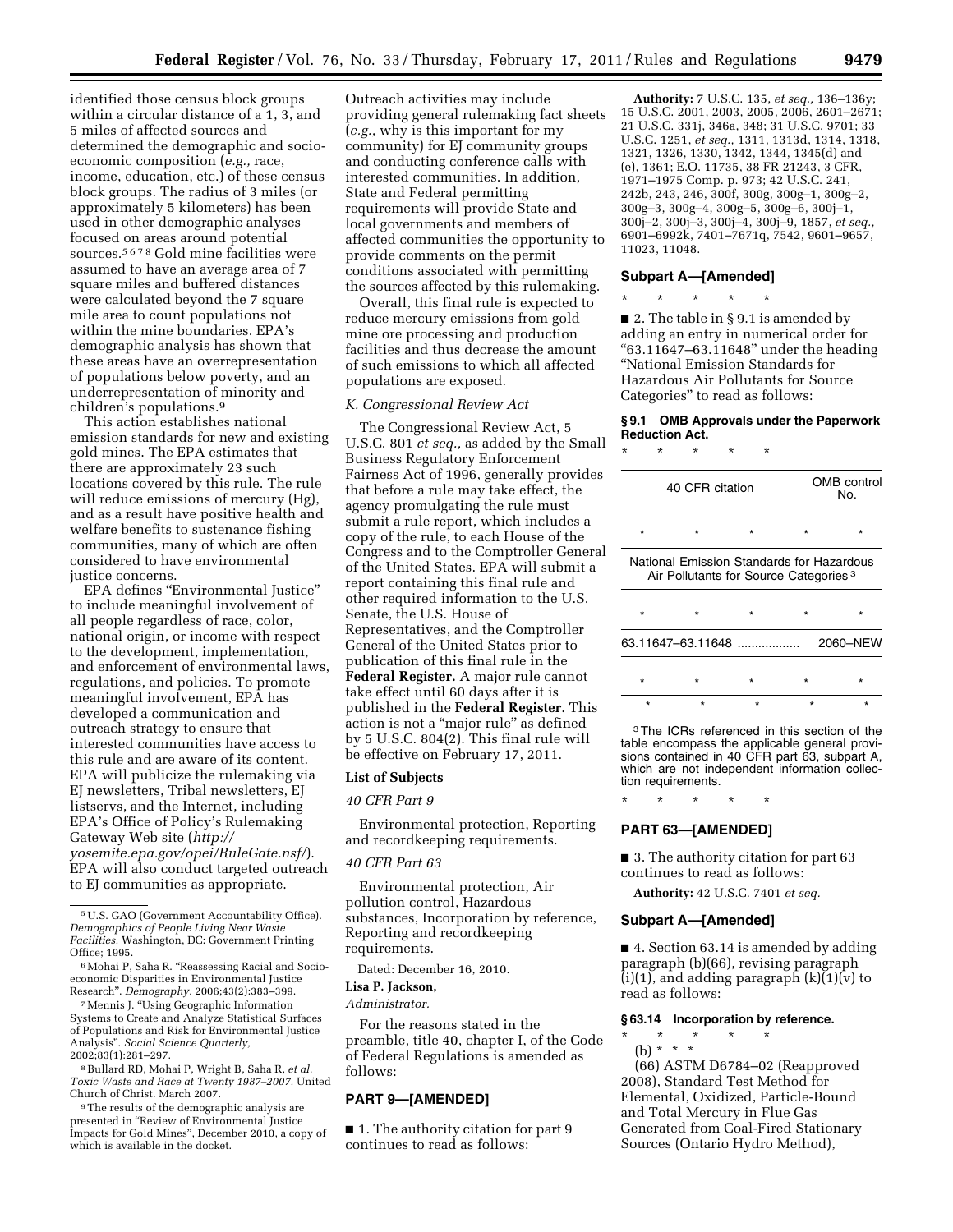identified those census block groups within a circular distance of a 1, 3, and 5 miles of affected sources and determined the demographic and socio-economic composition (*e.g.,* race, income, education, etc.) of these census block groups. The radius of 3 miles (or approximately 5 kilometers) has been used in other demographic analyses focused on areas around potential sources.[5 6 7 8] Gold mine facilities were assumed to have an average area of 7 square miles and buffered distances were calculated beyond the 7 square mile area to count populations not within the mine boundaries. EPA's demographic analysis has shown that these areas have an overrepresentation of populations below poverty, and an underrepresentation of minority and children's populations.[9]

This action establishes national emission standards for new and existing gold mines. The EPA estimates that there are approximately 23 such locations covered by this rule. The rule will reduce emissions of mercury (Hg), and as a result have positive health and welfare benefits to sustenance fishing communities, many of which are often considered to have environmental justice concerns.

EPA defines "Environmental Justice" to include meaningful involvement of all people regardless of race, color, national origin, or income with respect to the development, implementation, and enforcement of environmental laws, regulations, and policies. To promote meaningful involvement, EPA has developed a communication and outreach strategy to ensure that interested communities have access to this rule and are aware of its content. EPA will publicize the rulemaking via EJ newsletters, Tribal newsletters, EJ listservs, and the Internet, including EPA's Office of Policy's Rulemaking Gateway Web site (*http://yosemite.epa.gov/opei/RuleGate.nsf/*). EPA will also conduct targeted outreach to EJ communities as appropriate.

Outreach activities may include providing general rulemaking fact sheets (*e.g.,* why is this important for my community) for EJ community groups and conducting conference calls with interested communities. In addition, State and Federal permitting requirements will provide State and local governments and members of affected communities the opportunity to provide comments on the permit conditions associated with permitting the sources affected by this rulemaking.

Overall, this final rule is expected to reduce mercury emissions from gold mine ore processing and production facilities and thus decrease the amount of such emissions to which all affected populations are exposed.

*K. Congressional Review Act*

The Congressional Review Act, 5 U.S.C. 801 *et seq.,* as added by the Small Business Regulatory Enforcement Fairness Act of 1996, generally provides that before a rule may take effect, the agency promulgating the rule must submit a rule report, which includes a copy of the rule, to each House of the Congress and to the Comptroller General of the United States. EPA will submit a report containing this final rule and other required information to the U.S. Senate, the U.S. House of Representatives, and the Comptroller General of the United States prior to publication of this final rule in the **Federal Register.** A major rule cannot take effect until 60 days after it is published in the **Federal Register**. This action is not a "major rule" as defined by 5 U.S.C. 804(2). This final rule will be effective on February 17, 2011.

**List of Subjects**

*40 CFR Part 9*

Environmental protection, Reporting and recordkeeping requirements.

*40 CFR Part 63*

Environmental protection, Air pollution control, Hazardous substances, Incorporation by reference, Reporting and recordkeeping requirements.

Dated: December 16, 2010.

**Lisa P. Jackson,**

*Administrator.*

For the reasons stated in the preamble, title 40, chapter I, of the Code of Federal Regulations is amended as follows:

## PART 9—[AMENDED]

■ 1. The authority citation for part 9 continues to read as follows:

**Authority:** 7 U.S.C. 135, *et seq.,* 136–136y; 15 U.S.C. 2001, 2003, 2005, 2006, 2601–2671; 21 U.S.C. 331j, 346a, 348; 31 U.S.C. 9701; 33 U.S.C. 1251, *et seq.,* 1311, 1313d, 1314, 1318, 1321, 1326, 1330, 1342, 1344, 1345(d) and (e), 1361; E.O. 11735, 38 FR 21243, 3 CFR, 1971–1975 Comp. p. 973; 42 U.S.C. 241, 242b, 243, 246, 300f, 300g, 300g–1, 300g–2, 300g–3, 300g–4, 300g–5, 300g–6, 300j–1, 300j–2, 300j–3, 300j–4, 300j–9, 1857, *et seq.,* 6901–6992k, 7401–7671q, 7542, 9601–9657, 11023, 11048.

### Subpart A—[Amended]

\* \* \* \* \*

■ 2. The table in § 9.1 is amended by adding an entry in numerical order for "63.11647–63.11648" under the heading "National Emission Standards for Hazardous Air Pollutants for Source Categories" to read as follows:

**§ 9.1 OMB Approvals under the Paperwork Reduction Act.**

\* \* \* \* \*

| 40 CFR citation | OMB control No. |
|---|---|
| \* \* \* | \* \* |
| National Emission Standards for Hazardous Air Pollutants for Source Categories [3] | |
| \* \* \* | \* \* |
| 63.11647–63.11648 | 2060–NEW |
| \* \* \* | \* \* |
| \* \* \* | \* \* |

[3] The ICRs referenced in this section of the table encompass the applicable general provisions contained in 40 CFR part 63, subpart A, which are not independent information collection requirements.

\* \* \* \* \*

## PART 63—[AMENDED]

■ 3. The authority citation for part 63 continues to read as follows:

**Authority:** 42 U.S.C. 7401 *et seq.*

### Subpart A—[Amended]

■ 4. Section 63.14 is amended by adding paragraph (b)(66), revising paragraph (i)(1), and adding paragraph (k)(1)(v) to read as follows:

**§ 63.14 Incorporation by reference.**

\* \* \* \* \*

(b) \* \* \*

(66) ASTM D6784–02 (Reapproved 2008), Standard Test Method for Elemental, Oxidized, Particle-Bound and Total Mercury in Flue Gas Generated from Coal-Fired Stationary Sources (Ontario Hydro Method),

---

[5] U.S. GAO (Government Accountability Office). *Demographics of People Living Near Waste Facilities.* Washington, DC: Government Printing Office; 1995.

[6] Mohai P, Saha R. "Reassessing Racial and Socio-economic Disparities in Environmental Justice Research". *Demography.* 2006;43(2):383–399.

[7] Mennis J. "Using Geographic Information Systems to Create and Analyze Statistical Surfaces of Populations and Risk for Environmental Justice Analysis". *Social Science Quarterly,* 2002;83(1):281–297.

[8] Bullard RD, Mohai P, Wright B, Saha R, *et al. Toxic Waste and Race at Twenty 1987–2007.* United Church of Christ. March 2007.

[9] The results of the demographic analysis are presented in "Review of Environmental Justice Impacts for Gold Mines", December 2010, a copy of which is available in the docket.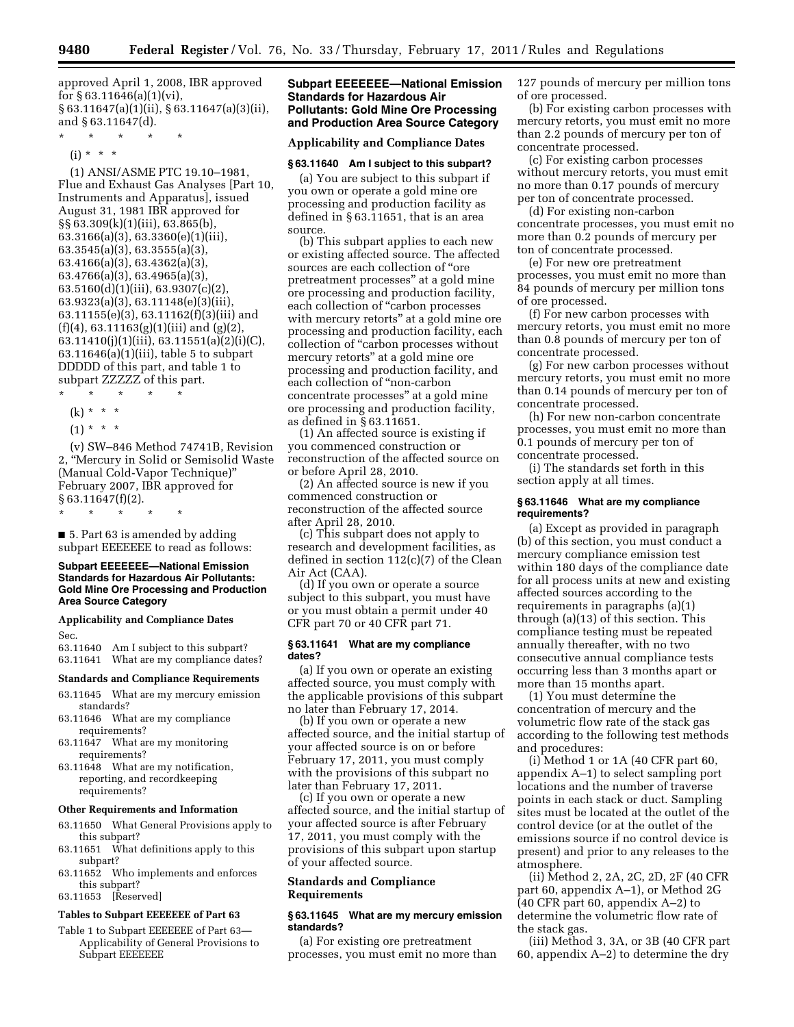approved April 1, 2008, IBR approved for § 63.11646(a)(1)(vi), § 63.11647(a)(1)(ii), § 63.11647(a)(3)(ii), and § 63.11647(d).

\* \* \* \* \*

(i) \* \* \*

(1) ANSI/ASME PTC 19.10–1981, Flue and Exhaust Gas Analyses [Part 10, Instruments and Apparatus], issued August 31, 1981 IBR approved for §§ 63.309(k)(1)(iii), 63.865(b), 63.3166(a)(3), 63.3360(e)(1)(iii), 63.3545(a)(3), 63.3555(a)(3), 63.4166(a)(3), 63.4362(a)(3), 63.4766(a)(3), 63.4965(a)(3), 63.5160(d)(1)(iii), 63.9307(c)(2), 63.9323(a)(3), 63.11148(e)(3)(iii), 63.11155(e)(3), 63.11162(f)(3)(iii) and (f)(4), 63.11163(g)(1)(iii) and (g)(2), 63.11410(j)(1)(iii), 63.11551(a)(2)(i)(C), 63.11646(a)(1)(iii), table 5 to subpart DDDDD of this part, and table 1 to subpart ZZZZZ of this part.

\* \* \* \* \*

(k) \* \* \*

(1) \* \* \*

(v) SW–846 Method 74741B, Revision 2, "Mercury in Solid or Semisolid Waste (Manual Cold-Vapor Technique)" February 2007, IBR approved for § 63.11647(f)(2).

\* \* \* \* \*

■ 5. Part 63 is amended by adding subpart EEEEEEE to read as follows:

## Subpart EEEEEEE—National Emission Standards for Hazardous Air Pollutants: Gold Mine Ore Processing and Production Area Source Category

**Applicability and Compliance Dates**

Sec.

63.11640 Am I subject to this subpart?

63.11641 What are my compliance dates?

**Standards and Compliance Requirements**

63.11645 What are my mercury emission standards?

63.11646 What are my compliance requirements?

63.11647 What are my monitoring requirements?

63.11648 What are my notification, reporting, and recordkeeping requirements?

**Other Requirements and Information**

63.11650 What General Provisions apply to this subpart?

63.11651 What definitions apply to this subpart?

63.11652 Who implements and enforces this subpart?

63.11653 [Reserved]

**Tables to Subpart EEEEEEE of Part 63**

Table 1 to Subpart EEEEEEE of Part 63—Applicability of General Provisions to Subpart EEEEEEE

## Subpart EEEEEEE—National Emission Standards for Hazardous Air Pollutants: Gold Mine Ore Processing and Production Area Source Category

### Applicability and Compliance Dates

#### § 63.11640 Am I subject to this subpart?

(a) You are subject to this subpart if you own or operate a gold mine ore processing and production facility as defined in § 63.11651, that is an area source.

(b) This subpart applies to each new or existing affected source. The affected sources are each collection of "ore pretreatment processes" at a gold mine ore processing and production facility, each collection of "carbon processes with mercury retorts" at a gold mine ore processing and production facility, each collection of "carbon processes without mercury retorts" at a gold mine ore processing and production facility, and each collection of "non-carbon concentrate processes" at a gold mine ore processing and production facility, as defined in § 63.11651.

(1) An affected source is existing if you commenced construction or reconstruction of the affected source on or before April 28, 2010.

(2) An affected source is new if you commenced construction or reconstruction of the affected source after April 28, 2010.

(c) This subpart does not apply to research and development facilities, as defined in section 112(c)(7) of the Clean Air Act (CAA).

(d) If you own or operate a source subject to this subpart, you must have or you must obtain a permit under 40 CFR part 70 or 40 CFR part 71.

#### § 63.11641 What are my compliance dates?

(a) If you own or operate an existing affected source, you must comply with the applicable provisions of this subpart no later than February 17, 2014.

(b) If you own or operate a new affected source, and the initial startup of your affected source is on or before February 17, 2011, you must comply with the provisions of this subpart no later than February 17, 2011.

(c) If you own or operate a new affected source, and the initial startup of your affected source is after February 17, 2011, you must comply with the provisions of this subpart upon startup of your affected source.

### Standards and Compliance Requirements

#### § 63.11645 What are my mercury emission standards?

(a) For existing ore pretreatment processes, you must emit no more than 127 pounds of mercury per million tons of ore processed.

(b) For existing carbon processes with mercury retorts, you must emit no more than 2.2 pounds of mercury per ton of concentrate processed.

(c) For existing carbon processes without mercury retorts, you must emit no more than 0.17 pounds of mercury per ton of concentrate processed.

(d) For existing non-carbon concentrate processes, you must emit no more than 0.2 pounds of mercury per ton of concentrate processed.

(e) For new ore pretreatment processes, you must emit no more than 84 pounds of mercury per million tons of ore processed.

(f) For new carbon processes with mercury retorts, you must emit no more than 0.8 pounds of mercury per ton of concentrate processed.

(g) For new carbon processes without mercury retorts, you must emit no more than 0.14 pounds of mercury per ton of concentrate processed.

(h) For new non-carbon concentrate processes, you must emit no more than 0.1 pounds of mercury per ton of concentrate processed.

(i) The standards set forth in this section apply at all times.

#### § 63.11646 What are my compliance requirements?

(a) Except as provided in paragraph (b) of this section, you must conduct a mercury compliance emission test within 180 days of the compliance date for all process units at new and existing affected sources according to the requirements in paragraphs (a)(1) through (a)(13) of this section. This compliance testing must be repeated annually thereafter, with no two consecutive annual compliance tests occurring less than 3 months apart or more than 15 months apart.

(1) You must determine the concentration of mercury and the volumetric flow rate of the stack gas according to the following test methods and procedures:

(i) Method 1 or 1A (40 CFR part 60, appendix A–1) to select sampling port locations and the number of traverse points in each stack or duct. Sampling sites must be located at the outlet of the control device (or at the outlet of the emissions source if no control device is present) and prior to any releases to the atmosphere.

(ii) Method 2, 2A, 2C, 2D, 2F (40 CFR part 60, appendix A–1), or Method 2G (40 CFR part 60, appendix A–2) to determine the volumetric flow rate of the stack gas.

(iii) Method 3, 3A, or 3B (40 CFR part 60, appendix A–2) to determine the dry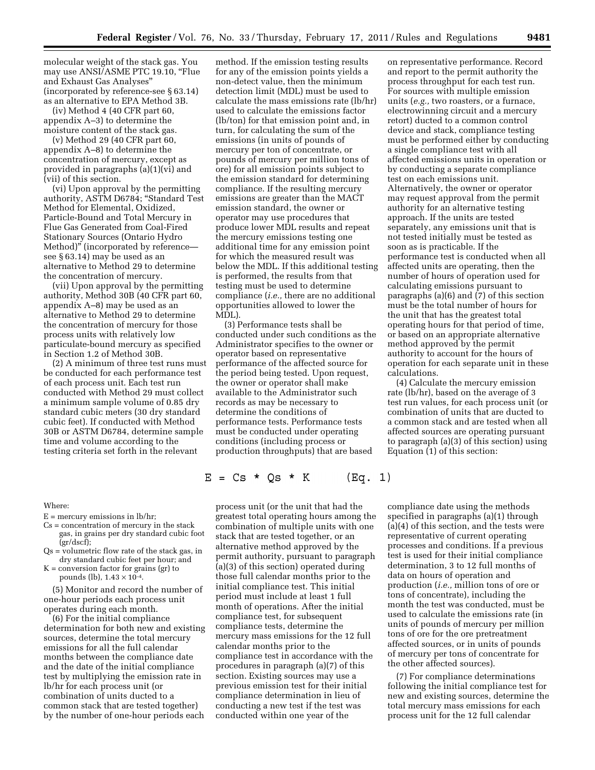molecular weight of the stack gas. You may use ANSI/ASME PTC 19.10, "Flue and Exhaust Gas Analyses" (incorporated by reference-see § 63.14) as an alternative to EPA Method 3B.

(iv) Method 4 (40 CFR part 60, appendix A–3) to determine the moisture content of the stack gas.

(v) Method 29 (40 CFR part 60, appendix A–8) to determine the concentration of mercury, except as provided in paragraphs (a)(1)(vi) and (vii) of this section.

(vi) Upon approval by the permitting authority, ASTM D6784; "Standard Test Method for Elemental, Oxidized, Particle-Bound and Total Mercury in Flue Gas Generated from Coal-Fired Stationary Sources (Ontario Hydro Method)" (incorporated by reference—see § 63.14) may be used as an alternative to Method 29 to determine the concentration of mercury.

(vii) Upon approval by the permitting authority, Method 30B (40 CFR part 60, appendix A–8) may be used as an alternative to Method 29 to determine the concentration of mercury for those process units with relatively low particulate-bound mercury as specified in Section 1.2 of Method 30B.

(2) A minimum of three test runs must be conducted for each performance test of each process unit. Each test run conducted with Method 29 must collect a minimum sample volume of 0.85 dry standard cubic meters (30 dry standard cubic feet). If conducted with Method 30B or ASTM D6784, determine sample time and volume according to the testing criteria set forth in the relevant method. If the emission testing results for any of the emission points yields a non-detect value, then the minimum detection limit (MDL) must be used to calculate the mass emissions rate (lb/hr) used to calculate the emissions factor (lb/ton) for that emission point and, in turn, for calculating the sum of the emissions (in units of pounds of mercury per ton of concentrate, or pounds of mercury per million tons of ore) for all emission points subject to the emission standard for determining compliance. If the resulting mercury emissions are greater than the MACT emission standard, the owner or operator may use procedures that produce lower MDL results and repeat the mercury emissions testing one additional time for any emission point for which the measured result was below the MDL. If this additional testing is performed, the results from that testing must be used to determine compliance (*i.e.,* there are no additional opportunities allowed to lower the MDL).

(3) Performance tests shall be conducted under such conditions as the Administrator specifies to the owner or operator based on representative performance of the affected source for the period being tested. Upon request, the owner or operator shall make available to the Administrator such records as may be necessary to determine the conditions of performance tests. Performance tests must be conducted under operating conditions (including process or production throughputs) that are based on representative performance. Record and report to the permit authority the process throughput for each test run. For sources with multiple emission units (*e.g.,* two roasters, or a furnace, electrowinning circuit and a mercury retort) ducted to a common control device and stack, compliance testing must be performed either by conducting a single compliance test with all affected emissions units in operation or by conducting a separate compliance test on each emissions unit. Alternatively, the owner or operator may request approval from the permit authority for an alternative testing approach. If the units are tested separately, any emissions unit that is not tested initially must be tested as soon as is practicable. If the performance test is conducted when all affected units are operating, then the number of hours of operation used for calculating emissions pursuant to paragraphs (a)(6) and (7) of this section must be the total number of hours for the unit that has the greatest total operating hours for that period of time, or based on an appropriate alternative method approved by the permit authority to account for the hours of operation for each separate unit in these calculations.

(4) Calculate the mercury emission rate (lb/hr), based on the average of 3 test run values, for each process unit (or combination of units that are ducted to a common stack and are tested when all affected sources are operating pursuant to paragraph (a)(3) of this section) using Equation (1) of this section:

$$E = Cs * Qs * K \qquad \text{(Eq. 1)}$$

Where:

E = mercury emissions in lb/hr;

Cs = concentration of mercury in the stack gas, in grains per dry standard cubic foot (gr/dscf);

Qs = volumetric flow rate of the stack gas, in dry standard cubic feet per hour; and

K = conversion factor for grains (gr) to pounds (lb), $1.43 \times 10^{-4}$.

(5) Monitor and record the number of one-hour periods each process unit operates during each month.

(6) For the initial compliance determination for both new and existing sources, determine the total mercury emissions for all the full calendar months between the compliance date and the date of the initial compliance test by multiplying the emission rate in lb/hr for each process unit (or combination of units ducted to a common stack that are tested together) by the number of one-hour periods each process unit (or the unit that had the greatest total operating hours among the combination of multiple units with one stack that are tested together, or an alternative method approved by the permit authority, pursuant to paragraph (a)(3) of this section) operated during those full calendar months prior to the initial compliance test. This initial period must include at least 1 full month of operations. After the initial compliance test, for subsequent compliance tests, determine the mercury mass emissions for the 12 full calendar months prior to the compliance test in accordance with the procedures in paragraph (a)(7) of this section. Existing sources may use a previous emission test for their initial compliance determination in lieu of conducting a new test if the test was conducted within one year of the compliance date using the methods specified in paragraphs (a)(1) through (a)(4) of this section, and the tests were representative of current operating processes and conditions. If a previous test is used for their initial compliance determination, 3 to 12 full months of data on hours of operation and production (*i.e.,* million tons of ore or tons of concentrate), including the month the test was conducted, must be used to calculate the emissions rate (in units of pounds of mercury per million tons of ore for the ore pretreatment affected sources, or in units of pounds of mercury per tons of concentrate for the other affected sources).

(7) For compliance determinations following the initial compliance test for new and existing sources, determine the total mercury mass emissions for each process unit for the 12 full calendar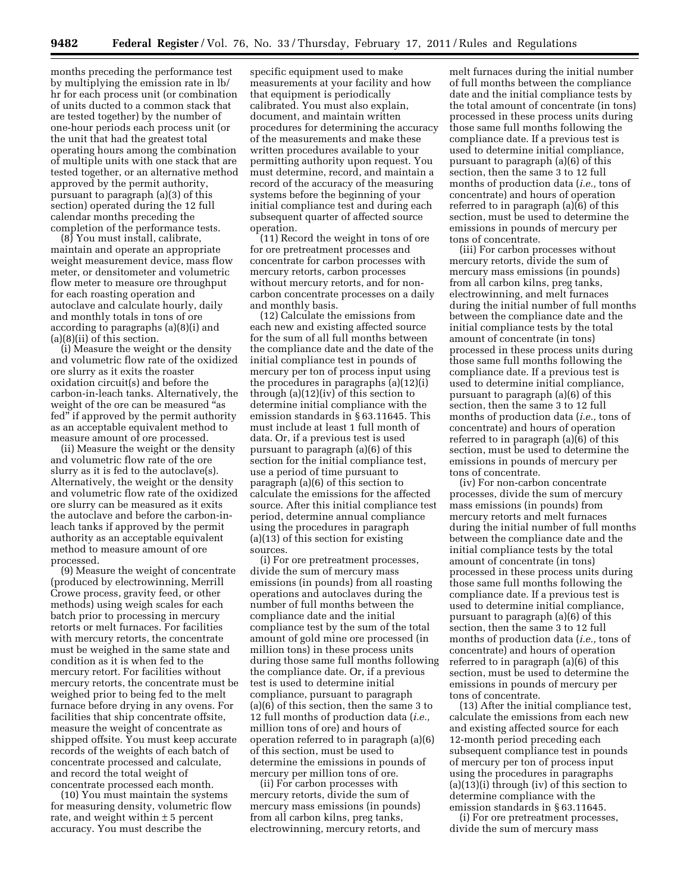months preceding the performance test by multiplying the emission rate in lb/hr for each process unit (or combination of units ducted to a common stack that are tested together) by the number of one-hour periods each process unit (or the unit that had the greatest total operating hours among the combination of multiple units with one stack that are tested together, or an alternative method approved by the permit authority, pursuant to paragraph (a)(3) of this section) operated during the 12 full calendar months preceding the completion of the performance tests.

(8) You must install, calibrate, maintain and operate an appropriate weight measurement device, mass flow meter, or densitometer and volumetric flow meter to measure ore throughput for each roasting operation and autoclave and calculate hourly, daily and monthly totals in tons of ore according to paragraphs (a)(8)(i) and (a)(8)(ii) of this section.

(i) Measure the weight or the density and volumetric flow rate of the oxidized ore slurry as it exits the roaster oxidation circuit(s) and before the carbon-in-leach tanks. Alternatively, the weight of the ore can be measured "as fed" if approved by the permit authority as an acceptable equivalent method to measure amount of ore processed.

(ii) Measure the weight or the density and volumetric flow rate of the ore slurry as it is fed to the autoclave(s). Alternatively, the weight or the density and volumetric flow rate of the oxidized ore slurry can be measured as it exits the autoclave and before the carbon-in-leach tanks if approved by the permit authority as an acceptable equivalent method to measure amount of ore processed.

(9) Measure the weight of concentrate (produced by electrowinning, Merrill Crowe process, gravity feed, or other methods) using weigh scales for each batch prior to processing in mercury retorts or melt furnaces. For facilities with mercury retorts, the concentrate must be weighed in the same state and condition as it is when fed to the mercury retort. For facilities without mercury retorts, the concentrate must be weighed prior to being fed to the melt furnace before drying in any ovens. For facilities that ship concentrate offsite, measure the weight of concentrate as shipped offsite. You must keep accurate records of the weights of each batch of concentrate processed and calculate, and record the total weight of concentrate processed each month.

(10) You must maintain the systems for measuring density, volumetric flow rate, and weight within ± 5 percent accuracy. You must describe the specific equipment used to make measurements at your facility and how that equipment is periodically calibrated. You must also explain, document, and maintain written procedures for determining the accuracy of the measurements and make these written procedures available to your permitting authority upon request. You must determine, record, and maintain a record of the accuracy of the measuring systems before the beginning of your initial compliance test and during each subsequent quarter of affected source operation.

(11) Record the weight in tons of ore for ore pretreatment processes and concentrate for carbon processes with mercury retorts, carbon processes without mercury retorts, and for non-carbon concentrate processes on a daily and monthly basis.

(12) Calculate the emissions from each new and existing affected source for the sum of all full months between the compliance date and the date of the initial compliance test in pounds of mercury per ton of process input using the procedures in paragraphs (a)(12)(i) through (a)(12)(iv) of this section to determine initial compliance with the emission standards in § 63.11645. This must include at least 1 full month of data. Or, if a previous test is used pursuant to paragraph (a)(6) of this section for the initial compliance test, use a period of time pursuant to paragraph (a)(6) of this section to calculate the emissions for the affected source. After this initial compliance test period, determine annual compliance using the procedures in paragraph (a)(13) of this section for existing sources.

(i) For ore pretreatment processes, divide the sum of mercury mass emissions (in pounds) from all roasting operations and autoclaves during the number of full months between the compliance date and the initial compliance test by the sum of the total amount of gold mine ore processed (in million tons) in these process units during those same full months following the compliance date. Or, if a previous test is used to determine initial compliance, pursuant to paragraph (a)(6) of this section, then the same 3 to 12 full months of production data (*i.e.,* million tons of ore) and hours of operation referred to in paragraph (a)(6) of this section, must be used to determine the emissions in pounds of mercury per million tons of ore.

(ii) For carbon processes with mercury retorts, divide the sum of mercury mass emissions (in pounds) from all carbon kilns, preg tanks, electrowinning, mercury retorts, and melt furnaces during the initial number of full months between the compliance date and the initial compliance tests by the total amount of concentrate (in tons) processed in these process units during those same full months following the compliance date. If a previous test is used to determine initial compliance, pursuant to paragraph (a)(6) of this section, then the same 3 to 12 full months of production data (*i.e.,* tons of concentrate) and hours of operation referred to in paragraph (a)(6) of this section, must be used to determine the emissions in pounds of mercury per tons of concentrate.

(iii) For carbon processes without mercury retorts, divide the sum of mercury mass emissions (in pounds) from all carbon kilns, preg tanks, electrowinning, and melt furnaces during the initial number of full months between the compliance date and the initial compliance tests by the total amount of concentrate (in tons) processed in these process units during those same full months following the compliance date. If a previous test is used to determine initial compliance, pursuant to paragraph (a)(6) of this section, then the same 3 to 12 full months of production data (*i.e.,* tons of concentrate) and hours of operation referred to in paragraph (a)(6) of this section, must be used to determine the emissions in pounds of mercury per tons of concentrate.

(iv) For non-carbon concentrate processes, divide the sum of mercury mass emissions (in pounds) from mercury retorts and melt furnaces during the initial number of full months between the compliance date and the initial compliance tests by the total amount of concentrate (in tons) processed in these process units during those same full months following the compliance date. If a previous test is used to determine initial compliance, pursuant to paragraph (a)(6) of this section, then the same 3 to 12 full months of production data (*i.e.,* tons of concentrate) and hours of operation referred to in paragraph (a)(6) of this section, must be used to determine the emissions in pounds of mercury per tons of concentrate.

(13) After the initial compliance test, calculate the emissions from each new and existing affected source for each 12-month period preceding each subsequent compliance test in pounds of mercury per ton of process input using the procedures in paragraphs (a)(13)(i) through (iv) of this section to determine compliance with the emission standards in § 63.11645.

(i) For ore pretreatment processes, divide the sum of mercury mass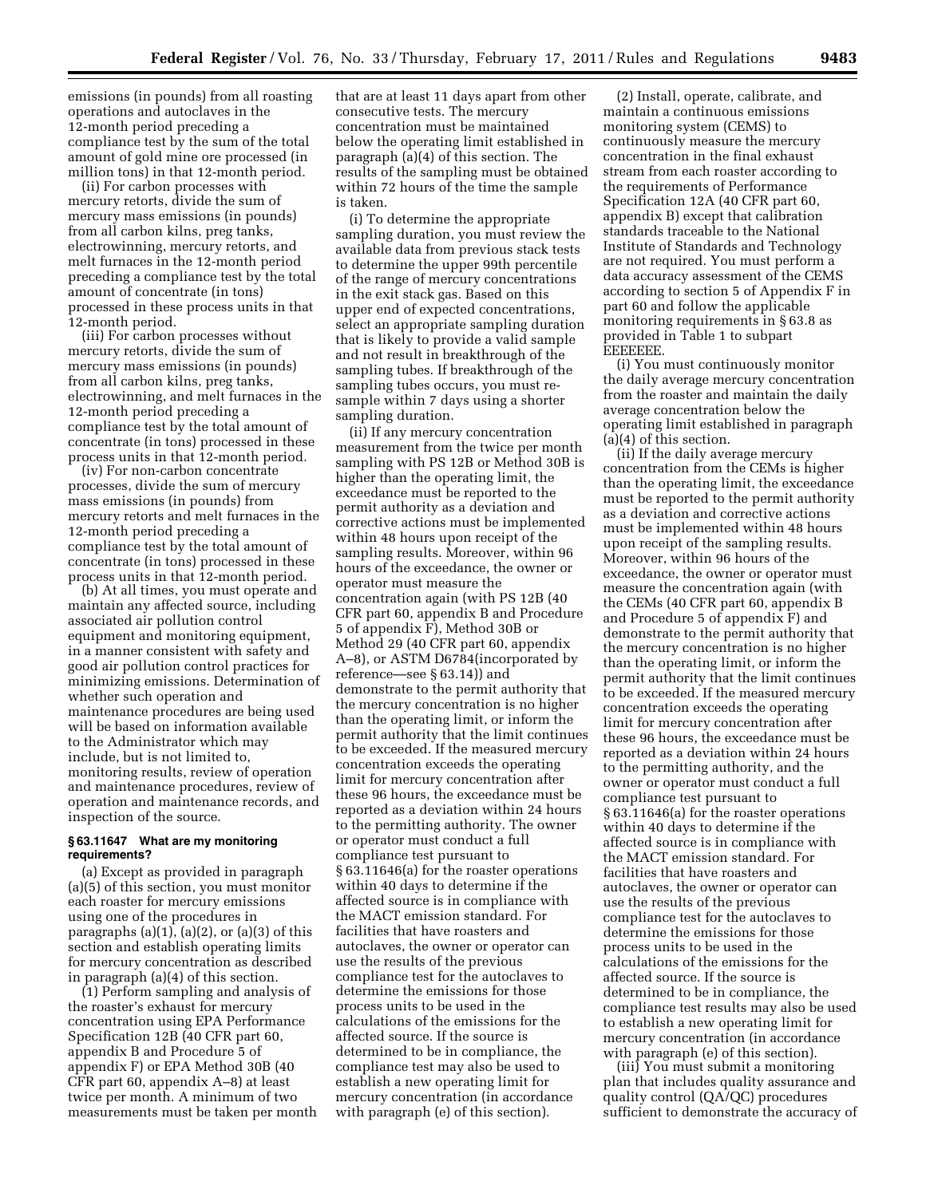emissions (in pounds) from all roasting operations and autoclaves in the 12-month period preceding a compliance test by the sum of the total amount of gold mine ore processed (in million tons) in that 12-month period.

(ii) For carbon processes with mercury retorts, divide the sum of mercury mass emissions (in pounds) from all carbon kilns, preg tanks, electrowinning, mercury retorts, and melt furnaces in the 12-month period preceding a compliance test by the total amount of concentrate (in tons) processed in these process units in that 12-month period.

(iii) For carbon processes without mercury retorts, divide the sum of mercury mass emissions (in pounds) from all carbon kilns, preg tanks, electrowinning, and melt furnaces in the 12-month period preceding a compliance test by the total amount of concentrate (in tons) processed in these process units in that 12-month period.

(iv) For non-carbon concentrate processes, divide the sum of mercury mass emissions (in pounds) from mercury retorts and melt furnaces in the 12-month period preceding a compliance test by the total amount of concentrate (in tons) processed in these process units in that 12-month period.

(b) At all times, you must operate and maintain any affected source, including associated air pollution control equipment and monitoring equipment, in a manner consistent with safety and good air pollution control practices for minimizing emissions. Determination of whether such operation and maintenance procedures are being used will be based on information available to the Administrator which may include, but is not limited to, monitoring results, review of operation and maintenance procedures, review of operation and maintenance records, and inspection of the source.

### § 63.11647 What are my monitoring requirements?

(a) Except as provided in paragraph (a)(5) of this section, you must monitor each roaster for mercury emissions using one of the procedures in paragraphs (a)(1), (a)(2), or (a)(3) of this section and establish operating limits for mercury concentration as described in paragraph (a)(4) of this section.

(1) Perform sampling and analysis of the roaster's exhaust for mercury concentration using EPA Performance Specification 12B (40 CFR part 60, appendix B and Procedure 5 of appendix F) or EPA Method 30B (40 CFR part 60, appendix A–8) at least twice per month. A minimum of two measurements must be taken per month that are at least 11 days apart from other consecutive tests. The mercury concentration must be maintained below the operating limit established in paragraph (a)(4) of this section. The results of the sampling must be obtained within 72 hours of the time the sample is taken.

(i) To determine the appropriate sampling duration, you must review the available data from previous stack tests to determine the upper 99th percentile of the range of mercury concentrations in the exit stack gas. Based on this upper end of expected concentrations, select an appropriate sampling duration that is likely to provide a valid sample and not result in breakthrough of the sampling tubes. If breakthrough of the sampling tubes occurs, you must re-sample within 7 days using a shorter sampling duration.

(ii) If any mercury concentration measurement from the twice per month sampling with PS 12B or Method 30B is higher than the operating limit, the exceedance must be reported to the permit authority as a deviation and corrective actions must be implemented within 48 hours upon receipt of the sampling results. Moreover, within 96 hours of the exceedance, the owner or operator must measure the concentration again (with PS 12B (40 CFR part 60, appendix B and Procedure 5 of appendix F), Method 30B or Method 29 (40 CFR part 60, appendix A–8), or ASTM D6784(incorporated by reference—see § 63.14)) and demonstrate to the permit authority that the mercury concentration is no higher than the operating limit, or inform the permit authority that the limit continues to be exceeded. If the measured mercury concentration exceeds the operating limit for mercury concentration after these 96 hours, the exceedance must be reported as a deviation within 24 hours to the permitting authority. The owner or operator must conduct a full compliance test pursuant to § 63.11646(a) for the roaster operations within 40 days to determine if the affected source is in compliance with the MACT emission standard. For facilities that have roasters and autoclaves, the owner or operator can use the results of the previous compliance test for the autoclaves to determine the emissions for those process units to be used in the calculations of the emissions for the affected source. If the source is determined to be in compliance, the compliance test may also be used to establish a new operating limit for mercury concentration (in accordance with paragraph (e) of this section).

(2) Install, operate, calibrate, and maintain a continuous emissions monitoring system (CEMS) to continuously measure the mercury concentration in the final exhaust stream from each roaster according to the requirements of Performance Specification 12A (40 CFR part 60, appendix B) except that calibration standards traceable to the National Institute of Standards and Technology are not required. You must perform a data accuracy assessment of the CEMS according to section 5 of Appendix F in part 60 and follow the applicable monitoring requirements in § 63.8 as provided in Table 1 to subpart EEEEEEE.

(i) You must continuously monitor the daily average mercury concentration from the roaster and maintain the daily average concentration below the operating limit established in paragraph (a)(4) of this section.

(ii) If the daily average mercury concentration from the CEMs is higher than the operating limit, the exceedance must be reported to the permit authority as a deviation and corrective actions must be implemented within 48 hours upon receipt of the sampling results. Moreover, within 96 hours of the exceedance, the owner or operator must measure the concentration again (with the CEMs (40 CFR part 60, appendix B and Procedure 5 of appendix F) and demonstrate to the permit authority that the mercury concentration is no higher than the operating limit, or inform the permit authority that the limit continues to be exceeded. If the measured mercury concentration exceeds the operating limit for mercury concentration after these 96 hours, the exceedance must be reported as a deviation within 24 hours to the permitting authority, and the owner or operator must conduct a full compliance test pursuant to § 63.11646(a) for the roaster operations within 40 days to determine if the affected source is in compliance with the MACT emission standard. For facilities that have roasters and autoclaves, the owner or operator can use the results of the previous compliance test for the autoclaves to determine the emissions for those process units to be used in the calculations of the emissions for the affected source. If the source is determined to be in compliance, the compliance test results may also be used to establish a new operating limit for mercury concentration (in accordance with paragraph (e) of this section).

(iii) You must submit a monitoring plan that includes quality assurance and quality control (QA/QC) procedures sufficient to demonstrate the accuracy of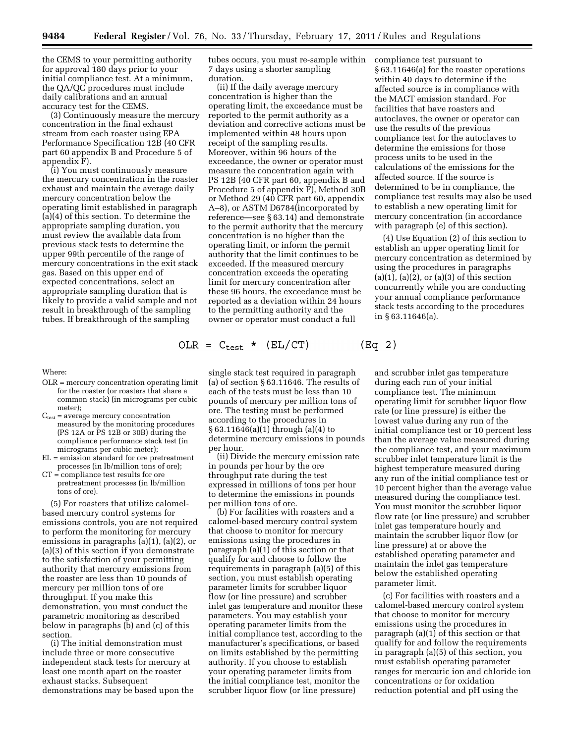the CEMS to your permitting authority for approval 180 days prior to your initial compliance test. At a minimum, the QA/QC procedures must include daily calibrations and an annual accuracy test for the CEMS.

(3) Continuously measure the mercury concentration in the final exhaust stream from each roaster using EPA Performance Specification 12B (40 CFR part 60 appendix B and Procedure 5 of appendix F).

(i) You must continuously measure the mercury concentration in the roaster exhaust and maintain the average daily mercury concentration below the operating limit established in paragraph (a)(4) of this section. To determine the appropriate sampling duration, you must review the available data from previous stack tests to determine the upper 99th percentile of the range of mercury concentrations in the exit stack gas. Based on this upper end of expected concentrations, select an appropriate sampling duration that is likely to provide a valid sample and not result in breakthrough of the sampling tubes. If breakthrough of the sampling tubes occurs, you must re-sample within 7 days using a shorter sampling duration.

(ii) If the daily average mercury concentration is higher than the operating limit, the exceedance must be reported to the permit authority as a deviation and corrective actions must be implemented within 48 hours upon receipt of the sampling results. Moreover, within 96 hours of the exceedance, the owner or operator must measure the concentration again with PS 12B (40 CFR part 60, appendix B and Procedure 5 of appendix F), Method 30B or Method 29 (40 CFR part 60, appendix A–8), or ASTM D6784(incorporated by reference—see § 63.14) and demonstrate to the permit authority that the mercury concentration is no higher than the operating limit, or inform the permit authority that the limit continues to be exceeded. If the measured mercury concentration exceeds the operating limit for mercury concentration after these 96 hours, the exceedance must be reported as a deviation within 24 hours to the permitting authority and the owner or operator must conduct a full compliance test pursuant to § 63.11646(a) for the roaster operations within 40 days to determine if the affected source is in compliance with the MACT emission standard. For facilities that have roasters and autoclaves, the owner or operator can use the results of the previous compliance test for the autoclaves to determine the emissions for those process units to be used in the calculations of the emissions for the affected source. If the source is determined to be in compliance, the compliance test results may also be used to establish a new operating limit for mercury concentration (in accordance with paragraph (e) of this section).

(4) Use Equation (2) of this section to establish an upper operating limit for mercury concentration as determined by using the procedures in paragraphs (a)(1), (a)(2), or (a)(3) of this section concurrently while you are conducting your annual compliance performance stack tests according to the procedures in § 63.11646(a).

$$OLR = C_{test} * (EL/CT) \qquad \text{(Eq 2)}$$

Where:

OLR = mercury concentration operating limit for the roaster (or roasters that share a common stack) (in micrograms per cubic meter);

$C_{test}$ = average mercury concentration measured by the monitoring procedures (PS 12A or PS 12B or 30B) during the compliance performance stack test (in micrograms per cubic meter);

EL = emission standard for ore pretreatment processes (in lb/million tons of ore);

CT = compliance test results for ore pretreatment processes (in lb/million tons of ore).

(5) For roasters that utilize calomel-based mercury control systems for emissions controls, you are not required to perform the monitoring for mercury emissions in paragraphs (a)(1), (a)(2), or (a)(3) of this section if you demonstrate to the satisfaction of your permitting authority that mercury emissions from the roaster are less than 10 pounds of mercury per million tons of ore throughput. If you make this demonstration, you must conduct the parametric monitoring as described below in paragraphs (b) and (c) of this section.

(i) The initial demonstration must include three or more consecutive independent stack tests for mercury at least one month apart on the roaster exhaust stacks. Subsequent demonstrations may be based upon the single stack test required in paragraph (a) of section § 63.11646. The results of each of the tests must be less than 10 pounds of mercury per million tons of ore. The testing must be performed according to the procedures in § 63.11646(a)(1) through (a)(4) to determine mercury emissions in pounds per hour.

(ii) Divide the mercury emission rate in pounds per hour by the ore throughput rate during the test expressed in millions of tons per hour to determine the emissions in pounds per million tons of ore.

(b) For facilities with roasters and a calomel-based mercury control system that choose to monitor for mercury emissions using the procedures in paragraph (a)(1) of this section or that qualify for and choose to follow the requirements in paragraph (a)(5) of this section, you must establish operating parameter limits for scrubber liquor flow (or line pressure) and scrubber inlet gas temperature and monitor these parameters. You may establish your operating parameter limits from the initial compliance test, according to the manufacturer's specifications, or based on limits established by the permitting authority. If you choose to establish your operating parameter limits from the initial compliance test, monitor the scrubber liquor flow (or line pressure) and scrubber inlet gas temperature during each run of your initial compliance test. The minimum operating limit for scrubber liquor flow rate (or line pressure) is either the lowest value during any run of the initial compliance test or 10 percent less than the average value measured during the compliance test, and your maximum scrubber inlet temperature limit is the highest temperature measured during any run of the initial compliance test or 10 percent higher than the average value measured during the compliance test. You must monitor the scrubber liquor flow rate (or line pressure) and scrubber inlet gas temperature hourly and maintain the scrubber liquor flow (or line pressure) at or above the established operating parameter and maintain the inlet gas temperature below the established operating parameter limit.

(c) For facilities with roasters and a calomel-based mercury control system that choose to monitor for mercury emissions using the procedures in paragraph (a)(1) of this section or that qualify for and follow the requirements in paragraph (a)(5) of this section, you must establish operating parameter ranges for mercuric ion and chloride ion concentrations or for oxidation reduction potential and pH using the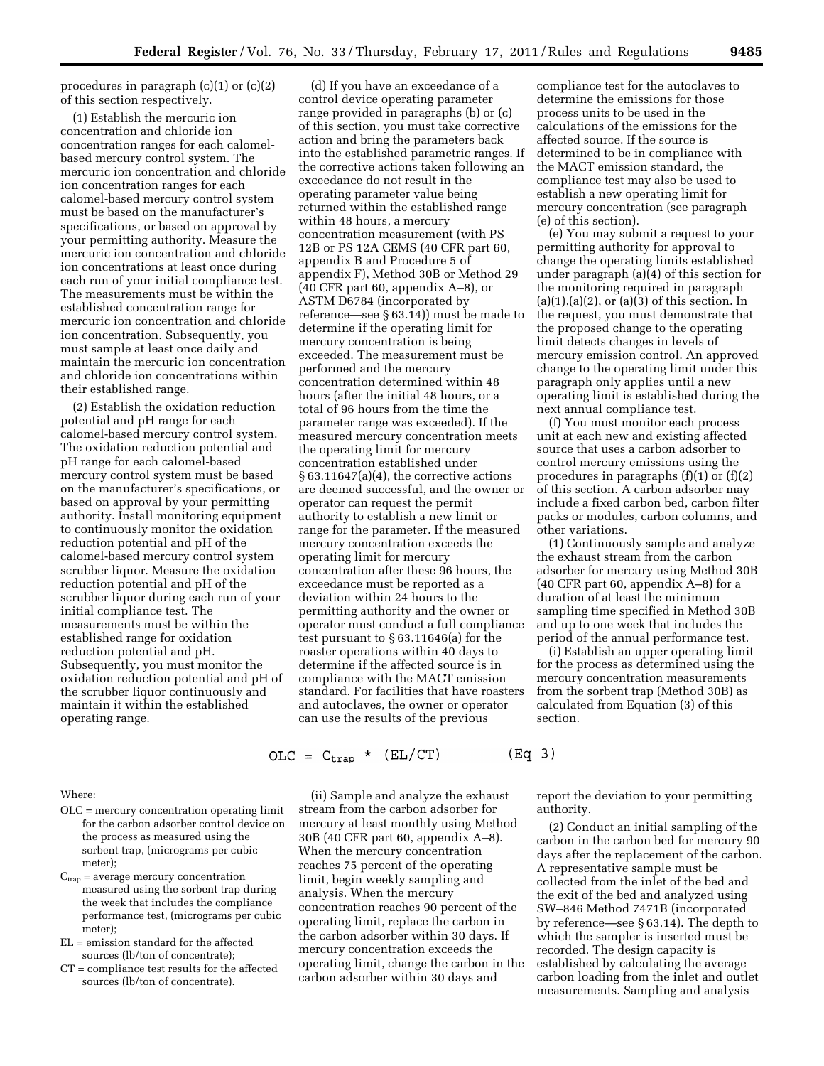procedures in paragraph (c)(1) or (c)(2) of this section respectively.

(1) Establish the mercuric ion concentration and chloride ion concentration ranges for each calomel-based mercury control system. The mercuric ion concentration and chloride ion concentration ranges for each calomel-based mercury control system must be based on the manufacturer's specifications, or based on approval by your permitting authority. Measure the mercuric ion concentration and chloride ion concentrations at least once during each run of your initial compliance test. The measurements must be within the established concentration range for mercuric ion concentration and chloride ion concentration. Subsequently, you must sample at least once daily and maintain the mercuric ion concentration and chloride ion concentrations within their established range.

(2) Establish the oxidation reduction potential and pH range for each calomel-based mercury control system. The oxidation reduction potential and pH range for each calomel-based mercury control system must be based on the manufacturer's specifications, or based on approval by your permitting authority. Install monitoring equipment to continuously monitor the oxidation reduction potential and pH of the calomel-based mercury control system scrubber liquor. Measure the oxidation reduction potential and pH of the scrubber liquor during each run of your initial compliance test. The measurements must be within the established range for oxidation reduction potential and pH. Subsequently, you must monitor the oxidation reduction potential and pH of the scrubber liquor continuously and maintain it within the established operating range.

(d) If you have an exceedance of a control device operating parameter range provided in paragraphs (b) or (c) of this section, you must take corrective action and bring the parameters back into the established parametric ranges. If the corrective actions taken following an exceedance do not result in the operating parameter value being returned within the established range within 48 hours, a mercury concentration measurement (with PS 12B or PS 12A CEMS (40 CFR part 60, appendix B and Procedure 5 of appendix F), Method 30B or Method 29 (40 CFR part 60, appendix A–8), or ASTM D6784 (incorporated by reference—see § 63.14)) must be made to determine if the operating limit for mercury concentration is being exceeded. The measurement must be performed and the mercury concentration determined within 48 hours (after the initial 48 hours, or a total of 96 hours from the time the parameter range was exceeded). If the measured mercury concentration meets the operating limit for mercury concentration established under § 63.11647(a)(4), the corrective actions are deemed successful, and the owner or operator can request the permit authority to establish a new limit or range for the parameter. If the measured mercury concentration exceeds the operating limit for mercury concentration after these 96 hours, the exceedance must be reported as a deviation within 24 hours to the permitting authority and the owner or operator must conduct a full compliance test pursuant to § 63.11646(a) for the roaster operations within 40 days to determine if the affected source is in compliance with the MACT emission standard. For facilities that have roasters and autoclaves, the owner or operator can use the results of the previous compliance test for the autoclaves to determine the emissions for those process units to be used in the calculations of the emissions for the affected source. If the source is determined to be in compliance with the MACT emission standard, the compliance test may also be used to establish a new operating limit for mercury concentration (see paragraph (e) of this section).

(e) You may submit a request to your permitting authority for approval to change the operating limits established under paragraph (a)(4) of this section for the monitoring required in paragraph (a)(1),(a)(2), or (a)(3) of this section. In the request, you must demonstrate that the proposed change to the operating limit detects changes in levels of mercury emission control. An approved change to the operating limit under this paragraph only applies until a new operating limit is established during the next annual compliance test.

(f) You must monitor each process unit at each new and existing affected source that uses a carbon adsorber to control mercury emissions using the procedures in paragraphs (f)(1) or (f)(2) of this section. A carbon adsorber may include a fixed carbon bed, carbon filter packs or modules, carbon columns, and other variations.

(1) Continuously sample and analyze the exhaust stream from the carbon adsorber for mercury using Method 30B (40 CFR part 60, appendix A–8) for a duration of at least the minimum sampling time specified in Method 30B and up to one week that includes the period of the annual performance test.

(i) Establish an upper operating limit for the process as determined using the mercury concentration measurements from the sorbent trap (Method 30B) as calculated from Equation (3) of this section.

$$OLC = C_{trap} * (EL/CT) \qquad \text{(Eq 3)}$$

Where:

- OLC = mercury concentration operating limit for the carbon adsorber control device on the process as measured using the sorbent trap, (micrograms per cubic meter);
- $C_{trap}$ = average mercury concentration measured using the sorbent trap during the week that includes the compliance performance test, (micrograms per cubic meter);
- EL = emission standard for the affected sources (lb/ton of concentrate);
- CT = compliance test results for the affected sources (lb/ton of concentrate).

(ii) Sample and analyze the exhaust stream from the carbon adsorber for mercury at least monthly using Method 30B (40 CFR part 60, appendix A–8). When the mercury concentration reaches 75 percent of the operating limit, begin weekly sampling and analysis. When the mercury concentration reaches 90 percent of the operating limit, replace the carbon in the carbon adsorber within 30 days. If mercury concentration exceeds the operating limit, change the carbon in the carbon adsorber within 30 days and report the deviation to your permitting authority.

(2) Conduct an initial sampling of the carbon in the carbon bed for mercury 90 days after the replacement of the carbon. A representative sample must be collected from the inlet of the bed and the exit of the bed and analyzed using SW–846 Method 7471B (incorporated by reference—see § 63.14). The depth to which the sampler is inserted must be recorded. The design capacity is established by calculating the average carbon loading from the inlet and outlet measurements. Sampling and analysis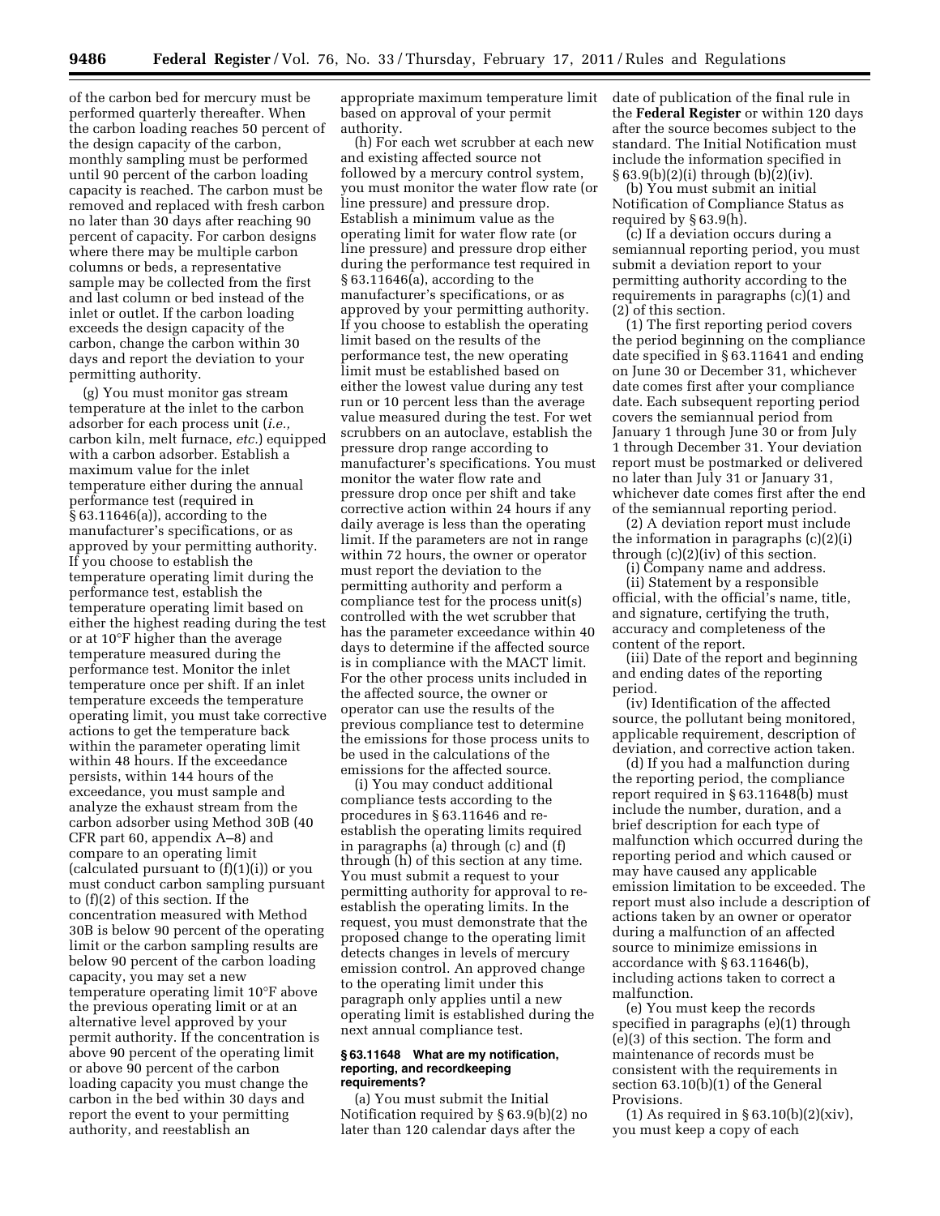of the carbon bed for mercury must be performed quarterly thereafter. When the carbon loading reaches 50 percent of the design capacity of the carbon, monthly sampling must be performed until 90 percent of the carbon loading capacity is reached. The carbon must be removed and replaced with fresh carbon no later than 30 days after reaching 90 percent of capacity. For carbon designs where there may be multiple carbon columns or beds, a representative sample may be collected from the first and last column or bed instead of the inlet or outlet. If the carbon loading exceeds the design capacity of the carbon, change the carbon within 30 days and report the deviation to your permitting authority.

(g) You must monitor gas stream temperature at the inlet to the carbon adsorber for each process unit (*i.e.,* carbon kiln, melt furnace, *etc.*) equipped with a carbon adsorber. Establish a maximum value for the inlet temperature either during the annual performance test (required in § 63.11646(a)), according to the manufacturer's specifications, or as approved by your permitting authority. If you choose to establish the temperature operating limit during the performance test, establish the temperature operating limit based on either the highest reading during the test or at 10°F higher than the average temperature measured during the performance test. Monitor the inlet temperature once per shift. If an inlet temperature exceeds the temperature operating limit, you must take corrective actions to get the temperature back within the parameter operating limit within 48 hours. If the exceedance persists, within 144 hours of the exceedance, you must sample and analyze the exhaust stream from the carbon adsorber using Method 30B (40 CFR part 60, appendix A–8) and compare to an operating limit (calculated pursuant to (f)(1)(i)) or you must conduct carbon sampling pursuant to (f)(2) of this section. If the concentration measured with Method 30B is below 90 percent of the operating limit or the carbon sampling results are below 90 percent of the carbon loading capacity, you may set a new temperature operating limit 10°F above the previous operating limit or at an alternative level approved by your permit authority. If the concentration is above 90 percent of the operating limit or above 90 percent of the carbon loading capacity you must change the carbon in the bed within 30 days and report the event to your permitting authority, and reestablish an appropriate maximum temperature limit based on approval of your permit authority.

(h) For each wet scrubber at each new and existing affected source not followed by a mercury control system, you must monitor the water flow rate (or line pressure) and pressure drop. Establish a minimum value as the operating limit for water flow rate (or line pressure) and pressure drop either during the performance test required in § 63.11646(a), according to the manufacturer's specifications, or as approved by your permitting authority. If you choose to establish the operating limit based on the results of the performance test, the new operating limit must be established based on either the lowest value during any test run or 10 percent less than the average value measured during the test. For wet scrubbers on an autoclave, establish the pressure drop range according to manufacturer's specifications. You must monitor the water flow rate and pressure drop once per shift and take corrective action within 24 hours if any daily average is less than the operating limit. If the parameters are not in range within 72 hours, the owner or operator must report the deviation to the permitting authority and perform a compliance test for the process unit(s) controlled with the wet scrubber that has the parameter exceedance within 40 days to determine if the affected source is in compliance with the MACT limit. For the other process units included in the affected source, the owner or operator can use the results of the previous compliance test to determine the emissions for those process units to be used in the calculations of the emissions for the affected source.

(i) You may conduct additional compliance tests according to the procedures in § 63.11646 and re-establish the operating limits required in paragraphs (a) through (c) and (f) through (h) of this section at any time. You must submit a request to your permitting authority for approval to re-establish the operating limits. In the request, you must demonstrate that the proposed change to the operating limit detects changes in levels of mercury emission control. An approved change to the operating limit under this paragraph only applies until a new operating limit is established during the next annual compliance test.

### § 63.11648 What are my notification, reporting, and recordkeeping requirements?

(a) You must submit the Initial Notification required by § 63.9(b)(2) no later than 120 calendar days after the date of publication of the final rule in the **Federal Register** or within 120 days after the source becomes subject to the standard. The Initial Notification must include the information specified in § 63.9(b)(2)(i) through (b)(2)(iv).

(b) You must submit an initial Notification of Compliance Status as required by § 63.9(h).

(c) If a deviation occurs during a semiannual reporting period, you must submit a deviation report to your permitting authority according to the requirements in paragraphs (c)(1) and (2) of this section.

(1) The first reporting period covers the period beginning on the compliance date specified in § 63.11641 and ending on June 30 or December 31, whichever date comes first after your compliance date. Each subsequent reporting period covers the semiannual period from January 1 through June 30 or from July 1 through December 31. Your deviation report must be postmarked or delivered no later than July 31 or January 31, whichever date comes first after the end of the semiannual reporting period.

(2) A deviation report must include the information in paragraphs (c)(2)(i) through (c)(2)(iv) of this section.

(i) Company name and address.

(ii) Statement by a responsible official, with the official's name, title, and signature, certifying the truth, accuracy and completeness of the content of the report.

(iii) Date of the report and beginning and ending dates of the reporting period.

(iv) Identification of the affected source, the pollutant being monitored, applicable requirement, description of deviation, and corrective action taken.

(d) If you had a malfunction during the reporting period, the compliance report required in § 63.11648(b) must include the number, duration, and a brief description for each type of malfunction which occurred during the reporting period and which caused or may have caused any applicable emission limitation to be exceeded. The report must also include a description of actions taken by an owner or operator during a malfunction of an affected source to minimize emissions in accordance with § 63.11646(b), including actions taken to correct a malfunction.

(e) You must keep the records specified in paragraphs (e)(1) through (e)(3) of this section. The form and maintenance of records must be consistent with the requirements in section 63.10(b)(1) of the General Provisions.

(1) As required in § 63.10(b)(2)(xiv), you must keep a copy of each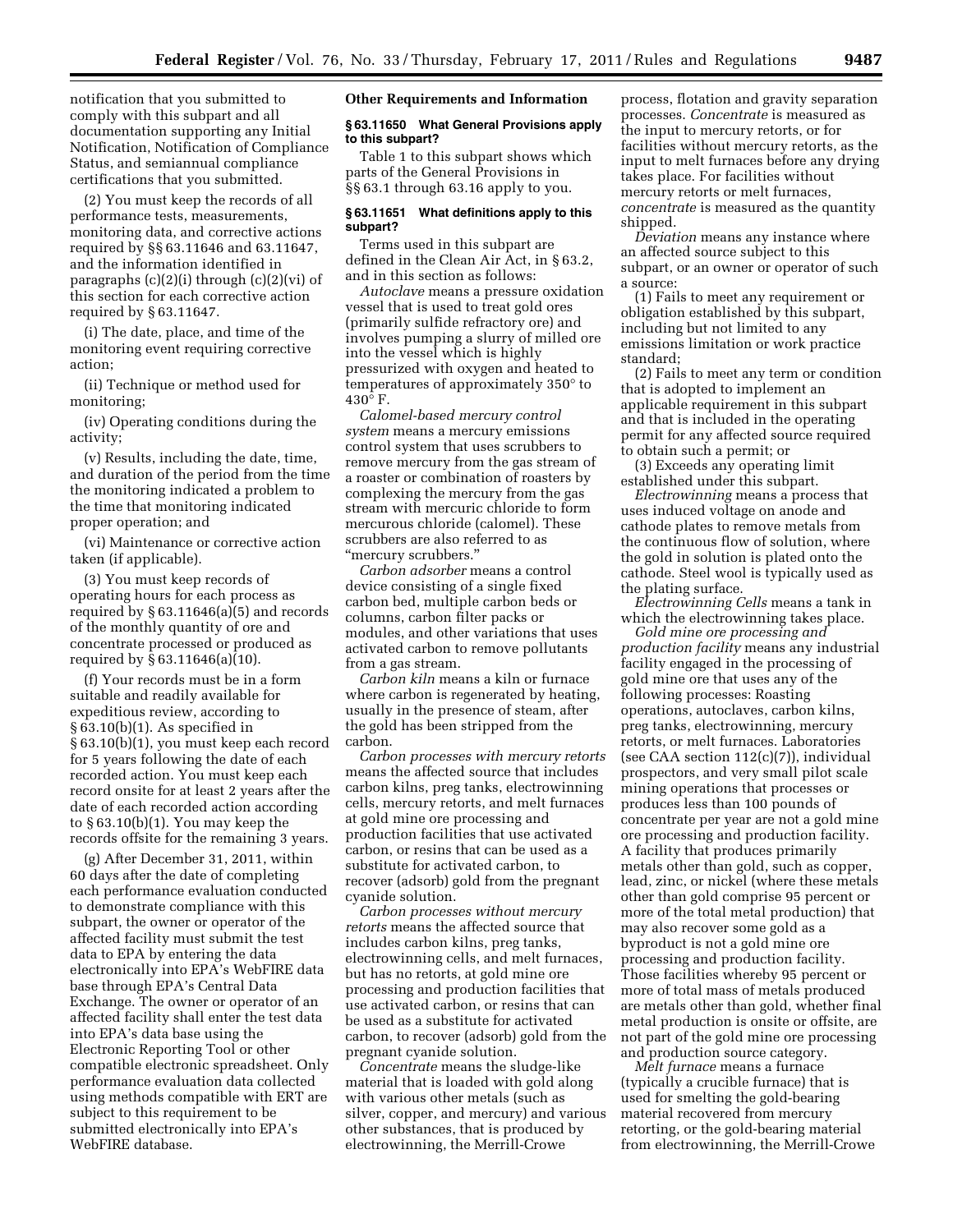notification that you submitted to comply with this subpart and all documentation supporting any Initial Notification, Notification of Compliance Status, and semiannual compliance certifications that you submitted.

(2) You must keep the records of all performance tests, measurements, monitoring data, and corrective actions required by §§ 63.11646 and 63.11647, and the information identified in paragraphs (c)(2)(i) through (c)(2)(vi) of this section for each corrective action required by § 63.11647.

(i) The date, place, and time of the monitoring event requiring corrective action;

(ii) Technique or method used for monitoring;

(iv) Operating conditions during the activity;

(v) Results, including the date, time, and duration of the period from the time the monitoring indicated a problem to the time that monitoring indicated proper operation; and

(vi) Maintenance or corrective action taken (if applicable).

(3) You must keep records of operating hours for each process as required by § 63.11646(a)(5) and records of the monthly quantity of ore and concentrate processed or produced as required by § 63.11646(a)(10).

(f) Your records must be in a form suitable and readily available for expeditious review, according to § 63.10(b)(1). As specified in § 63.10(b)(1), you must keep each record for 5 years following the date of each recorded action. You must keep each record onsite for at least 2 years after the date of each recorded action according to § 63.10(b)(1). You may keep the records offsite for the remaining 3 years.

(g) After December 31, 2011, within 60 days after the date of completing each performance evaluation conducted to demonstrate compliance with this subpart, the owner or operator of the affected facility must submit the test data to EPA by entering the data electronically into EPA's WebFIRE data base through EPA's Central Data Exchange. The owner or operator of an affected facility shall enter the test data into EPA's data base using the Electronic Reporting Tool or other compatible electronic spreadsheet. Only performance evaluation data collected using methods compatible with ERT are subject to this requirement to be submitted electronically into EPA's WebFIRE database.

## Other Requirements and Information

### § 63.11650 What General Provisions apply to this subpart?

Table 1 to this subpart shows which parts of the General Provisions in §§ 63.1 through 63.16 apply to you.

### § 63.11651 What definitions apply to this subpart?

Terms used in this subpart are defined in the Clean Air Act, in § 63.2, and in this section as follows:

*Autoclave* means a pressure oxidation vessel that is used to treat gold ores (primarily sulfide refractory ore) and involves pumping a slurry of milled ore into the vessel which is highly pressurized with oxygen and heated to temperatures of approximately 350° to 430° F.

*Calomel-based mercury control system* means a mercury emissions control system that uses scrubbers to remove mercury from the gas stream of a roaster or combination of roasters by complexing the mercury from the gas stream with mercuric chloride to form mercurous chloride (calomel). These scrubbers are also referred to as "mercury scrubbers."

*Carbon adsorber* means a control device consisting of a single fixed carbon bed, multiple carbon beds or columns, carbon filter packs or modules, and other variations that uses activated carbon to remove pollutants from a gas stream.

*Carbon kiln* means a kiln or furnace where carbon is regenerated by heating, usually in the presence of steam, after the gold has been stripped from the carbon.

*Carbon processes with mercury retorts* means the affected source that includes carbon kilns, preg tanks, electrowinning cells, mercury retorts, and melt furnaces at gold mine ore processing and production facilities that use activated carbon, or resins that can be used as a substitute for activated carbon, to recover (adsorb) gold from the pregnant cyanide solution.

*Carbon processes without mercury retorts* means the affected source that includes carbon kilns, preg tanks, electrowinning cells, and melt furnaces, but has no retorts, at gold mine ore processing and production facilities that use activated carbon, or resins that can be used as a substitute for activated carbon, to recover (adsorb) gold from the pregnant cyanide solution.

*Concentrate* means the sludge-like material that is loaded with gold along with various other metals (such as silver, copper, and mercury) and various other substances, that is produced by electrowinning, the Merrill-Crowe process, flotation and gravity separation processes. *Concentrate* is measured as the input to mercury retorts, or for facilities without mercury retorts, as the input to melt furnaces before any drying takes place. For facilities without mercury retorts or melt furnaces, *concentrate* is measured as the quantity shipped.

*Deviation* means any instance where an affected source subject to this subpart, or an owner or operator of such a source:

(1) Fails to meet any requirement or obligation established by this subpart, including but not limited to any emissions limitation or work practice standard;

(2) Fails to meet any term or condition that is adopted to implement an applicable requirement in this subpart and that is included in the operating permit for any affected source required to obtain such a permit; or

(3) Exceeds any operating limit established under this subpart.

*Electrowinning* means a process that uses induced voltage on anode and cathode plates to remove metals from the continuous flow of solution, where the gold in solution is plated onto the cathode. Steel wool is typically used as the plating surface.

*Electrowinning Cells* means a tank in which the electrowinning takes place.

*Gold mine ore processing and production facility* means any industrial facility engaged in the processing of gold mine ore that uses any of the following processes: Roasting operations, autoclaves, carbon kilns, preg tanks, electrowinning, mercury retorts, or melt furnaces. Laboratories (see CAA section 112(c)(7)), individual prospectors, and very small pilot scale mining operations that processes or produces less than 100 pounds of concentrate per year are not a gold mine ore processing and production facility. A facility that produces primarily metals other than gold, such as copper, lead, zinc, or nickel (where these metals other than gold comprise 95 percent or more of the total metal production) that may also recover some gold as a byproduct is not a gold mine ore processing and production facility. Those facilities whereby 95 percent or more of total mass of metals produced are metals other than gold, whether final metal production is onsite or offsite, are not part of the gold mine ore processing and production source category.

*Melt furnace* means a furnace (typically a crucible furnace) that is used for smelting the gold-bearing material recovered from mercury retorting, or the gold-bearing material from electrowinning, the Merrill-Crowe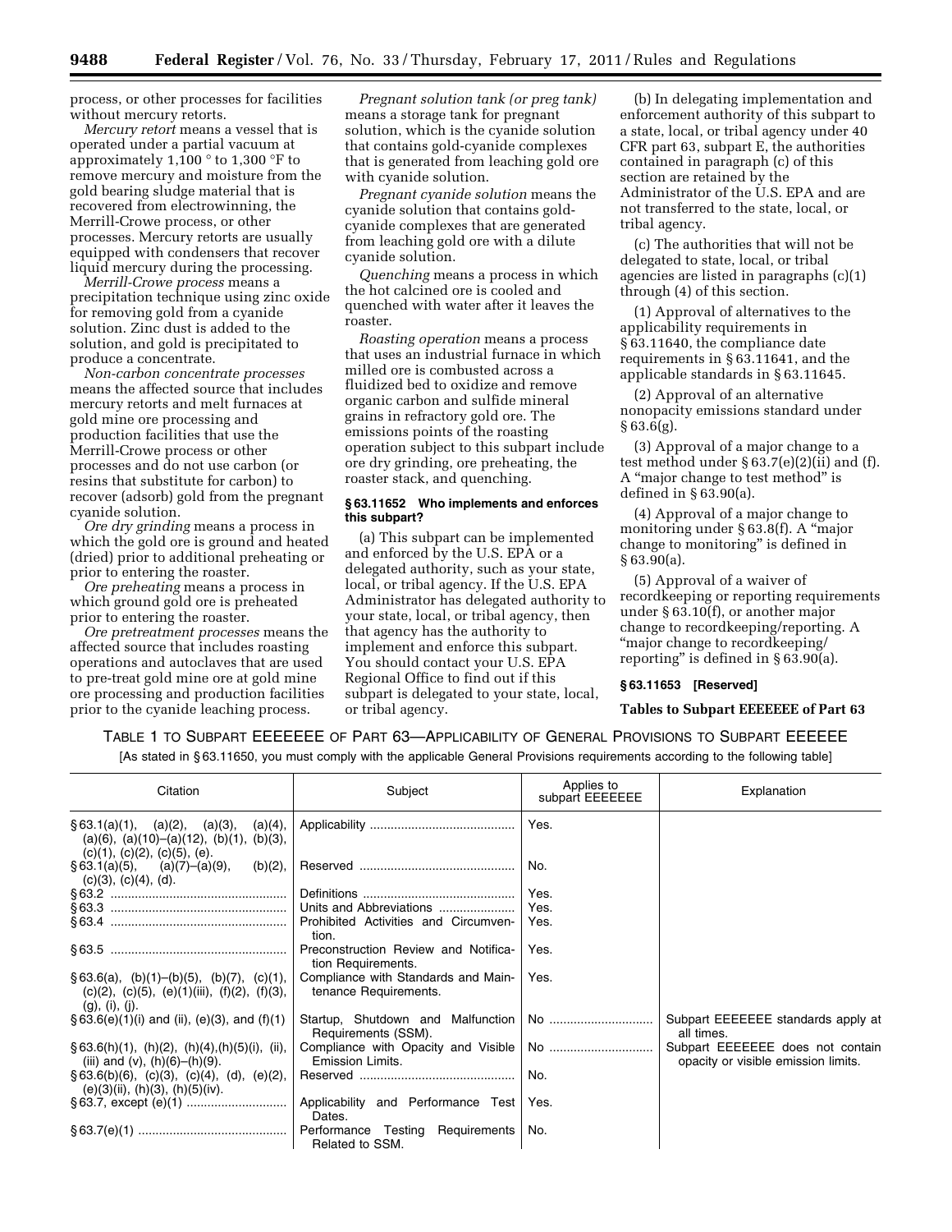process, or other processes for facilities without mercury retorts.

*Mercury retort* means a vessel that is operated under a partial vacuum at approximately 1,100 ° to 1,300 °F to remove mercury and moisture from the gold bearing sludge material that is recovered from electrowinning, the Merrill-Crowe process, or other processes. Mercury retorts are usually equipped with condensers that recover liquid mercury during the processing.

*Merrill-Crowe process* means a precipitation technique using zinc oxide for removing gold from a cyanide solution. Zinc dust is added to the solution, and gold is precipitated to produce a concentrate.

*Non-carbon concentrate processes* means the affected source that includes mercury retorts and melt furnaces at gold mine ore processing and production facilities that use the Merrill-Crowe process or other processes and do not use carbon (or resins that substitute for carbon) to recover (adsorb) gold from the pregnant cyanide solution.

*Ore dry grinding* means a process in which the gold ore is ground and heated (dried) prior to additional preheating or prior to entering the roaster.

*Ore preheating* means a process in which ground gold ore is preheated prior to entering the roaster.

*Ore pretreatment processes* means the affected source that includes roasting operations and autoclaves that are used to pre-treat gold mine ore at gold mine ore processing and production facilities prior to the cyanide leaching process.

*Pregnant solution tank (or preg tank)* means a storage tank for pregnant solution, which is the cyanide solution that contains gold-cyanide complexes that is generated from leaching gold ore with cyanide solution.

*Pregnant cyanide solution* means the cyanide solution that contains gold-cyanide complexes that are generated from leaching gold ore with a dilute cyanide solution.

*Quenching* means a process in which the hot calcined ore is cooled and quenched with water after it leaves the roaster.

*Roasting operation* means a process that uses an industrial furnace in which milled ore is combusted across a fluidized bed to oxidize and remove organic carbon and sulfide mineral grains in refractory gold ore. The emissions points of the roasting operation subject to this subpart include ore dry grinding, ore preheating, the roaster stack, and quenching.

**§ 63.11652 Who implements and enforces this subpart?**

(a) This subpart can be implemented and enforced by the U.S. EPA or a delegated authority, such as your state, local, or tribal agency. If the U.S. EPA Administrator has delegated authority to your state, local, or tribal agency, then that agency has the authority to implement and enforce this subpart. You should contact your U.S. EPA Regional Office to find out if this subpart is delegated to your state, local, or tribal agency.

(b) In delegating implementation and enforcement authority of this subpart to a state, local, or tribal agency under 40 CFR part 63, subpart E, the authorities contained in paragraph (c) of this section are retained by the Administrator of the U.S. EPA and are not transferred to the state, local, or tribal agency.

(c) The authorities that will not be delegated to state, local, or tribal agencies are listed in paragraphs (c)(1) through (4) of this section.

(1) Approval of alternatives to the applicability requirements in § 63.11640, the compliance date requirements in § 63.11641, and the applicable standards in § 63.11645.

(2) Approval of an alternative nonopacity emissions standard under § 63.6(g).

(3) Approval of a major change to a test method under § 63.7(e)(2)(ii) and (f). A "major change to test method" is defined in § 63.90(a).

(4) Approval of a major change to monitoring under § 63.8(f). A "major change to monitoring" is defined in § 63.90(a).

(5) Approval of a waiver of recordkeeping or reporting requirements under § 63.10(f), or another major change to recordkeeping/reporting. A "major change to recordkeeping/reporting" is defined in § 63.90(a).

**§ 63.11653 [Reserved]**

**Tables to Subpart EEEEEEE of Part 63**

TABLE 1 TO SUBPART EEEEEEE OF PART 63—APPLICABILITY OF GENERAL PROVISIONS TO SUBPART EEEEEE

[As stated in § 63.11650, you must comply with the applicable General Provisions requirements according to the following table]

| Citation | Subject | Applies to subpart EEEEEEE | Explanation |
|---|---|---|---|
| § 63.1(a)(1), (a)(2), (a)(3), (a)(4), (a)(6), (a)(10)–(a)(12), (b)(1), (b)(3), (c)(1), (c)(2), (c)(5), (e). | Applicability | Yes. | |
| § 63.1(a)(5), (a)(7)–(a)(9), (b)(2), (c)(3), (c)(4), (d). | Reserved | No. | |
| § 63.2 | Definitions | Yes. | |
| § 63.3 | Units and Abbreviations | Yes. | |
| § 63.4 | Prohibited Activities and Circumvention. | Yes. | |
| § 63.5 | Preconstruction Review and Notification Requirements. | Yes. | |
| § 63.6(a), (b)(1)–(b)(5), (b)(7), (c)(1), (c)(2), (c)(5), (e)(1)(iii), (f)(2), (f)(3), (g), (i), (j). | Compliance with Standards and Maintenance Requirements. | Yes. | |
| § 63.6(e)(1)(i) and (ii), (e)(3), and (f)(1) | Startup, Shutdown and Malfunction Requirements (SSM). | No | Subpart EEEEEEE standards apply at all times. |
| § 63.6(h)(1), (h)(2), (h)(4),(h)(5)(i), (ii), (iii) and (v), (h)(6)–(h)(9). | Compliance with Opacity and Visible Emission Limits. | No | Subpart EEEEEEE does not contain opacity or visible emission limits. |
| § 63.6(b)(6), (c)(3), (c)(4), (d), (e)(2), (e)(3)(ii), (h)(3), (h)(5)(iv). | Reserved | No. | |
| § 63.7, except (e)(1) | Applicability and Performance Test Dates. | Yes. | |
| § 63.7(e)(1) | Performance Testing Requirements Related to SSM. | No. | |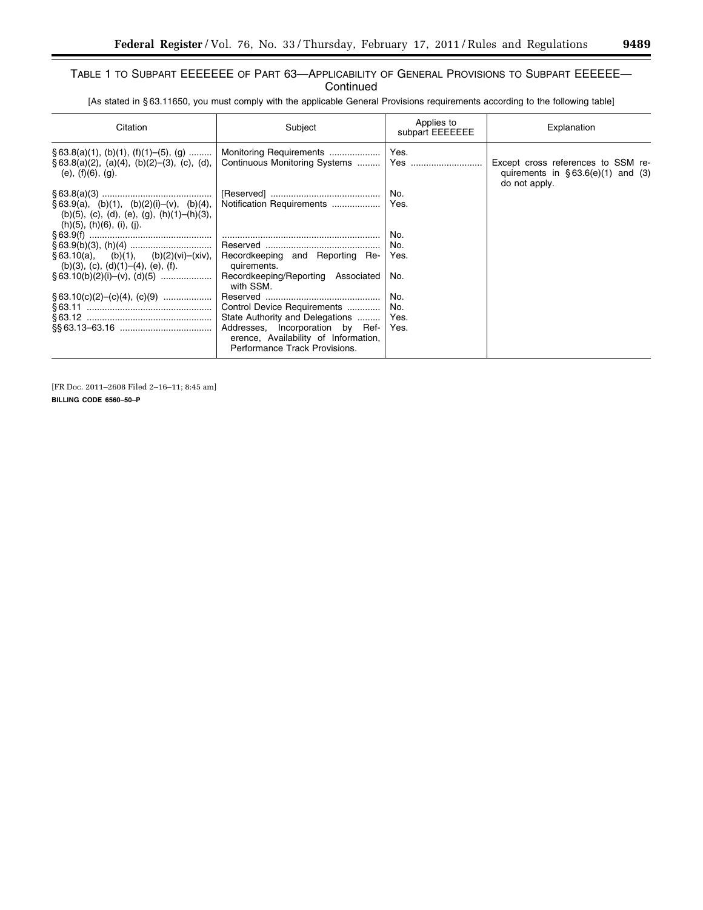### TABLE 1 TO SUBPART EEEEEEE OF PART 63—APPLICABILITY OF GENERAL PROVISIONS TO SUBPART EEEEEE—Continued

[As stated in § 63.11650, you must comply with the applicable General Provisions requirements according to the following table]

| Citation | Subject | Applies to subpart EEEEEEE | Explanation |
| --- | --- | --- | --- |
| § 63.8(a)(1), (b)(1), (f)(1)–(5), (g) | Monitoring Requirements | Yes. | |
| § 63.8(a)(2), (a)(4), (b)(2)–(3), (c), (d), (e), (f)(6), (g). | Continuous Monitoring Systems | Yes | Except cross references to SSM requirements in § 63.6(e)(1) and (3) do not apply. |
| § 63.8(a)(3) | [Reserved] | No. | |
| § 63.9(a), (b)(1), (b)(2)(i)–(v), (b)(4), (b)(5), (c), (d), (e), (g), (h)(1)–(h)(3), (h)(5), (h)(6), (i), (j). | Notification Requirements | Yes. | |
| § 63.9(f) | | No. | |
| § 63.9(b)(3), (h)(4) | Reserved | No. | |
| § 63.10(a), (b)(1), (b)(2)(vi)–(xiv), (b)(3), (c), (d)(1)–(4), (e), (f). | Recordkeeping and Reporting Requirements. | Yes. | |
| § 63.10(b)(2)(i)–(v), (d)(5) | Recordkeeping/Reporting Associated with SSM. | No. | |
| § 63.10(c)(2)–(c)(4), (c)(9) | Reserved | No. | |
| § 63.11 | Control Device Requirements | No. | |
| § 63.12 | State Authority and Delegations | Yes. | |
| §§ 63.13–63.16 | Addresses, Incorporation by Reference, Availability of Information, Performance Track Provisions. | Yes. | |

[FR Doc. 2011–2608 Filed 2–16–11; 8:45 am]

**BILLING CODE 6560–50–P**